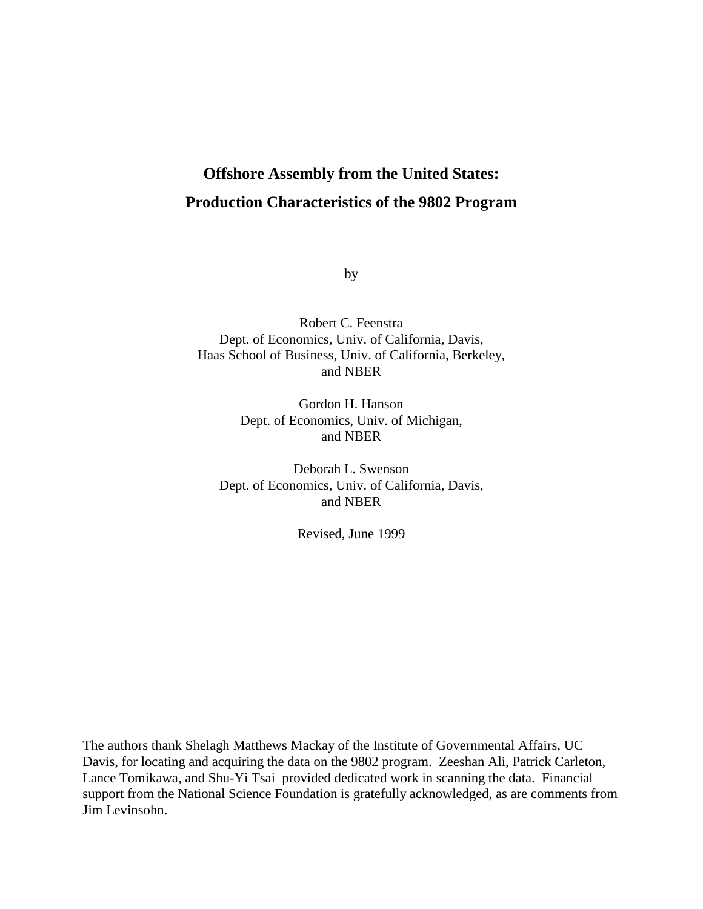# Offshore Assembly from the United States:
# Production Characteristics of the 9802 Program

by

Robert C. Feenstra
Dept. of Economics, Univ. of California, Davis,
Haas School of Business, Univ. of California, Berkeley,
and NBER

Gordon H. Hanson
Dept. of Economics, Univ. of Michigan,
and NBER

Deborah L. Swenson
Dept. of Economics, Univ. of California, Davis,
and NBER

Revised, June 1999

The authors thank Shelagh Matthews Mackay of the Institute of Governmental Affairs, UC Davis, for locating and acquiring the data on the 9802 program. Zeeshan Ali, Patrick Carleton, Lance Tomikawa, and Shu-Yi Tsai provided dedicated work in scanning the data. Financial support from the National Science Foundation is gratefully acknowledged, as are comments from Jim Levinsohn.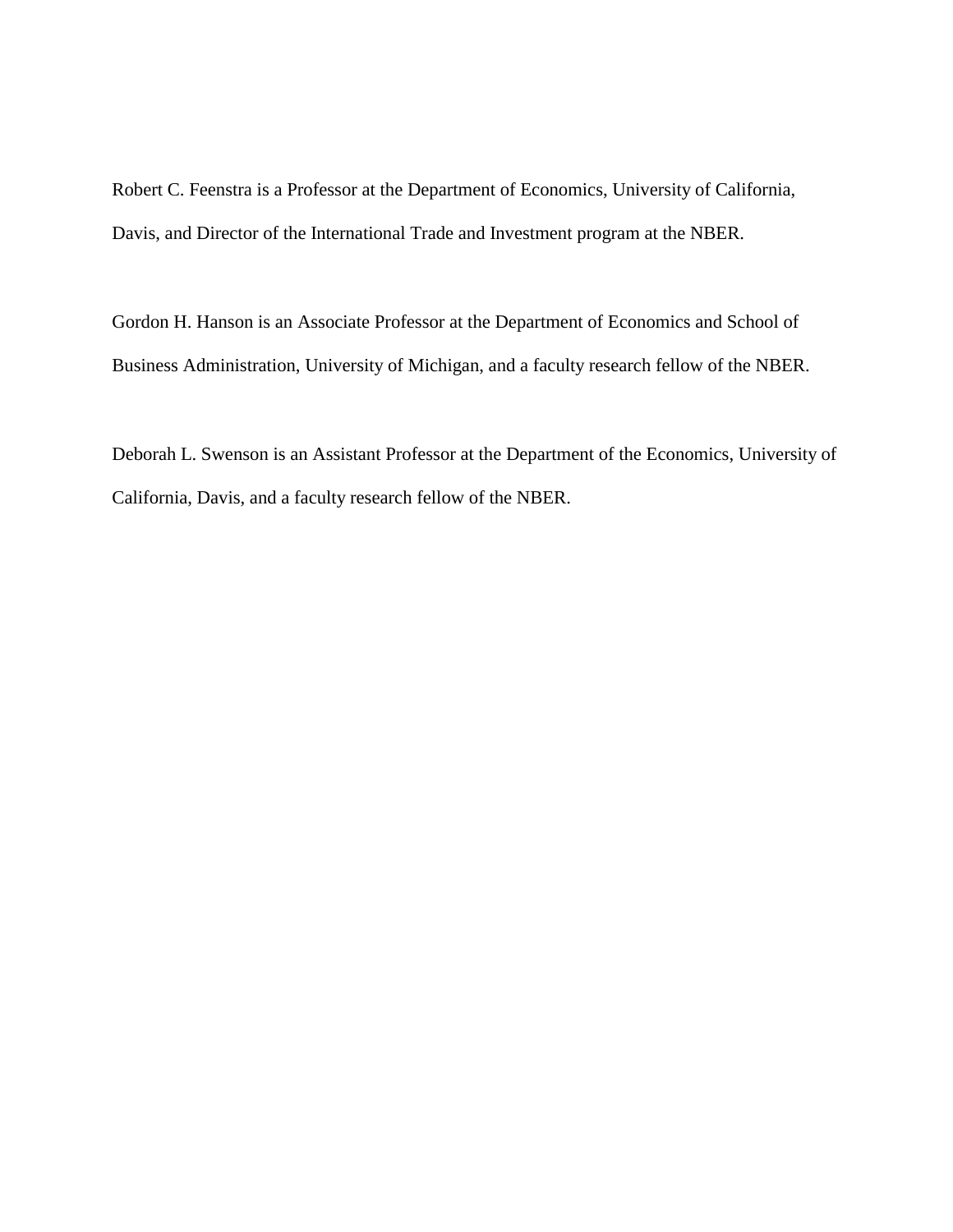Robert C. Feenstra is a Professor at the Department of Economics, University of California, Davis, and Director of the International Trade and Investment program at the NBER.

Gordon H. Hanson is an Associate Professor at the Department of Economics and School of Business Administration, University of Michigan, and a faculty research fellow of the NBER.

Deborah L. Swenson is an Assistant Professor at the Department of the Economics, University of California, Davis, and a faculty research fellow of the NBER.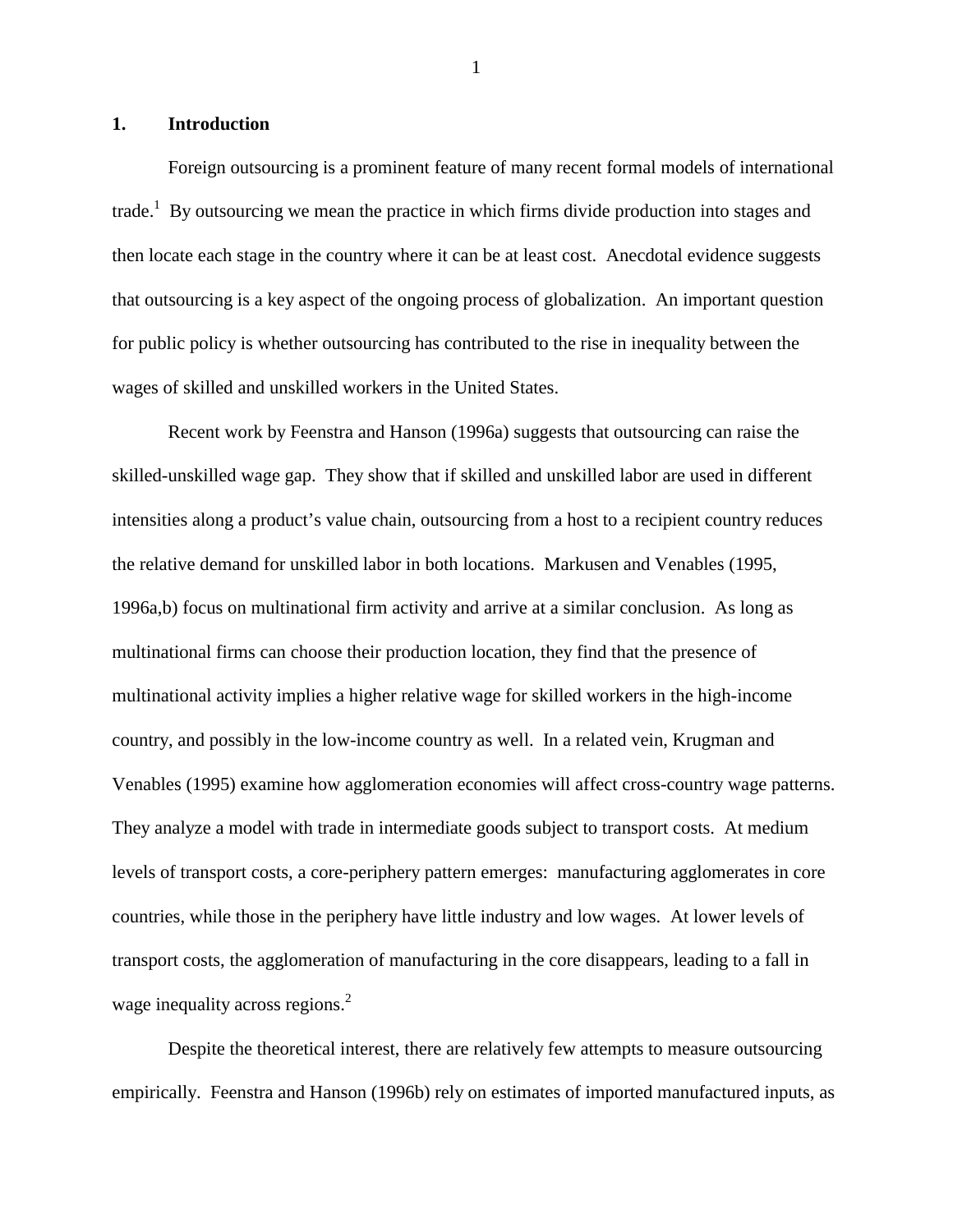## 1. Introduction

Foreign outsourcing is a prominent feature of many recent formal models of international trade.[1] By outsourcing we mean the practice in which firms divide production into stages and then locate each stage in the country where it can be at least cost. Anecdotal evidence suggests that outsourcing is a key aspect of the ongoing process of globalization. An important question for public policy is whether outsourcing has contributed to the rise in inequality between the wages of skilled and unskilled workers in the United States.

Recent work by Feenstra and Hanson (1996a) suggests that outsourcing can raise the skilled-unskilled wage gap. They show that if skilled and unskilled labor are used in different intensities along a product's value chain, outsourcing from a host to a recipient country reduces the relative demand for unskilled labor in both locations. Markusen and Venables (1995, 1996a,b) focus on multinational firm activity and arrive at a similar conclusion. As long as multinational firms can choose their production location, they find that the presence of multinational activity implies a higher relative wage for skilled workers in the high-income country, and possibly in the low-income country as well. In a related vein, Krugman and Venables (1995) examine how agglomeration economies will affect cross-country wage patterns. They analyze a model with trade in intermediate goods subject to transport costs. At medium levels of transport costs, a core-periphery pattern emerges: manufacturing agglomerates in core countries, while those in the periphery have little industry and low wages. At lower levels of transport costs, the agglomeration of manufacturing in the core disappears, leading to a fall in wage inequality across regions.[2]

Despite the theoretical interest, there are relatively few attempts to measure outsourcing empirically. Feenstra and Hanson (1996b) rely on estimates of imported manufactured inputs, as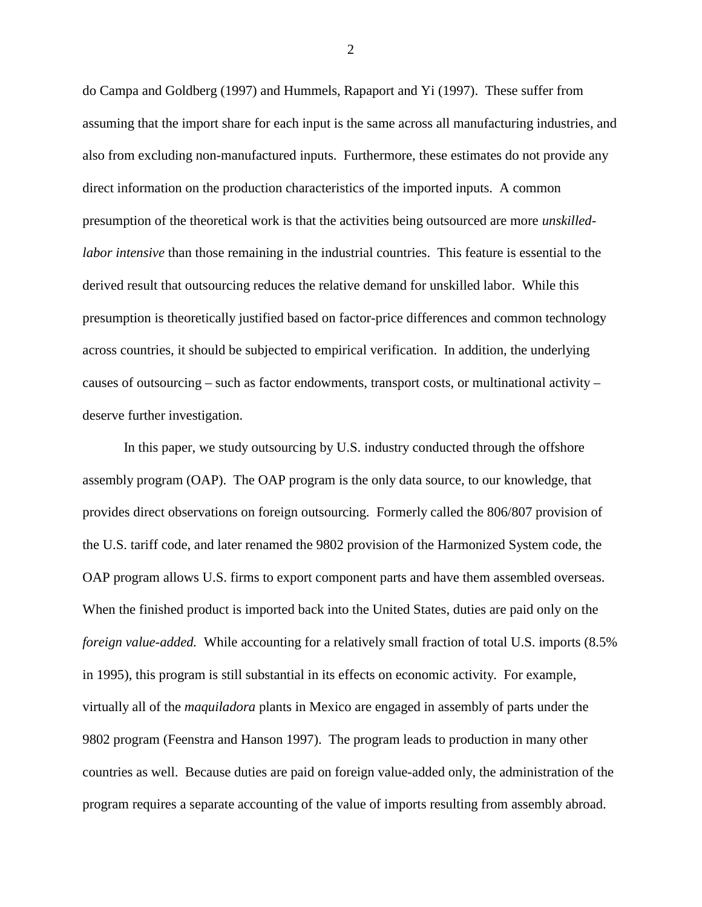do Campa and Goldberg (1997) and Hummels, Rapaport and Yi (1997). These suffer from assuming that the import share for each input is the same across all manufacturing industries, and also from excluding non-manufactured inputs. Furthermore, these estimates do not provide any direct information on the production characteristics of the imported inputs. A common presumption of the theoretical work is that the activities being outsourced are more *unskilled-labor intensive* than those remaining in the industrial countries. This feature is essential to the derived result that outsourcing reduces the relative demand for unskilled labor. While this presumption is theoretically justified based on factor-price differences and common technology across countries, it should be subjected to empirical verification. In addition, the underlying causes of outsourcing – such as factor endowments, transport costs, or multinational activity – deserve further investigation.

In this paper, we study outsourcing by U.S. industry conducted through the offshore assembly program (OAP). The OAP program is the only data source, to our knowledge, that provides direct observations on foreign outsourcing. Formerly called the 806/807 provision of the U.S. tariff code, and later renamed the 9802 provision of the Harmonized System code, the OAP program allows U.S. firms to export component parts and have them assembled overseas. When the finished product is imported back into the United States, duties are paid only on the *foreign value-added.* While accounting for a relatively small fraction of total U.S. imports (8.5% in 1995), this program is still substantial in its effects on economic activity. For example, virtually all of the *maquiladora* plants in Mexico are engaged in assembly of parts under the 9802 program (Feenstra and Hanson 1997). The program leads to production in many other countries as well. Because duties are paid on foreign value-added only, the administration of the program requires a separate accounting of the value of imports resulting from assembly abroad.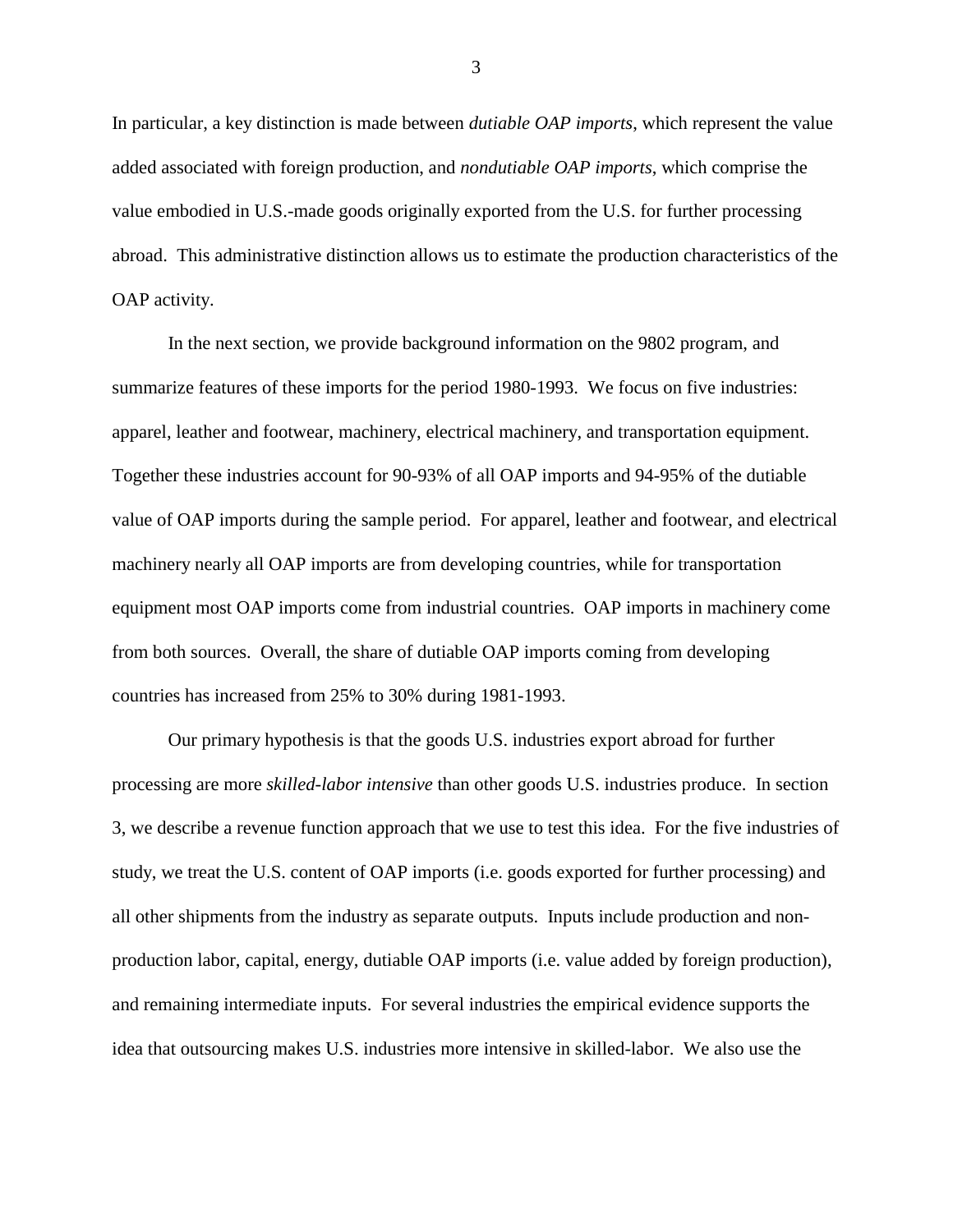In particular, a key distinction is made between *dutiable OAP imports*, which represent the value added associated with foreign production, and *nondutiable OAP imports*, which comprise the value embodied in U.S.-made goods originally exported from the U.S. for further processing abroad. This administrative distinction allows us to estimate the production characteristics of the OAP activity.

In the next section, we provide background information on the 9802 program, and summarize features of these imports for the period 1980-1993. We focus on five industries: apparel, leather and footwear, machinery, electrical machinery, and transportation equipment. Together these industries account for 90-93% of all OAP imports and 94-95% of the dutiable value of OAP imports during the sample period. For apparel, leather and footwear, and electrical machinery nearly all OAP imports are from developing countries, while for transportation equipment most OAP imports come from industrial countries. OAP imports in machinery come from both sources. Overall, the share of dutiable OAP imports coming from developing countries has increased from 25% to 30% during 1981-1993.

Our primary hypothesis is that the goods U.S. industries export abroad for further processing are more *skilled-labor intensive* than other goods U.S. industries produce. In section 3, we describe a revenue function approach that we use to test this idea. For the five industries of study, we treat the U.S. content of OAP imports (i.e. goods exported for further processing) and all other shipments from the industry as separate outputs. Inputs include production and non-production labor, capital, energy, dutiable OAP imports (i.e. value added by foreign production), and remaining intermediate inputs. For several industries the empirical evidence supports the idea that outsourcing makes U.S. industries more intensive in skilled-labor. We also use the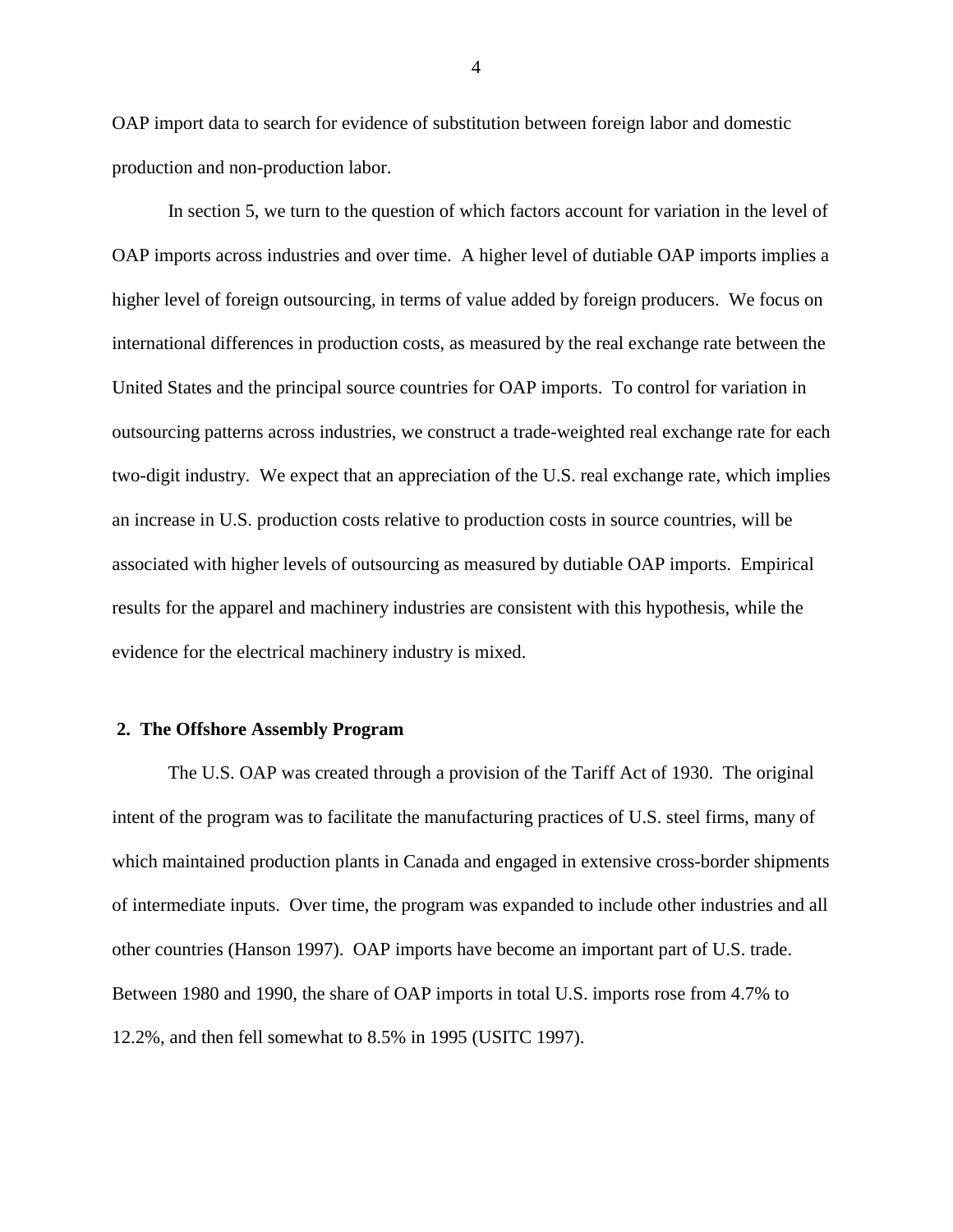OAP import data to search for evidence of substitution between foreign labor and domestic production and non-production labor.

In section 5, we turn to the question of which factors account for variation in the level of OAP imports across industries and over time. A higher level of dutiable OAP imports implies a higher level of foreign outsourcing, in terms of value added by foreign producers. We focus on international differences in production costs, as measured by the real exchange rate between the United States and the principal source countries for OAP imports. To control for variation in outsourcing patterns across industries, we construct a trade-weighted real exchange rate for each two-digit industry. We expect that an appreciation of the U.S. real exchange rate, which implies an increase in U.S. production costs relative to production costs in source countries, will be associated with higher levels of outsourcing as measured by dutiable OAP imports. Empirical results for the apparel and machinery industries are consistent with this hypothesis, while the evidence for the electrical machinery industry is mixed.

## 2. The Offshore Assembly Program

The U.S. OAP was created through a provision of the Tariff Act of 1930. The original intent of the program was to facilitate the manufacturing practices of U.S. steel firms, many of which maintained production plants in Canada and engaged in extensive cross-border shipments of intermediate inputs. Over time, the program was expanded to include other industries and all other countries (Hanson 1997). OAP imports have become an important part of U.S. trade. Between 1980 and 1990, the share of OAP imports in total U.S. imports rose from 4.7% to 12.2%, and then fell somewhat to 8.5% in 1995 (USITC 1997).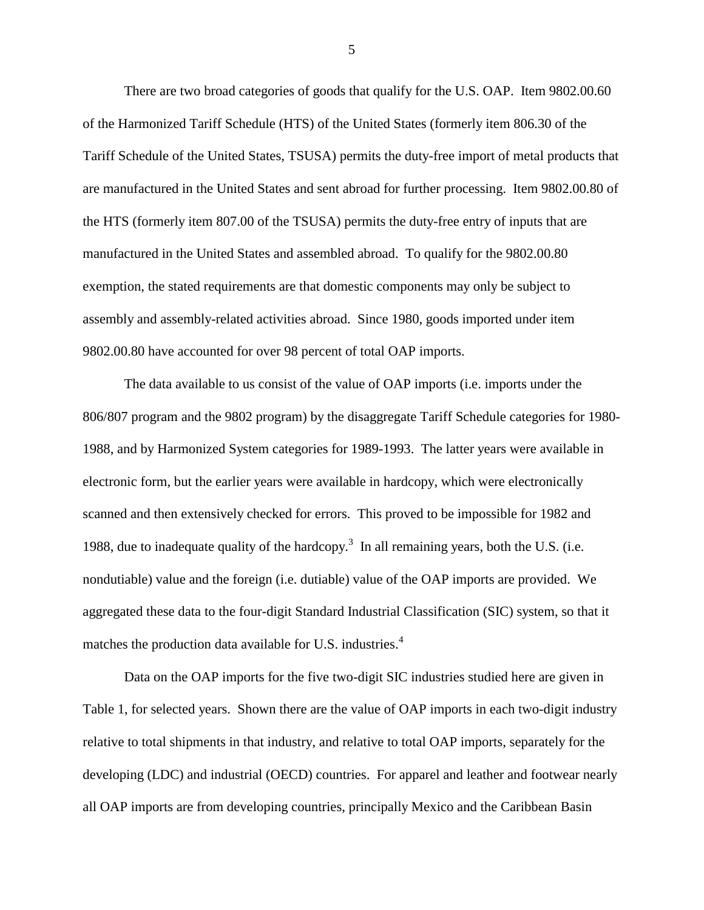There are two broad categories of goods that qualify for the U.S. OAP. Item 9802.00.60 of the Harmonized Tariff Schedule (HTS) of the United States (formerly item 806.30 of the Tariff Schedule of the United States, TSUSA) permits the duty-free import of metal products that are manufactured in the United States and sent abroad for further processing. Item 9802.00.80 of the HTS (formerly item 807.00 of the TSUSA) permits the duty-free entry of inputs that are manufactured in the United States and assembled abroad. To qualify for the 9802.00.80 exemption, the stated requirements are that domestic components may only be subject to assembly and assembly-related activities abroad. Since 1980, goods imported under item 9802.00.80 have accounted for over 98 percent of total OAP imports.

The data available to us consist of the value of OAP imports (i.e. imports under the 806/807 program and the 9802 program) by the disaggregate Tariff Schedule categories for 1980-1988, and by Harmonized System categories for 1989-1993. The latter years were available in electronic form, but the earlier years were available in hardcopy, which were electronically scanned and then extensively checked for errors. This proved to be impossible for 1982 and 1988, due to inadequate quality of the hardcopy.[3] In all remaining years, both the U.S. (i.e. nondutiable) value and the foreign (i.e. dutiable) value of the OAP imports are provided. We aggregated these data to the four-digit Standard Industrial Classification (SIC) system, so that it matches the production data available for U.S. industries.[4]

Data on the OAP imports for the five two-digit SIC industries studied here are given in Table 1, for selected years. Shown there are the value of OAP imports in each two-digit industry relative to total shipments in that industry, and relative to total OAP imports, separately for the developing (LDC) and industrial (OECD) countries. For apparel and leather and footwear nearly all OAP imports are from developing countries, principally Mexico and the Caribbean Basin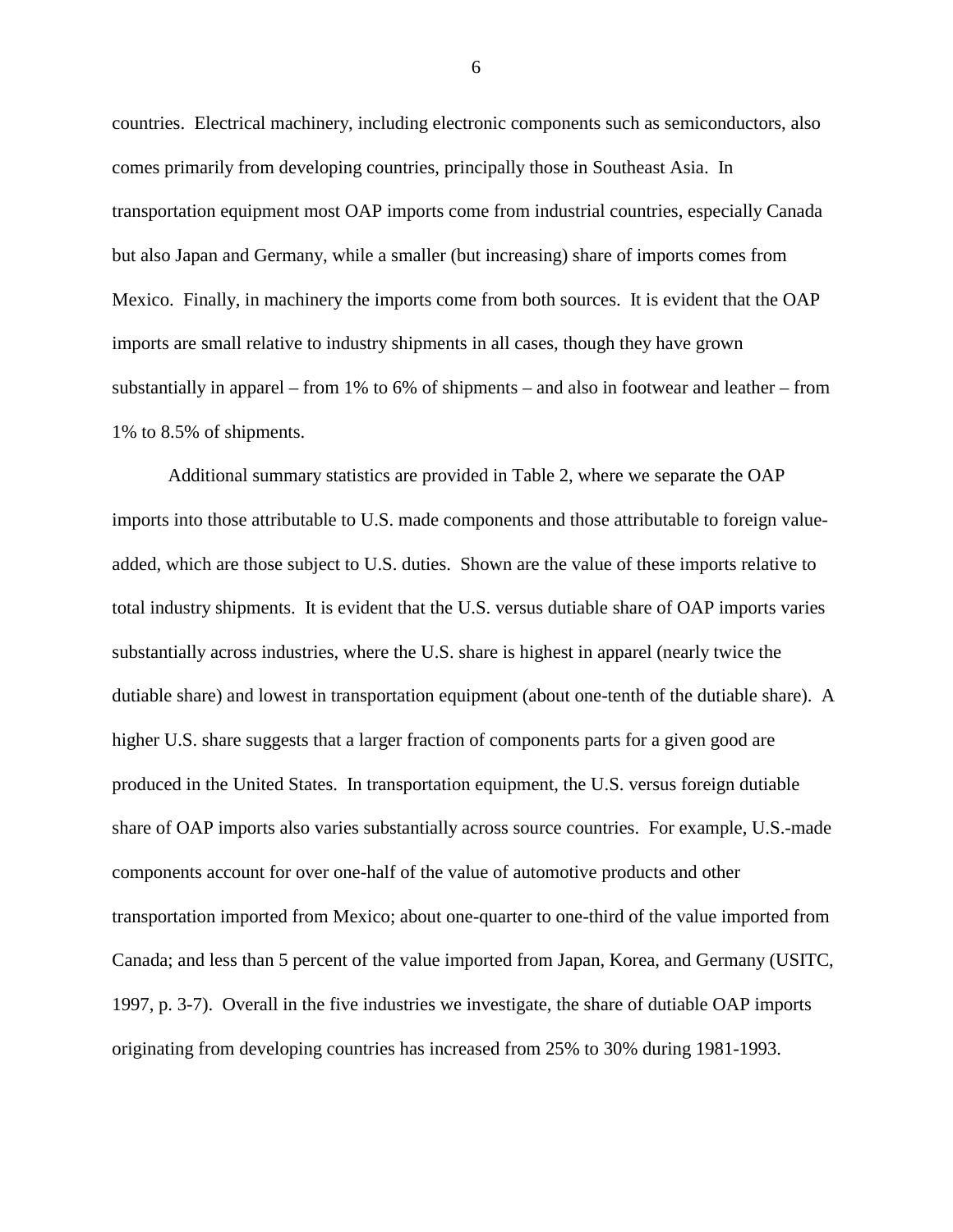countries. Electrical machinery, including electronic components such as semiconductors, also comes primarily from developing countries, principally those in Southeast Asia. In transportation equipment most OAP imports come from industrial countries, especially Canada but also Japan and Germany, while a smaller (but increasing) share of imports comes from Mexico. Finally, in machinery the imports come from both sources. It is evident that the OAP imports are small relative to industry shipments in all cases, though they have grown substantially in apparel – from 1% to 6% of shipments – and also in footwear and leather – from 1% to 8.5% of shipments.

Additional summary statistics are provided in Table 2, where we separate the OAP imports into those attributable to U.S. made components and those attributable to foreign value-added, which are those subject to U.S. duties. Shown are the value of these imports relative to total industry shipments. It is evident that the U.S. versus dutiable share of OAP imports varies substantially across industries, where the U.S. share is highest in apparel (nearly twice the dutiable share) and lowest in transportation equipment (about one-tenth of the dutiable share). A higher U.S. share suggests that a larger fraction of components parts for a given good are produced in the United States. In transportation equipment, the U.S. versus foreign dutiable share of OAP imports also varies substantially across source countries. For example, U.S.-made components account for over one-half of the value of automotive products and other transportation imported from Mexico; about one-quarter to one-third of the value imported from Canada; and less than 5 percent of the value imported from Japan, Korea, and Germany (USITC, 1997, p. 3-7). Overall in the five industries we investigate, the share of dutiable OAP imports originating from developing countries has increased from 25% to 30% during 1981-1993.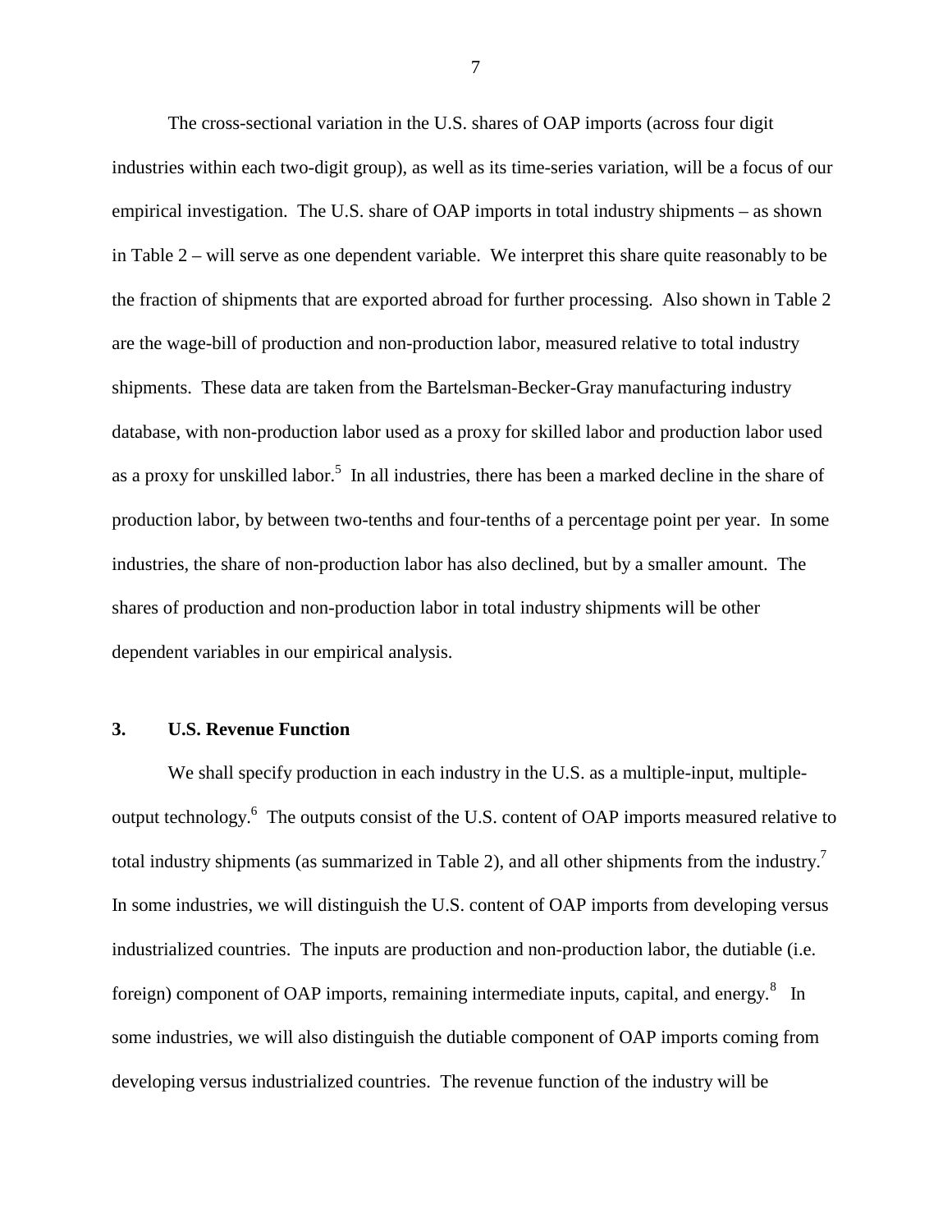The cross-sectional variation in the U.S. shares of OAP imports (across four digit industries within each two-digit group), as well as its time-series variation, will be a focus of our empirical investigation. The U.S. share of OAP imports in total industry shipments – as shown in Table 2 – will serve as one dependent variable. We interpret this share quite reasonably to be the fraction of shipments that are exported abroad for further processing. Also shown in Table 2 are the wage-bill of production and non-production labor, measured relative to total industry shipments. These data are taken from the Bartelsman-Becker-Gray manufacturing industry database, with non-production labor used as a proxy for skilled labor and production labor used as a proxy for unskilled labor.[5] In all industries, there has been a marked decline in the share of production labor, by between two-tenths and four-tenths of a percentage point per year. In some industries, the share of non-production labor has also declined, but by a smaller amount. The shares of production and non-production labor in total industry shipments will be other dependent variables in our empirical analysis.

## 3. U.S. Revenue Function

We shall specify production in each industry in the U.S. as a multiple-input, multiple-output technology.[6] The outputs consist of the U.S. content of OAP imports measured relative to total industry shipments (as summarized in Table 2), and all other shipments from the industry.[7] In some industries, we will distinguish the U.S. content of OAP imports from developing versus industrialized countries. The inputs are production and non-production labor, the dutiable (i.e. foreign) component of OAP imports, remaining intermediate inputs, capital, and energy.[8] In some industries, we will also distinguish the dutiable component of OAP imports coming from developing versus industrialized countries. The revenue function of the industry will be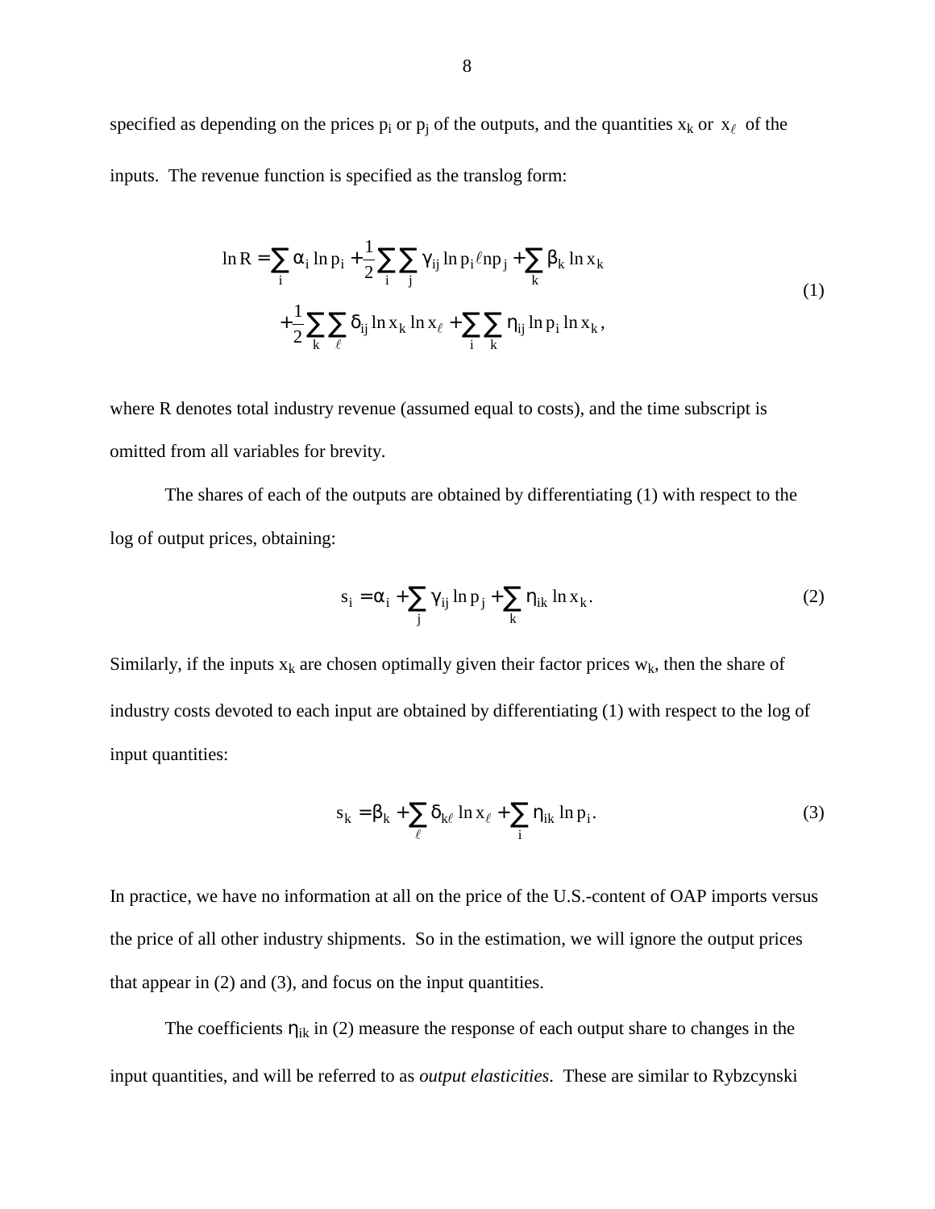specified as depending on the prices $p_i$ or $p_j$ of the outputs, and the quantities $x_k$ or $x_\ell$ of the inputs. The revenue function is specified as the translog form:

$$
\begin{aligned}
\ln R = \sum_i \alpha_i \ln p_i + \frac{1}{2}\sum_i \sum_j \gamma_{ij} \ln p_i \ell n p_j + \sum_k \beta_k \ln x_k \\
+ \frac{1}{2}\sum_k \sum_\ell \delta_{ij} \ln x_k \ln x_\ell + \sum_i \sum_k \eta_{ij} \ln p_i \ln x_k,
\end{aligned}
\tag{1}
$$

where R denotes total industry revenue (assumed equal to costs), and the time subscript is omitted from all variables for brevity.

The shares of each of the outputs are obtained by differentiating (1) with respect to the log of output prices, obtaining:

$$
s_i = \alpha_i + \sum_j \gamma_{ij} \ln p_j + \sum_k \eta_{ik} \ln x_k. \tag{2}
$$

Similarly, if the inputs $x_k$ are chosen optimally given their factor prices $w_k$, then the share of industry costs devoted to each input are obtained by differentiating (1) with respect to the log of input quantities:

$$
s_k = \beta_k + \sum_\ell \delta_{k\ell} \ln x_\ell + \sum_i \eta_{ik} \ln p_i. \tag{3}
$$

In practice, we have no information at all on the price of the U.S.-content of OAP imports versus the price of all other industry shipments. So in the estimation, we will ignore the output prices that appear in (2) and (3), and focus on the input quantities.

The coefficients $\eta_{ik}$ in (2) measure the response of each output share to changes in the input quantities, and will be referred to as *output elasticities*. These are similar to Rybzcynski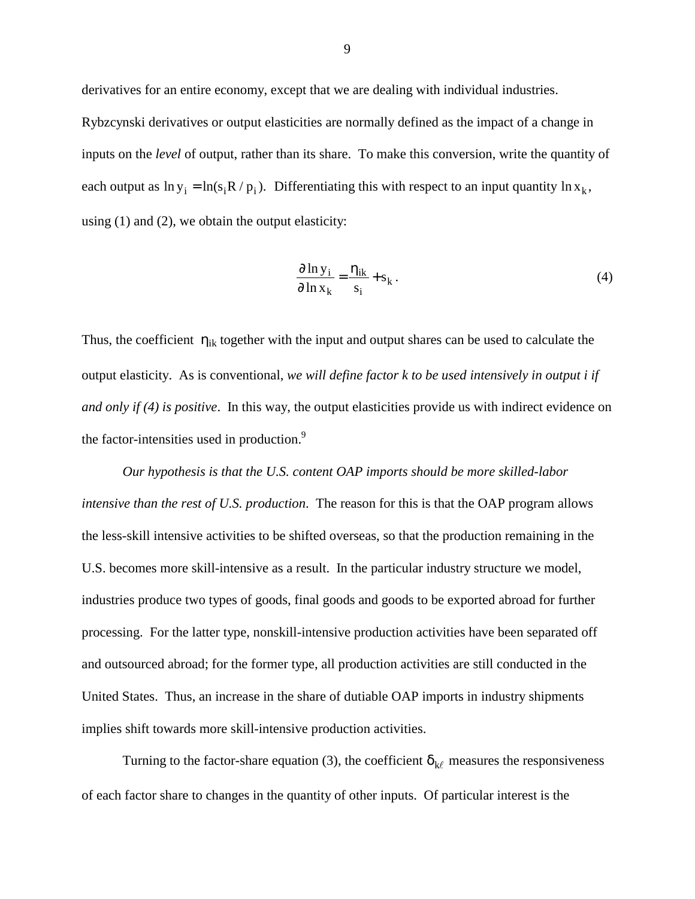derivatives for an entire economy, except that we are dealing with individual industries. Rybzcynski derivatives or output elasticities are normally defined as the impact of a change in inputs on the *level* of output, rather than its share. To make this conversion, write the quantity of each output as $\ln y_i = \ln(s_i R / p_i)$. Differentiating this with respect to an input quantity $\ln x_k$, using (1) and (2), we obtain the output elasticity:

$$\frac{\partial \ln y_i}{\partial \ln x_k} = \frac{\eta_{ik}}{s_i} + s_k . \tag{4}$$

Thus, the coefficient $\eta_{ik}$ together with the input and output shares can be used to calculate the output elasticity. As is conventional, *we will define factor k to be used intensively in output i if and only if (4) is positive*. In this way, the output elasticities provide us with indirect evidence on the factor-intensities used in production.[9]

*Our hypothesis is that the U.S. content OAP imports should be more skilled-labor intensive than the rest of U.S. production*. The reason for this is that the OAP program allows the less-skill intensive activities to be shifted overseas, so that the production remaining in the U.S. becomes more skill-intensive as a result. In the particular industry structure we model, industries produce two types of goods, final goods and goods to be exported abroad for further processing. For the latter type, nonskill-intensive production activities have been separated off and outsourced abroad; for the former type, all production activities are still conducted in the United States. Thus, an increase in the share of dutiable OAP imports in industry shipments implies shift towards more skill-intensive production activities.

Turning to the factor-share equation (3), the coefficient $\delta_{k\ell}$ measures the responsiveness of each factor share to changes in the quantity of other inputs. Of particular interest is the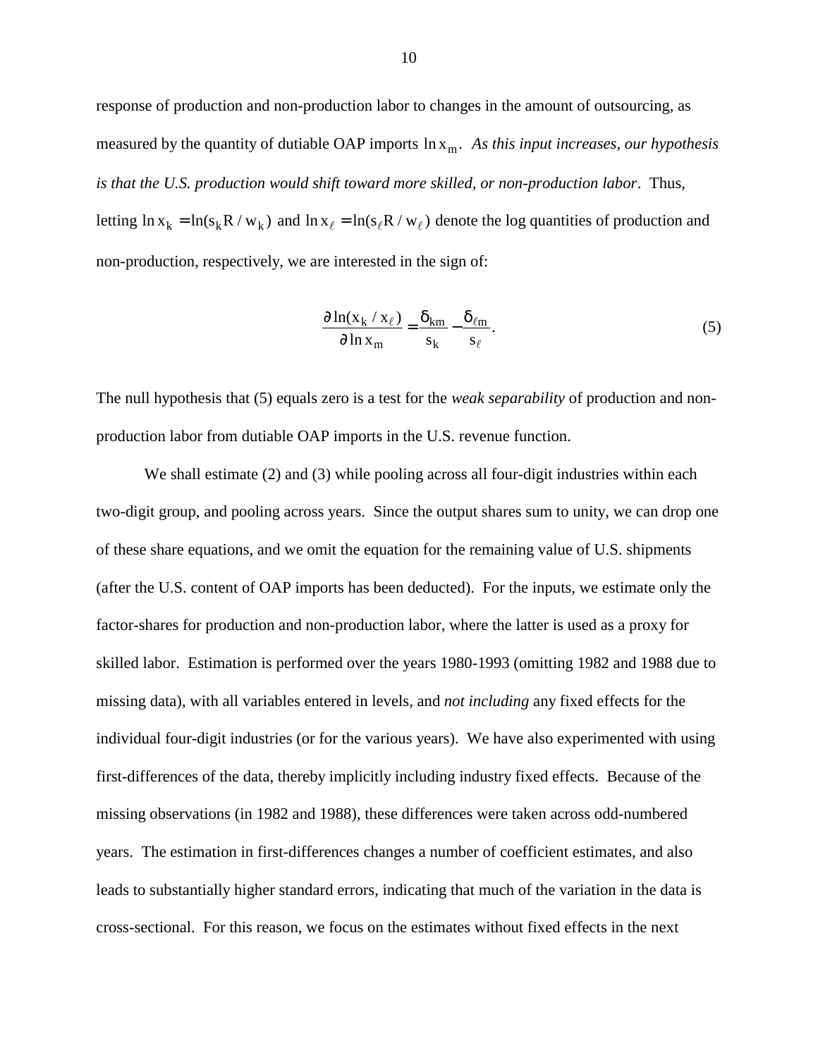response of production and non-production labor to changes in the amount of outsourcing, as measured by the quantity of dutiable OAP imports $\ln x_m$. *As this input increases, our hypothesis is that the U.S. production would shift toward more skilled, or non-production labor*. Thus, letting $\ln x_k = \ln(s_k R / w_k)$ and $\ln x_\ell = \ln(s_\ell R / w_\ell)$ denote the log quantities of production and non-production, respectively, we are interested in the sign of:

$$\frac{\partial \ln(x_k / x_\ell)}{\partial \ln x_m} = \frac{\delta_{km}}{s_k} - \frac{\delta_{\ell m}}{s_\ell}. \tag{5}$$

The null hypothesis that (5) equals zero is a test for the *weak separability* of production and non-production labor from dutiable OAP imports in the U.S. revenue function.

We shall estimate (2) and (3) while pooling across all four-digit industries within each two-digit group, and pooling across years. Since the output shares sum to unity, we can drop one of these share equations, and we omit the equation for the remaining value of U.S. shipments (after the U.S. content of OAP imports has been deducted). For the inputs, we estimate only the factor-shares for production and non-production labor, where the latter is used as a proxy for skilled labor. Estimation is performed over the years 1980-1993 (omitting 1982 and 1988 due to missing data), with all variables entered in levels, and *not including* any fixed effects for the individual four-digit industries (or for the various years). We have also experimented with using first-differences of the data, thereby implicitly including industry fixed effects. Because of the missing observations (in 1982 and 1988), these differences were taken across odd-numbered years. The estimation in first-differences changes a number of coefficient estimates, and also leads to substantially higher standard errors, indicating that much of the variation in the data is cross-sectional. For this reason, we focus on the estimates without fixed effects in the next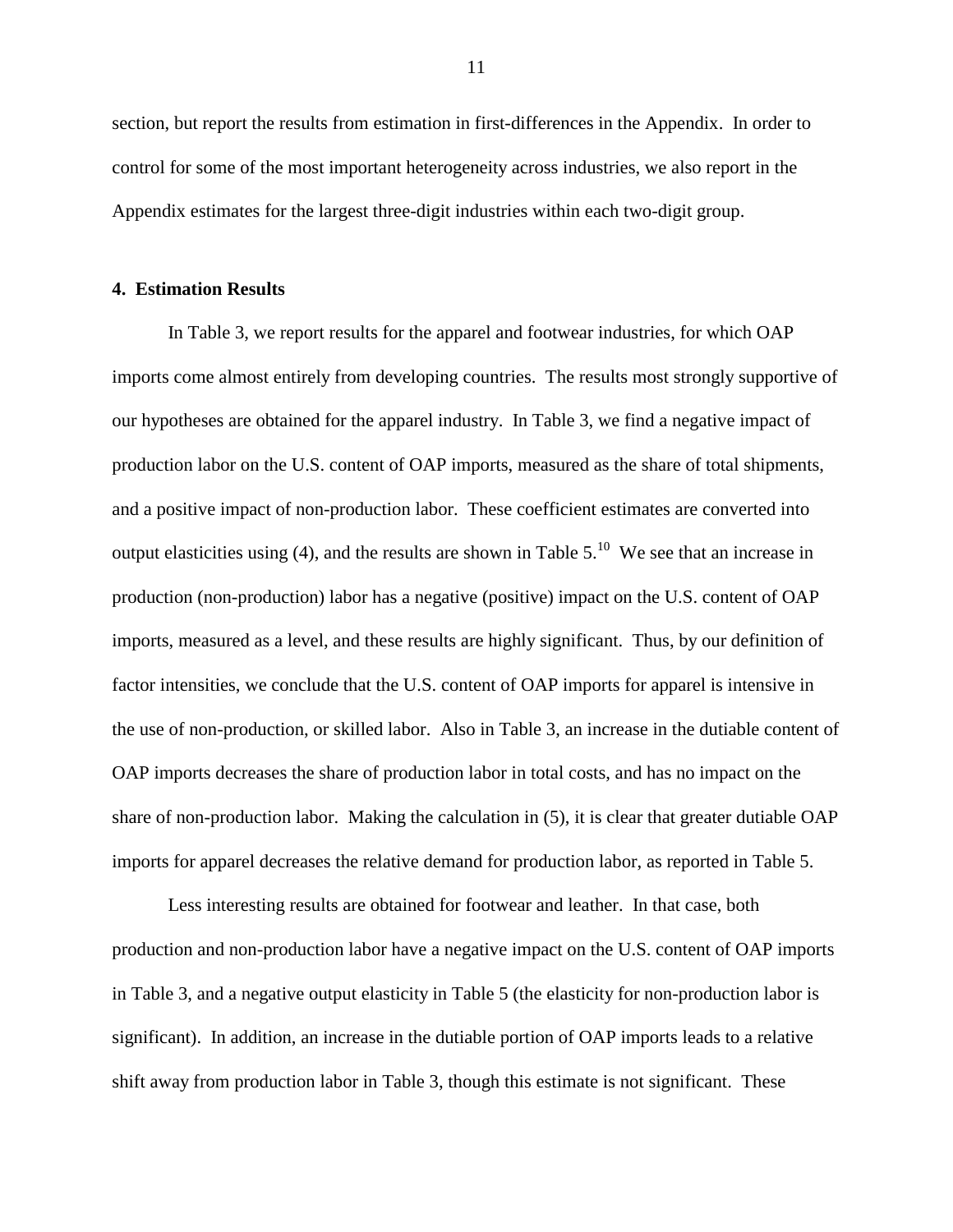section, but report the results from estimation in first-differences in the Appendix. In order to control for some of the most important heterogeneity across industries, we also report in the Appendix estimates for the largest three-digit industries within each two-digit group.

## 4. Estimation Results

In Table 3, we report results for the apparel and footwear industries, for which OAP imports come almost entirely from developing countries. The results most strongly supportive of our hypotheses are obtained for the apparel industry. In Table 3, we find a negative impact of production labor on the U.S. content of OAP imports, measured as the share of total shipments, and a positive impact of non-production labor. These coefficient estimates are converted into output elasticities using (4), and the results are shown in Table 5.[10] We see that an increase in production (non-production) labor has a negative (positive) impact on the U.S. content of OAP imports, measured as a level, and these results are highly significant. Thus, by our definition of factor intensities, we conclude that the U.S. content of OAP imports for apparel is intensive in the use of non-production, or skilled labor. Also in Table 3, an increase in the dutiable content of OAP imports decreases the share of production labor in total costs, and has no impact on the share of non-production labor. Making the calculation in (5), it is clear that greater dutiable OAP imports for apparel decreases the relative demand for production labor, as reported in Table 5.

Less interesting results are obtained for footwear and leather. In that case, both production and non-production labor have a negative impact on the U.S. content of OAP imports in Table 3, and a negative output elasticity in Table 5 (the elasticity for non-production labor is significant). In addition, an increase in the dutiable portion of OAP imports leads to a relative shift away from production labor in Table 3, though this estimate is not significant. These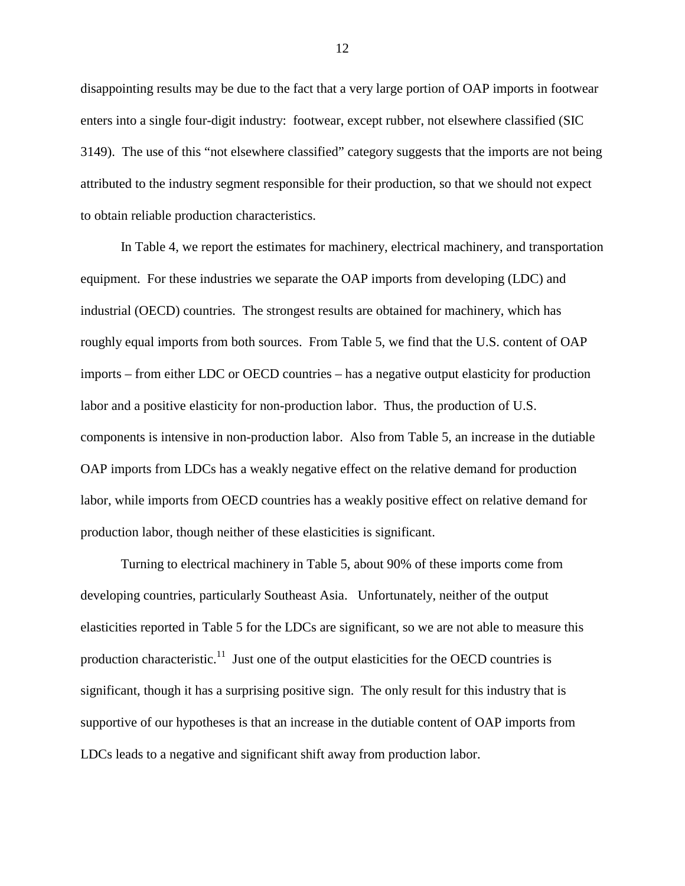disappointing results may be due to the fact that a very large portion of OAP imports in footwear enters into a single four-digit industry: footwear, except rubber, not elsewhere classified (SIC 3149). The use of this "not elsewhere classified" category suggests that the imports are not being attributed to the industry segment responsible for their production, so that we should not expect to obtain reliable production characteristics.

In Table 4, we report the estimates for machinery, electrical machinery, and transportation equipment. For these industries we separate the OAP imports from developing (LDC) and industrial (OECD) countries. The strongest results are obtained for machinery, which has roughly equal imports from both sources. From Table 5, we find that the U.S. content of OAP imports – from either LDC or OECD countries – has a negative output elasticity for production labor and a positive elasticity for non-production labor. Thus, the production of U.S. components is intensive in non-production labor. Also from Table 5, an increase in the dutiable OAP imports from LDCs has a weakly negative effect on the relative demand for production labor, while imports from OECD countries has a weakly positive effect on relative demand for production labor, though neither of these elasticities is significant.

Turning to electrical machinery in Table 5, about 90% of these imports come from developing countries, particularly Southeast Asia. Unfortunately, neither of the output elasticities reported in Table 5 for the LDCs are significant, so we are not able to measure this production characteristic.[11] Just one of the output elasticities for the OECD countries is significant, though it has a surprising positive sign. The only result for this industry that is supportive of our hypotheses is that an increase in the dutiable content of OAP imports from LDCs leads to a negative and significant shift away from production labor.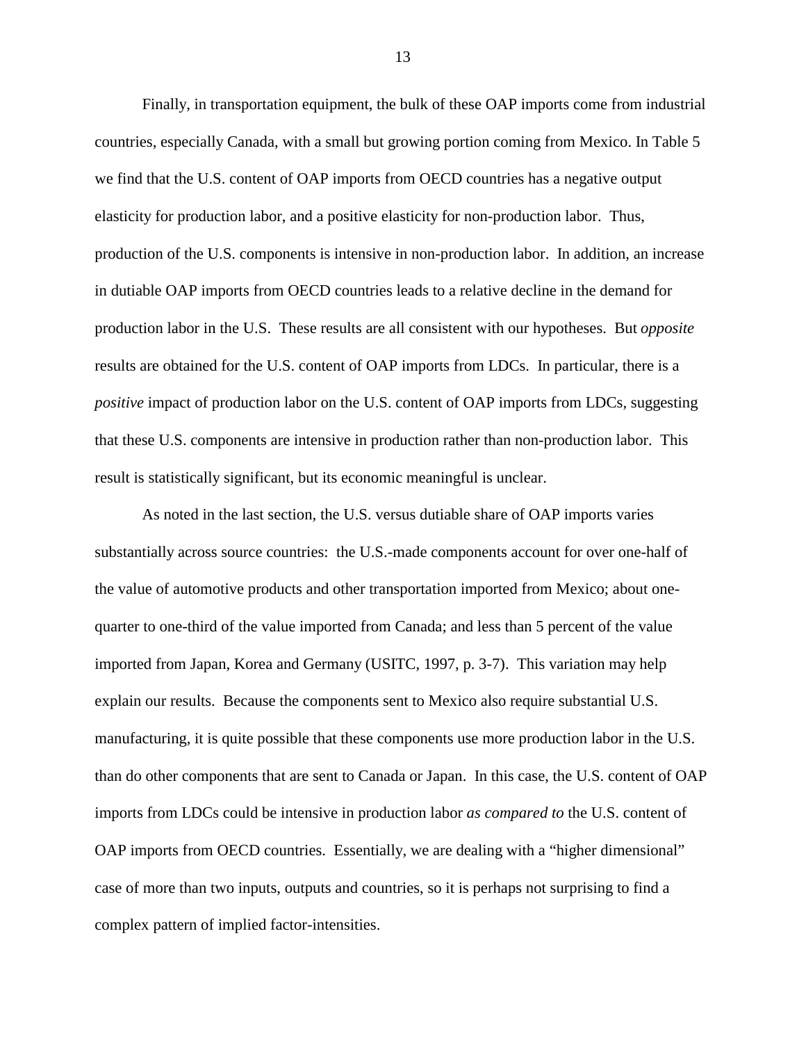Finally, in transportation equipment, the bulk of these OAP imports come from industrial countries, especially Canada, with a small but growing portion coming from Mexico. In Table 5 we find that the U.S. content of OAP imports from OECD countries has a negative output elasticity for production labor, and a positive elasticity for non-production labor. Thus, production of the U.S. components is intensive in non-production labor. In addition, an increase in dutiable OAP imports from OECD countries leads to a relative decline in the demand for production labor in the U.S. These results are all consistent with our hypotheses. But *opposite* results are obtained for the U.S. content of OAP imports from LDCs. In particular, there is a *positive* impact of production labor on the U.S. content of OAP imports from LDCs, suggesting that these U.S. components are intensive in production rather than non-production labor. This result is statistically significant, but its economic meaningful is unclear.

As noted in the last section, the U.S. versus dutiable share of OAP imports varies substantially across source countries: the U.S.-made components account for over one-half of the value of automotive products and other transportation imported from Mexico; about one-quarter to one-third of the value imported from Canada; and less than 5 percent of the value imported from Japan, Korea and Germany (USITC, 1997, p. 3-7). This variation may help explain our results. Because the components sent to Mexico also require substantial U.S. manufacturing, it is quite possible that these components use more production labor in the U.S. than do other components that are sent to Canada or Japan. In this case, the U.S. content of OAP imports from LDCs could be intensive in production labor *as compared to* the U.S. content of OAP imports from OECD countries. Essentially, we are dealing with a "higher dimensional" case of more than two inputs, outputs and countries, so it is perhaps not surprising to find a complex pattern of implied factor-intensities.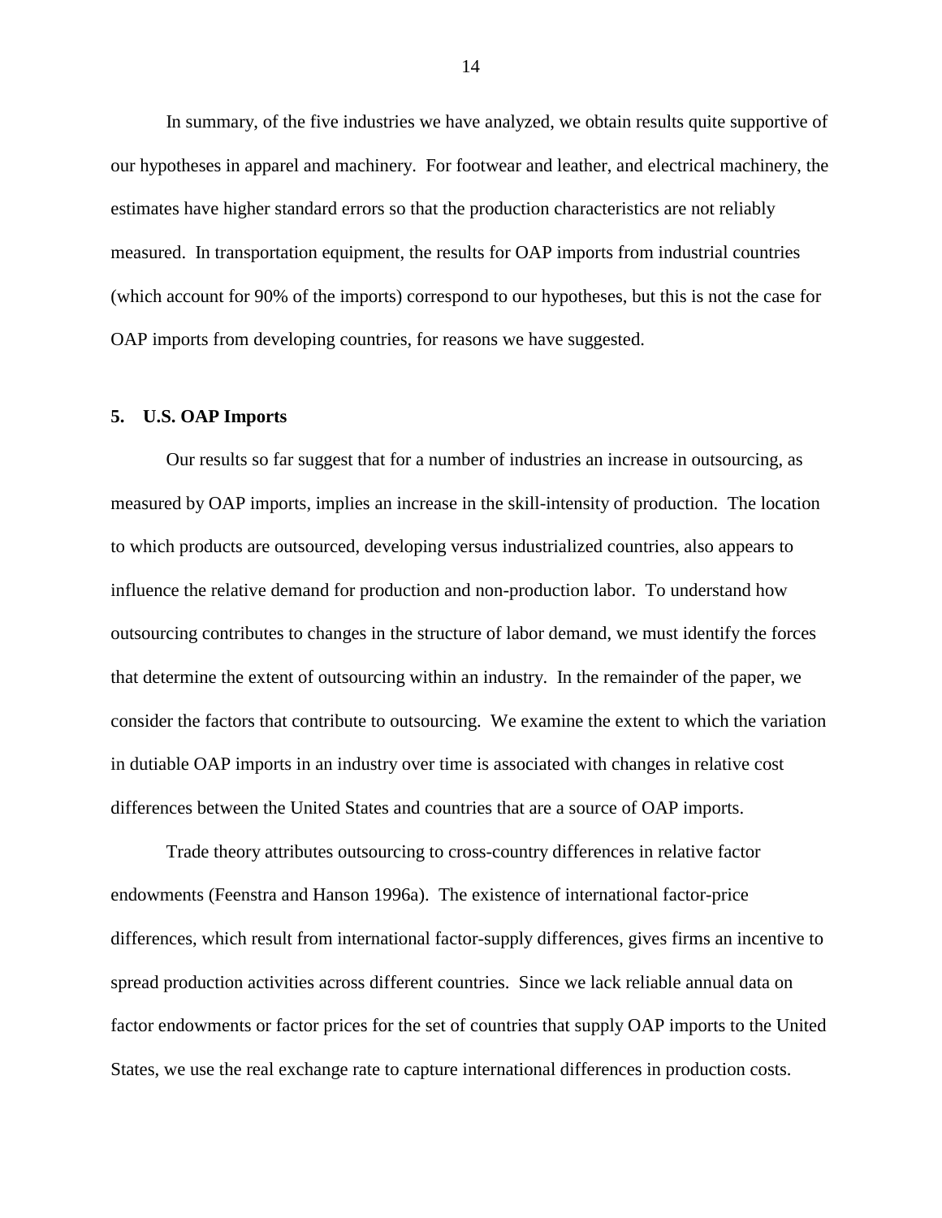In summary, of the five industries we have analyzed, we obtain results quite supportive of our hypotheses in apparel and machinery. For footwear and leather, and electrical machinery, the estimates have higher standard errors so that the production characteristics are not reliably measured. In transportation equipment, the results for OAP imports from industrial countries (which account for 90% of the imports) correspond to our hypotheses, but this is not the case for OAP imports from developing countries, for reasons we have suggested.

## 5. U.S. OAP Imports

Our results so far suggest that for a number of industries an increase in outsourcing, as measured by OAP imports, implies an increase in the skill-intensity of production. The location to which products are outsourced, developing versus industrialized countries, also appears to influence the relative demand for production and non-production labor. To understand how outsourcing contributes to changes in the structure of labor demand, we must identify the forces that determine the extent of outsourcing within an industry. In the remainder of the paper, we consider the factors that contribute to outsourcing. We examine the extent to which the variation in dutiable OAP imports in an industry over time is associated with changes in relative cost differences between the United States and countries that are a source of OAP imports.

Trade theory attributes outsourcing to cross-country differences in relative factor endowments (Feenstra and Hanson 1996a). The existence of international factor-price differences, which result from international factor-supply differences, gives firms an incentive to spread production activities across different countries. Since we lack reliable annual data on factor endowments or factor prices for the set of countries that supply OAP imports to the United States, we use the real exchange rate to capture international differences in production costs.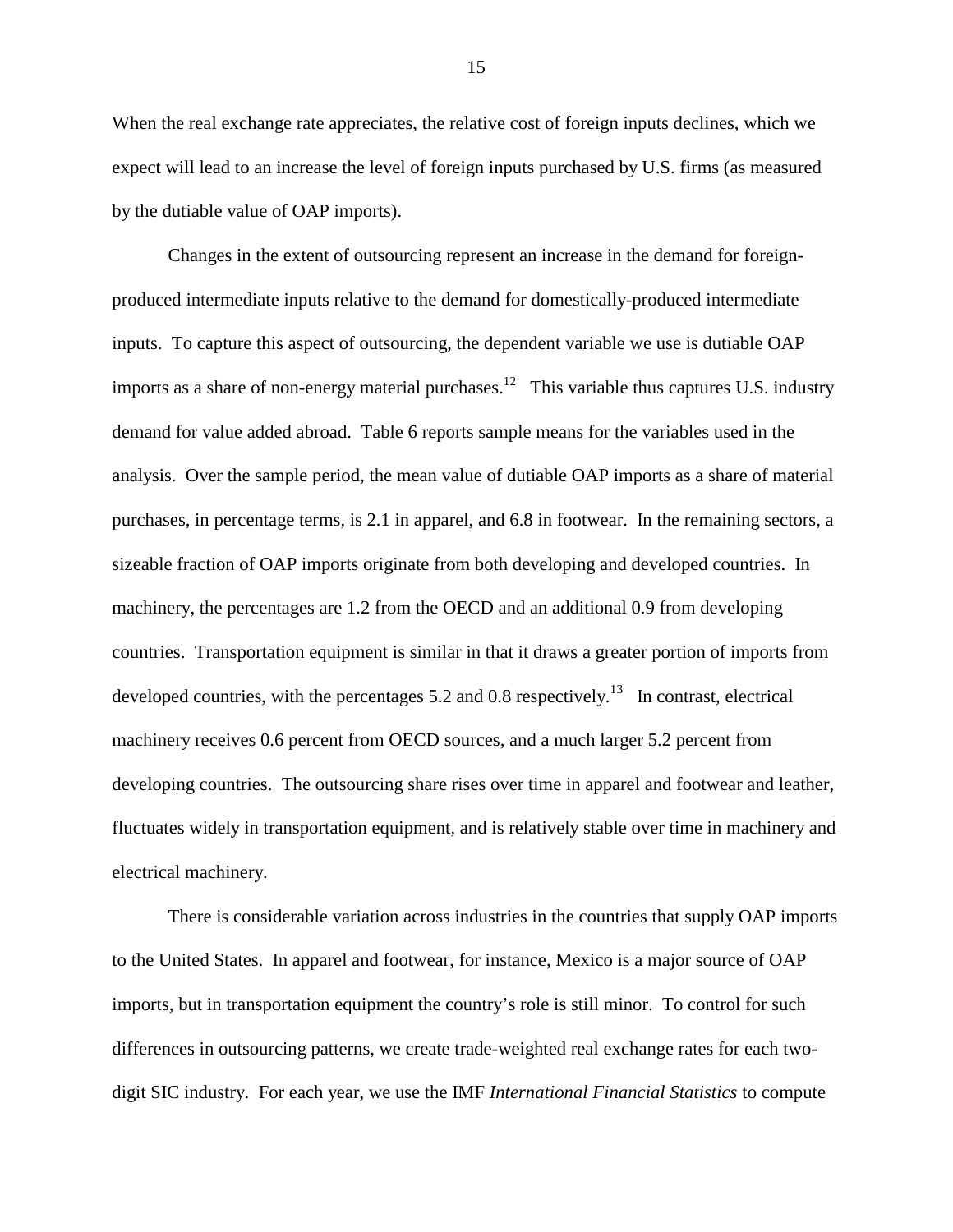When the real exchange rate appreciates, the relative cost of foreign inputs declines, which we expect will lead to an increase the level of foreign inputs purchased by U.S. firms (as measured by the dutiable value of OAP imports).

Changes in the extent of outsourcing represent an increase in the demand for foreign-produced intermediate inputs relative to the demand for domestically-produced intermediate inputs. To capture this aspect of outsourcing, the dependent variable we use is dutiable OAP imports as a share of non-energy material purchases.[12] This variable thus captures U.S. industry demand for value added abroad. Table 6 reports sample means for the variables used in the analysis. Over the sample period, the mean value of dutiable OAP imports as a share of material purchases, in percentage terms, is 2.1 in apparel, and 6.8 in footwear. In the remaining sectors, a sizeable fraction of OAP imports originate from both developing and developed countries. In machinery, the percentages are 1.2 from the OECD and an additional 0.9 from developing countries. Transportation equipment is similar in that it draws a greater portion of imports from developed countries, with the percentages 5.2 and 0.8 respectively.[13] In contrast, electrical machinery receives 0.6 percent from OECD sources, and a much larger 5.2 percent from developing countries. The outsourcing share rises over time in apparel and footwear and leather, fluctuates widely in transportation equipment, and is relatively stable over time in machinery and electrical machinery.

There is considerable variation across industries in the countries that supply OAP imports to the United States. In apparel and footwear, for instance, Mexico is a major source of OAP imports, but in transportation equipment the country's role is still minor. To control for such differences in outsourcing patterns, we create trade-weighted real exchange rates for each two-digit SIC industry. For each year, we use the IMF *International Financial Statistics* to compute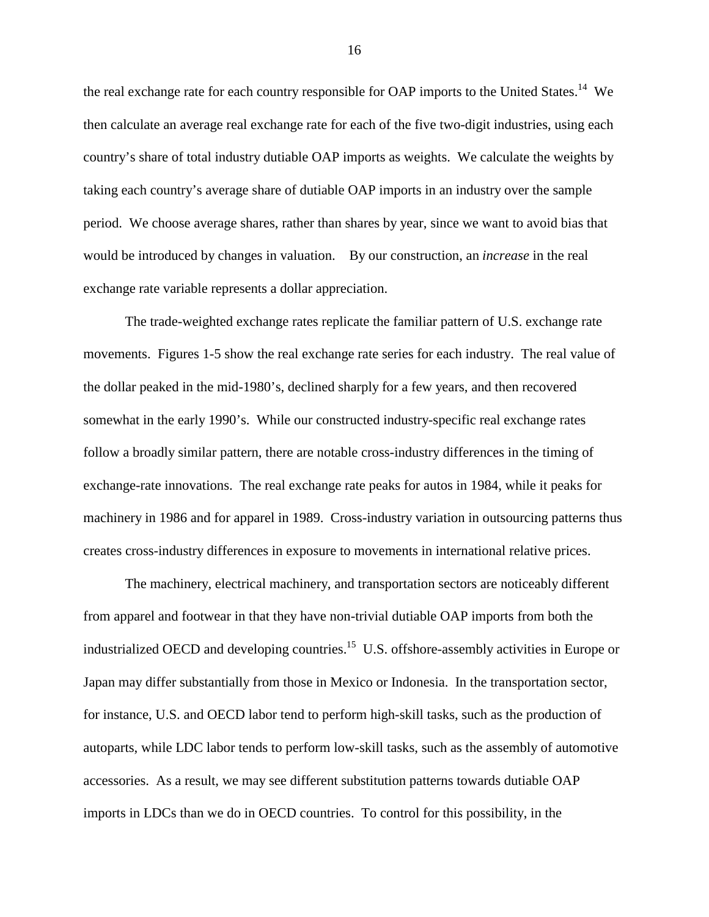the real exchange rate for each country responsible for OAP imports to the United States.[14] We then calculate an average real exchange rate for each of the five two-digit industries, using each country's share of total industry dutiable OAP imports as weights. We calculate the weights by taking each country's average share of dutiable OAP imports in an industry over the sample period. We choose average shares, rather than shares by year, since we want to avoid bias that would be introduced by changes in valuation. By our construction, an *increase* in the real exchange rate variable represents a dollar appreciation.

The trade-weighted exchange rates replicate the familiar pattern of U.S. exchange rate movements. Figures 1-5 show the real exchange rate series for each industry. The real value of the dollar peaked in the mid-1980's, declined sharply for a few years, and then recovered somewhat in the early 1990's. While our constructed industry-specific real exchange rates follow a broadly similar pattern, there are notable cross-industry differences in the timing of exchange-rate innovations. The real exchange rate peaks for autos in 1984, while it peaks for machinery in 1986 and for apparel in 1989. Cross-industry variation in outsourcing patterns thus creates cross-industry differences in exposure to movements in international relative prices.

The machinery, electrical machinery, and transportation sectors are noticeably different from apparel and footwear in that they have non-trivial dutiable OAP imports from both the industrialized OECD and developing countries.[15] U.S. offshore-assembly activities in Europe or Japan may differ substantially from those in Mexico or Indonesia. In the transportation sector, for instance, U.S. and OECD labor tend to perform high-skill tasks, such as the production of autoparts, while LDC labor tends to perform low-skill tasks, such as the assembly of automotive accessories. As a result, we may see different substitution patterns towards dutiable OAP imports in LDCs than we do in OECD countries. To control for this possibility, in the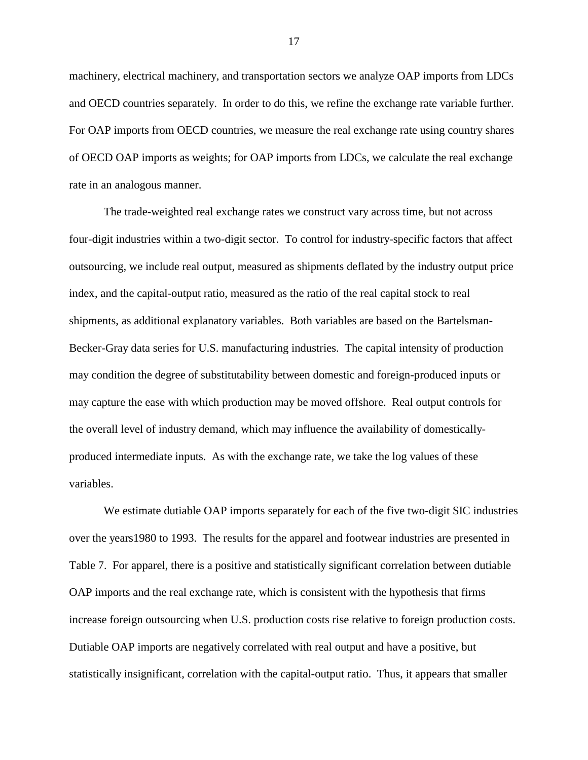machinery, electrical machinery, and transportation sectors we analyze OAP imports from LDCs and OECD countries separately. In order to do this, we refine the exchange rate variable further. For OAP imports from OECD countries, we measure the real exchange rate using country shares of OECD OAP imports as weights; for OAP imports from LDCs, we calculate the real exchange rate in an analogous manner.

The trade-weighted real exchange rates we construct vary across time, but not across four-digit industries within a two-digit sector. To control for industry-specific factors that affect outsourcing, we include real output, measured as shipments deflated by the industry output price index, and the capital-output ratio, measured as the ratio of the real capital stock to real shipments, as additional explanatory variables. Both variables are based on the Bartelsman-Becker-Gray data series for U.S. manufacturing industries. The capital intensity of production may condition the degree of substitutability between domestic and foreign-produced inputs or may capture the ease with which production may be moved offshore. Real output controls for the overall level of industry demand, which may influence the availability of domestically-produced intermediate inputs. As with the exchange rate, we take the log values of these variables.

We estimate dutiable OAP imports separately for each of the five two-digit SIC industries over the years1980 to 1993. The results for the apparel and footwear industries are presented in Table 7. For apparel, there is a positive and statistically significant correlation between dutiable OAP imports and the real exchange rate, which is consistent with the hypothesis that firms increase foreign outsourcing when U.S. production costs rise relative to foreign production costs. Dutiable OAP imports are negatively correlated with real output and have a positive, but statistically insignificant, correlation with the capital-output ratio. Thus, it appears that smaller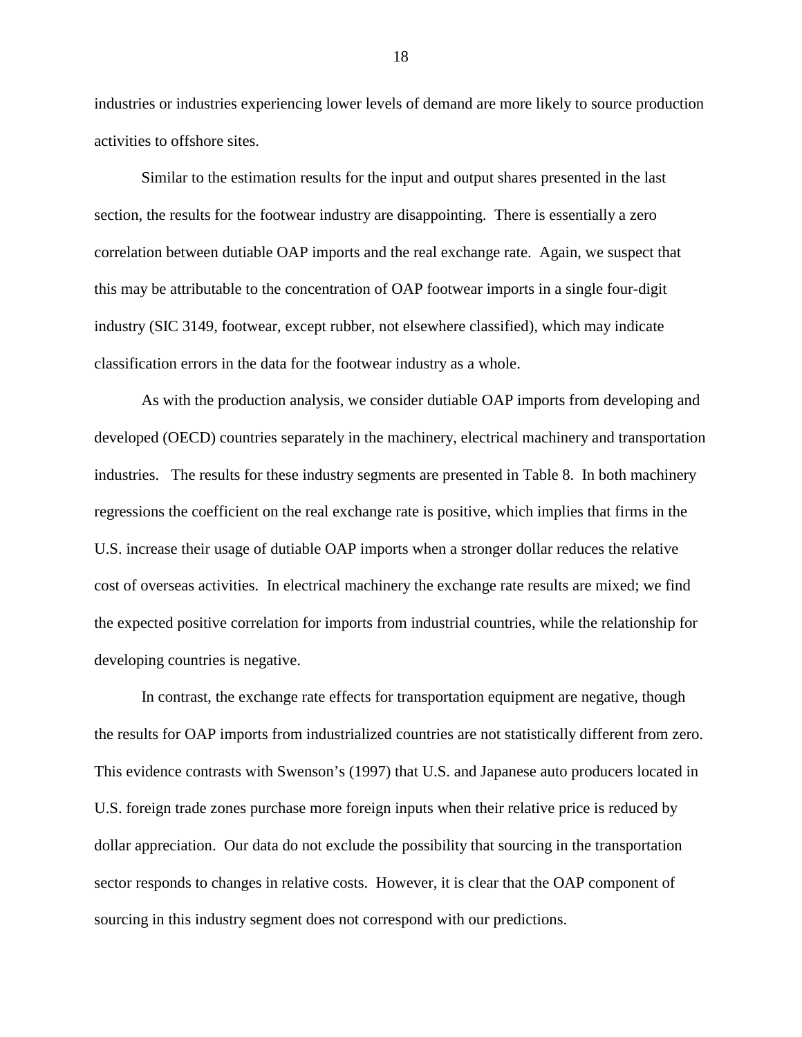industries or industries experiencing lower levels of demand are more likely to source production activities to offshore sites.

Similar to the estimation results for the input and output shares presented in the last section, the results for the footwear industry are disappointing. There is essentially a zero correlation between dutiable OAP imports and the real exchange rate. Again, we suspect that this may be attributable to the concentration of OAP footwear imports in a single four-digit industry (SIC 3149, footwear, except rubber, not elsewhere classified), which may indicate classification errors in the data for the footwear industry as a whole.

As with the production analysis, we consider dutiable OAP imports from developing and developed (OECD) countries separately in the machinery, electrical machinery and transportation industries. The results for these industry segments are presented in Table 8. In both machinery regressions the coefficient on the real exchange rate is positive, which implies that firms in the U.S. increase their usage of dutiable OAP imports when a stronger dollar reduces the relative cost of overseas activities. In electrical machinery the exchange rate results are mixed; we find the expected positive correlation for imports from industrial countries, while the relationship for developing countries is negative.

In contrast, the exchange rate effects for transportation equipment are negative, though the results for OAP imports from industrialized countries are not statistically different from zero. This evidence contrasts with Swenson's (1997) that U.S. and Japanese auto producers located in U.S. foreign trade zones purchase more foreign inputs when their relative price is reduced by dollar appreciation. Our data do not exclude the possibility that sourcing in the transportation sector responds to changes in relative costs. However, it is clear that the OAP component of sourcing in this industry segment does not correspond with our predictions.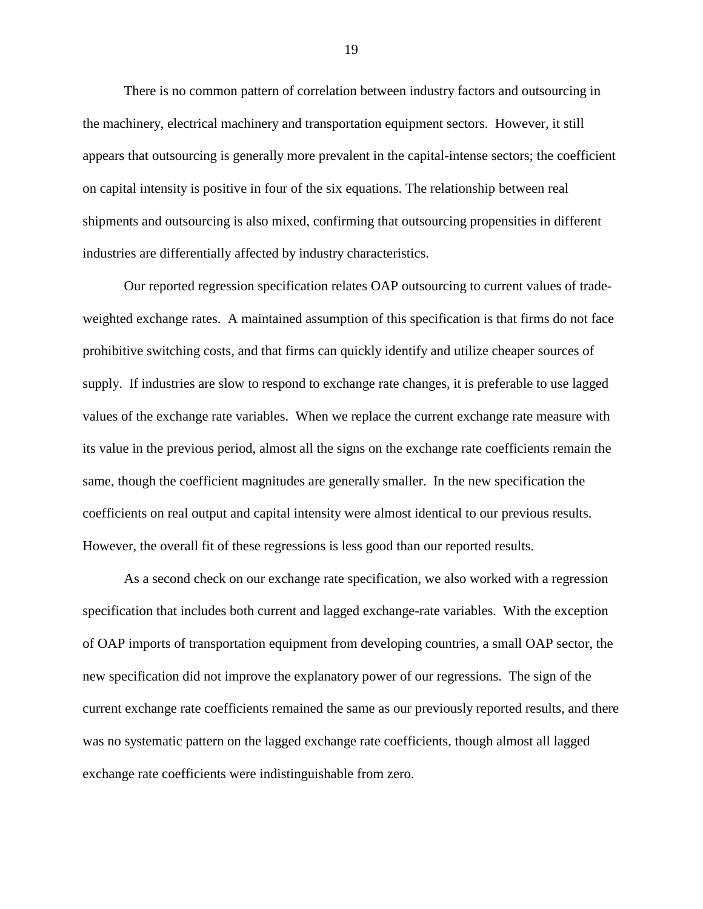There is no common pattern of correlation between industry factors and outsourcing in the machinery, electrical machinery and transportation equipment sectors. However, it still appears that outsourcing is generally more prevalent in the capital-intense sectors; the coefficient on capital intensity is positive in four of the six equations. The relationship between real shipments and outsourcing is also mixed, confirming that outsourcing propensities in different industries are differentially affected by industry characteristics.

Our reported regression specification relates OAP outsourcing to current values of trade-weighted exchange rates. A maintained assumption of this specification is that firms do not face prohibitive switching costs, and that firms can quickly identify and utilize cheaper sources of supply. If industries are slow to respond to exchange rate changes, it is preferable to use lagged values of the exchange rate variables. When we replace the current exchange rate measure with its value in the previous period, almost all the signs on the exchange rate coefficients remain the same, though the coefficient magnitudes are generally smaller. In the new specification the coefficients on real output and capital intensity were almost identical to our previous results. However, the overall fit of these regressions is less good than our reported results.

As a second check on our exchange rate specification, we also worked with a regression specification that includes both current and lagged exchange-rate variables. With the exception of OAP imports of transportation equipment from developing countries, a small OAP sector, the new specification did not improve the explanatory power of our regressions. The sign of the current exchange rate coefficients remained the same as our previously reported results, and there was no systematic pattern on the lagged exchange rate coefficients, though almost all lagged exchange rate coefficients were indistinguishable from zero.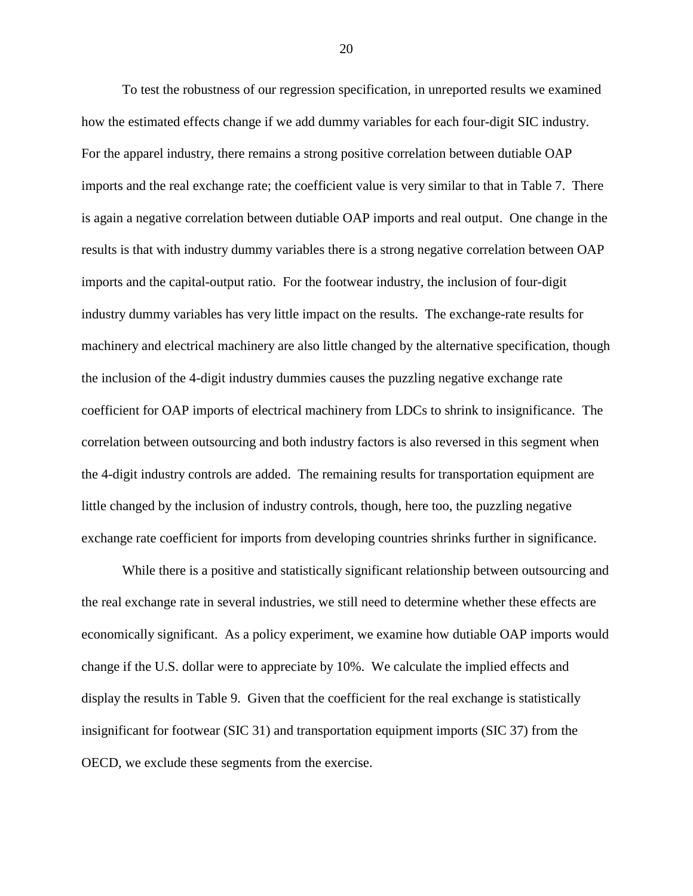To test the robustness of our regression specification, in unreported results we examined how the estimated effects change if we add dummy variables for each four-digit SIC industry. For the apparel industry, there remains a strong positive correlation between dutiable OAP imports and the real exchange rate; the coefficient value is very similar to that in Table 7. There is again a negative correlation between dutiable OAP imports and real output. One change in the results is that with industry dummy variables there is a strong negative correlation between OAP imports and the capital-output ratio. For the footwear industry, the inclusion of four-digit industry dummy variables has very little impact on the results. The exchange-rate results for machinery and electrical machinery are also little changed by the alternative specification, though the inclusion of the 4-digit industry dummies causes the puzzling negative exchange rate coefficient for OAP imports of electrical machinery from LDCs to shrink to insignificance. The correlation between outsourcing and both industry factors is also reversed in this segment when the 4-digit industry controls are added. The remaining results for transportation equipment are little changed by the inclusion of industry controls, though, here too, the puzzling negative exchange rate coefficient for imports from developing countries shrinks further in significance.

While there is a positive and statistically significant relationship between outsourcing and the real exchange rate in several industries, we still need to determine whether these effects are economically significant. As a policy experiment, we examine how dutiable OAP imports would change if the U.S. dollar were to appreciate by 10%. We calculate the implied effects and display the results in Table 9. Given that the coefficient for the real exchange is statistically insignificant for footwear (SIC 31) and transportation equipment imports (SIC 37) from the OECD, we exclude these segments from the exercise.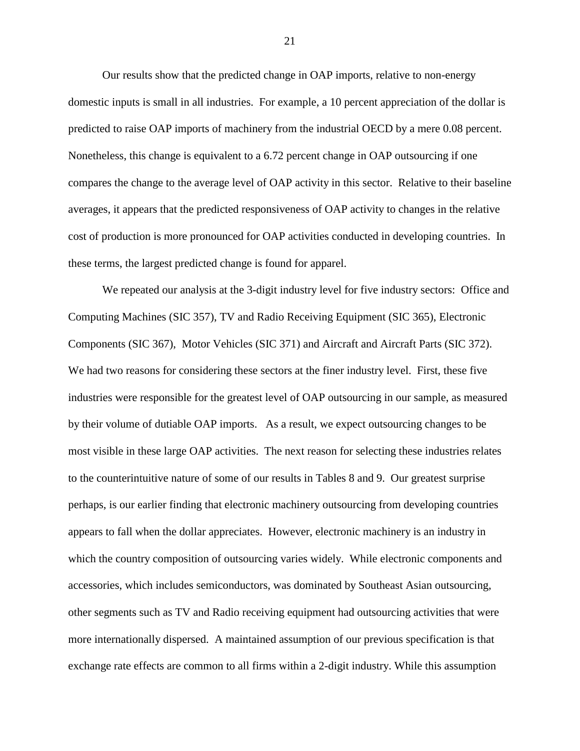Our results show that the predicted change in OAP imports, relative to non-energy domestic inputs is small in all industries. For example, a 10 percent appreciation of the dollar is predicted to raise OAP imports of machinery from the industrial OECD by a mere 0.08 percent. Nonetheless, this change is equivalent to a 6.72 percent change in OAP outsourcing if one compares the change to the average level of OAP activity in this sector. Relative to their baseline averages, it appears that the predicted responsiveness of OAP activity to changes in the relative cost of production is more pronounced for OAP activities conducted in developing countries. In these terms, the largest predicted change is found for apparel.

We repeated our analysis at the 3-digit industry level for five industry sectors: Office and Computing Machines (SIC 357), TV and Radio Receiving Equipment (SIC 365), Electronic Components (SIC 367), Motor Vehicles (SIC 371) and Aircraft and Aircraft Parts (SIC 372). We had two reasons for considering these sectors at the finer industry level. First, these five industries were responsible for the greatest level of OAP outsourcing in our sample, as measured by their volume of dutiable OAP imports. As a result, we expect outsourcing changes to be most visible in these large OAP activities. The next reason for selecting these industries relates to the counterintuitive nature of some of our results in Tables 8 and 9. Our greatest surprise perhaps, is our earlier finding that electronic machinery outsourcing from developing countries appears to fall when the dollar appreciates. However, electronic machinery is an industry in which the country composition of outsourcing varies widely. While electronic components and accessories, which includes semiconductors, was dominated by Southeast Asian outsourcing, other segments such as TV and Radio receiving equipment had outsourcing activities that were more internationally dispersed. A maintained assumption of our previous specification is that exchange rate effects are common to all firms within a 2-digit industry. While this assumption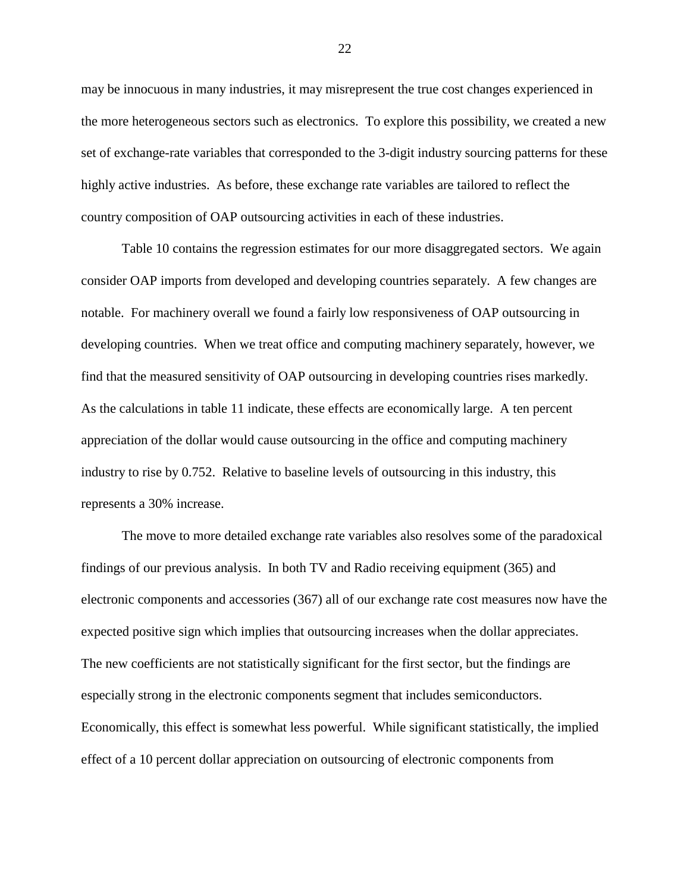may be innocuous in many industries, it may misrepresent the true cost changes experienced in the more heterogeneous sectors such as electronics. To explore this possibility, we created a new set of exchange-rate variables that corresponded to the 3-digit industry sourcing patterns for these highly active industries. As before, these exchange rate variables are tailored to reflect the country composition of OAP outsourcing activities in each of these industries.

Table 10 contains the regression estimates for our more disaggregated sectors. We again consider OAP imports from developed and developing countries separately. A few changes are notable. For machinery overall we found a fairly low responsiveness of OAP outsourcing in developing countries. When we treat office and computing machinery separately, however, we find that the measured sensitivity of OAP outsourcing in developing countries rises markedly. As the calculations in table 11 indicate, these effects are economically large. A ten percent appreciation of the dollar would cause outsourcing in the office and computing machinery industry to rise by 0.752. Relative to baseline levels of outsourcing in this industry, this represents a 30% increase.

The move to more detailed exchange rate variables also resolves some of the paradoxical findings of our previous analysis. In both TV and Radio receiving equipment (365) and electronic components and accessories (367) all of our exchange rate cost measures now have the expected positive sign which implies that outsourcing increases when the dollar appreciates. The new coefficients are not statistically significant for the first sector, but the findings are especially strong in the electronic components segment that includes semiconductors. Economically, this effect is somewhat less powerful. While significant statistically, the implied effect of a 10 percent dollar appreciation on outsourcing of electronic components from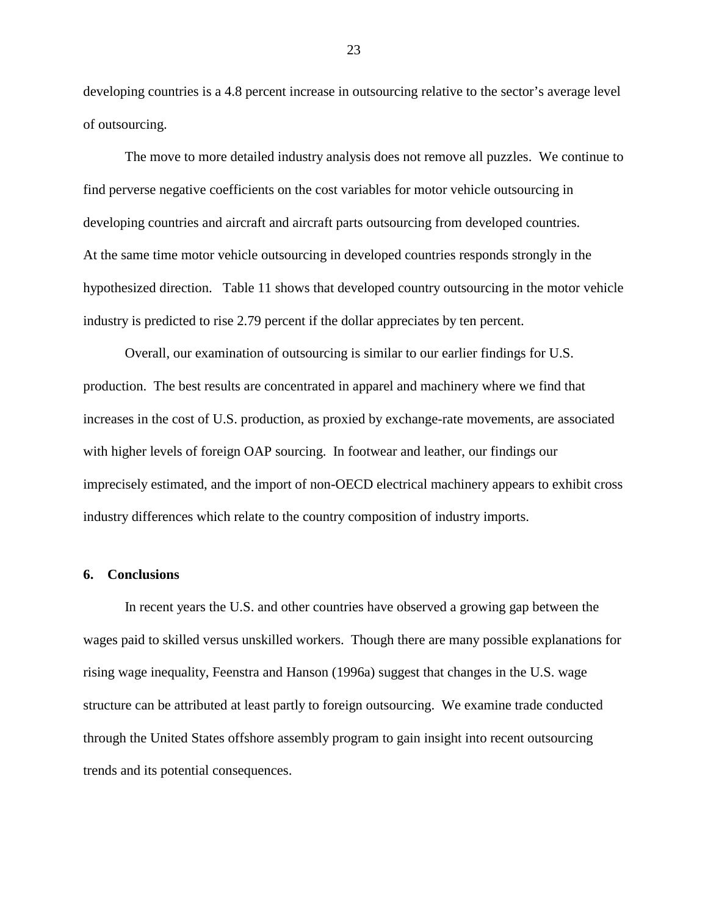developing countries is a 4.8 percent increase in outsourcing relative to the sector's average level of outsourcing.

The move to more detailed industry analysis does not remove all puzzles. We continue to find perverse negative coefficients on the cost variables for motor vehicle outsourcing in developing countries and aircraft and aircraft parts outsourcing from developed countries. At the same time motor vehicle outsourcing in developed countries responds strongly in the hypothesized direction. Table 11 shows that developed country outsourcing in the motor vehicle industry is predicted to rise 2.79 percent if the dollar appreciates by ten percent.

Overall, our examination of outsourcing is similar to our earlier findings for U.S. production. The best results are concentrated in apparel and machinery where we find that increases in the cost of U.S. production, as proxied by exchange-rate movements, are associated with higher levels of foreign OAP sourcing. In footwear and leather, our findings our imprecisely estimated, and the import of non-OECD electrical machinery appears to exhibit cross industry differences which relate to the country composition of industry imports.

## 6. Conclusions

In recent years the U.S. and other countries have observed a growing gap between the wages paid to skilled versus unskilled workers. Though there are many possible explanations for rising wage inequality, Feenstra and Hanson (1996a) suggest that changes in the U.S. wage structure can be attributed at least partly to foreign outsourcing. We examine trade conducted through the United States offshore assembly program to gain insight into recent outsourcing trends and its potential consequences.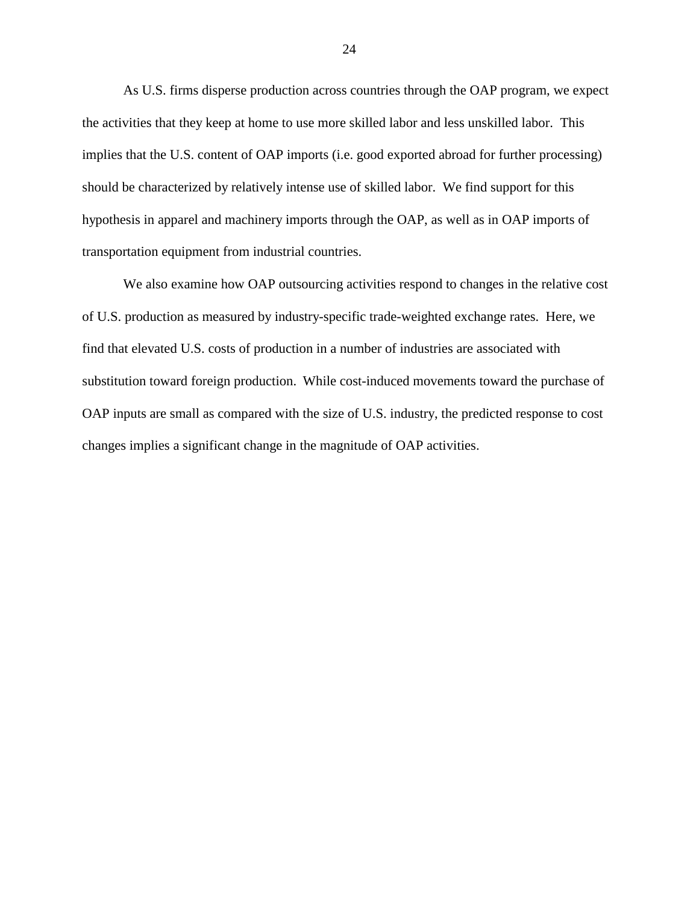As U.S. firms disperse production across countries through the OAP program, we expect the activities that they keep at home to use more skilled labor and less unskilled labor. This implies that the U.S. content of OAP imports (i.e. good exported abroad for further processing) should be characterized by relatively intense use of skilled labor. We find support for this hypothesis in apparel and machinery imports through the OAP, as well as in OAP imports of transportation equipment from industrial countries.

We also examine how OAP outsourcing activities respond to changes in the relative cost of U.S. production as measured by industry-specific trade-weighted exchange rates. Here, we find that elevated U.S. costs of production in a number of industries are associated with substitution toward foreign production. While cost-induced movements toward the purchase of OAP inputs are small as compared with the size of U.S. industry, the predicted response to cost changes implies a significant change in the magnitude of OAP activities.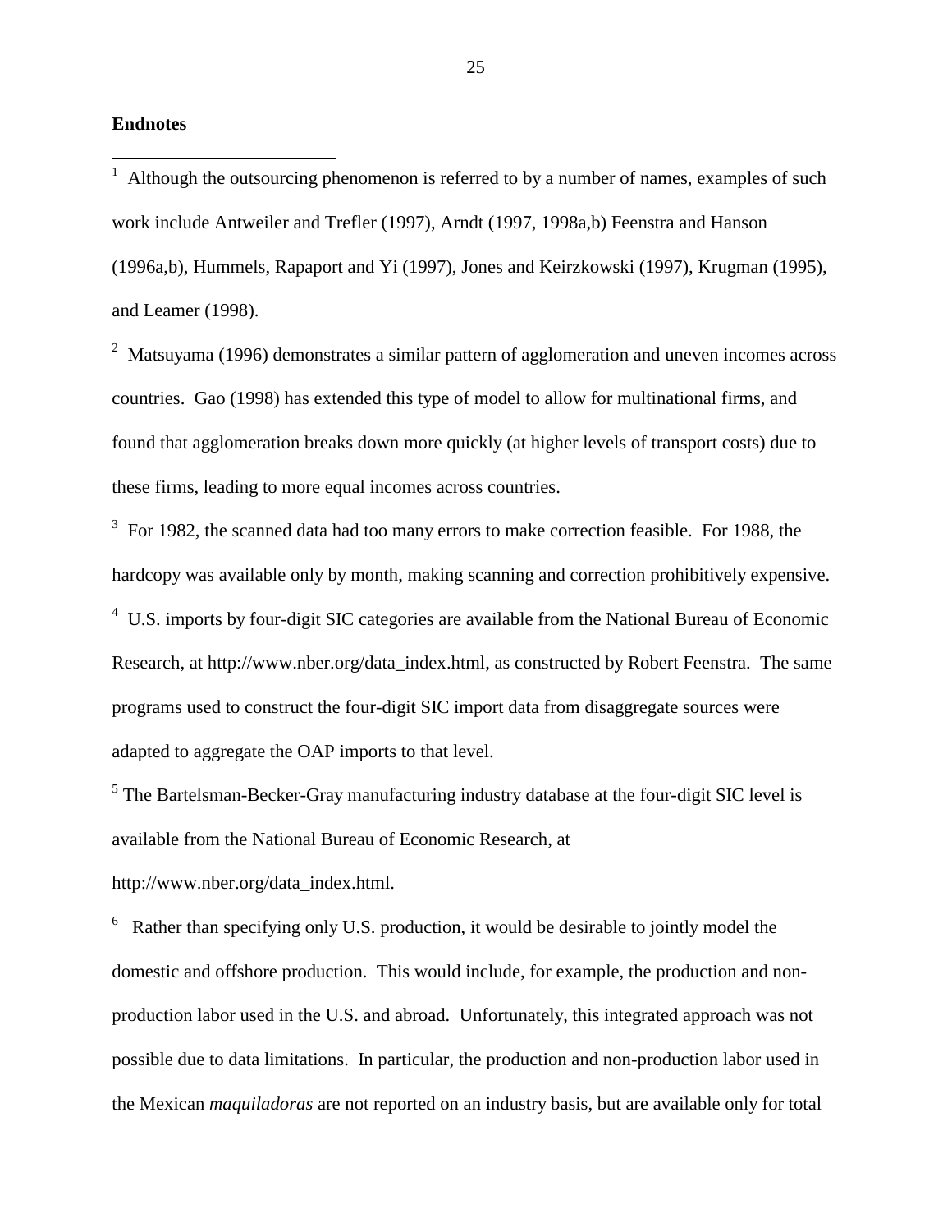**Endnotes**

[1] Although the outsourcing phenomenon is referred to by a number of names, examples of such work include Antweiler and Trefler (1997), Arndt (1997, 1998a,b) Feenstra and Hanson (1996a,b), Hummels, Rapaport and Yi (1997), Jones and Keirzkowski (1997), Krugman (1995), and Leamer (1998).

[2] Matsuyama (1996) demonstrates a similar pattern of agglomeration and uneven incomes across countries. Gao (1998) has extended this type of model to allow for multinational firms, and found that agglomeration breaks down more quickly (at higher levels of transport costs) due to these firms, leading to more equal incomes across countries.

[3] For 1982, the scanned data had too many errors to make correction feasible. For 1988, the hardcopy was available only by month, making scanning and correction prohibitively expensive.

[4] U.S. imports by four-digit SIC categories are available from the National Bureau of Economic Research, at http://www.nber.org/data_index.html, as constructed by Robert Feenstra. The same programs used to construct the four-digit SIC import data from disaggregate sources were adapted to aggregate the OAP imports to that level.

[5] The Bartelsman-Becker-Gray manufacturing industry database at the four-digit SIC level is available from the National Bureau of Economic Research, at http://www.nber.org/data_index.html.

[6] Rather than specifying only U.S. production, it would be desirable to jointly model the domestic and offshore production. This would include, for example, the production and non-production labor used in the U.S. and abroad. Unfortunately, this integrated approach was not possible due to data limitations. In particular, the production and non-production labor used in the Mexican *maquiladoras* are not reported on an industry basis, but are available only for total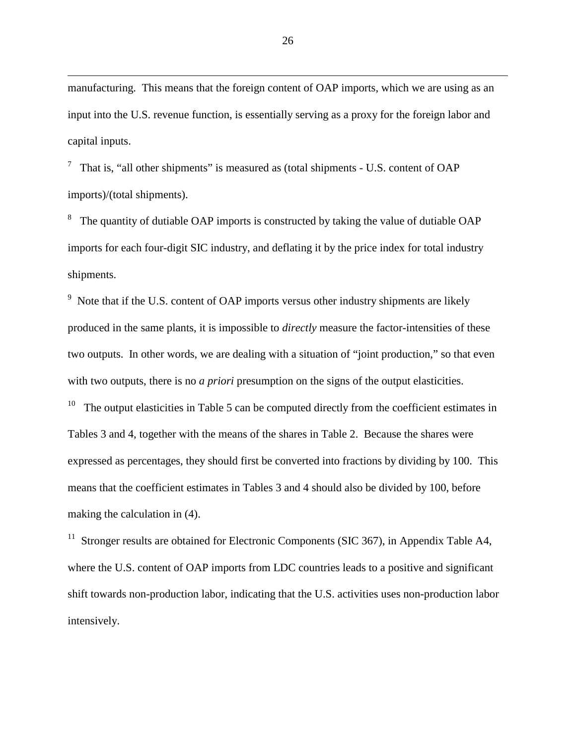manufacturing. This means that the foreign content of OAP imports, which we are using as an input into the U.S. revenue function, is essentially serving as a proxy for the foreign labor and capital inputs.

[7] That is, "all other shipments" is measured as (total shipments - U.S. content of OAP imports)/(total shipments).

[8] The quantity of dutiable OAP imports is constructed by taking the value of dutiable OAP imports for each four-digit SIC industry, and deflating it by the price index for total industry shipments.

[9] Note that if the U.S. content of OAP imports versus other industry shipments are likely produced in the same plants, it is impossible to *directly* measure the factor-intensities of these two outputs. In other words, we are dealing with a situation of "joint production," so that even with two outputs, there is no *a priori* presumption on the signs of the output elasticities.

[10] The output elasticities in Table 5 can be computed directly from the coefficient estimates in Tables 3 and 4, together with the means of the shares in Table 2. Because the shares were expressed as percentages, they should first be converted into fractions by dividing by 100. This means that the coefficient estimates in Tables 3 and 4 should also be divided by 100, before making the calculation in (4).

[11] Stronger results are obtained for Electronic Components (SIC 367), in Appendix Table A4, where the U.S. content of OAP imports from LDC countries leads to a positive and significant shift towards non-production labor, indicating that the U.S. activities uses non-production labor intensively.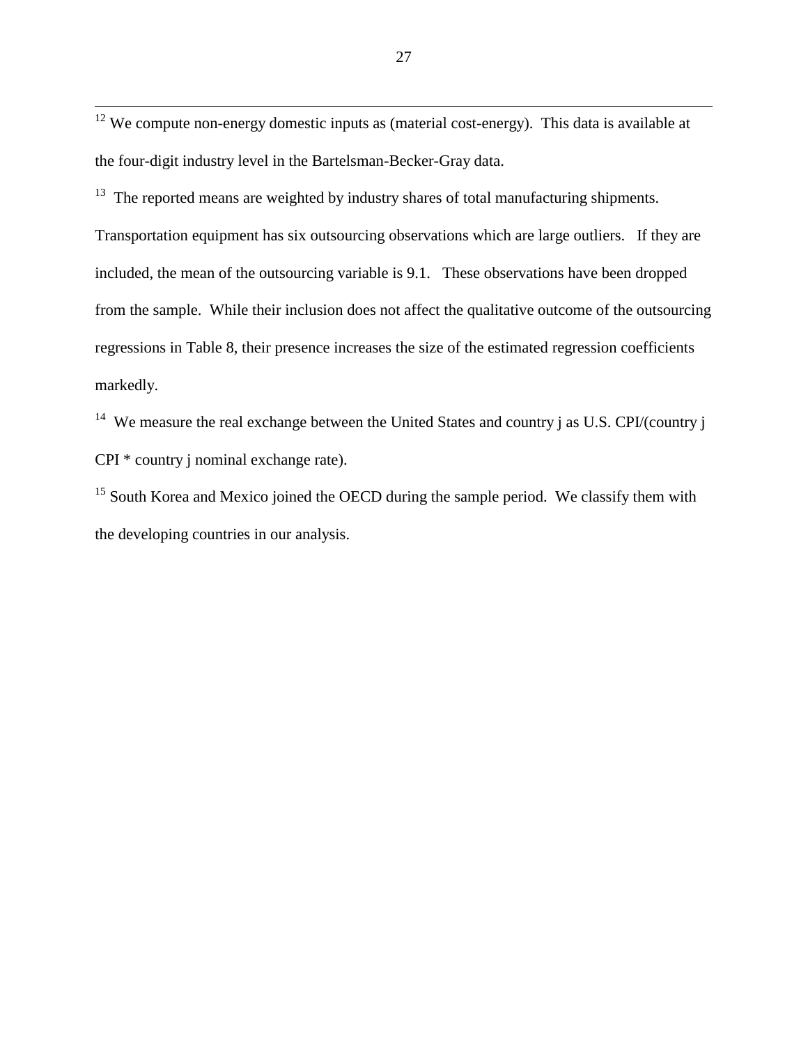[12] We compute non-energy domestic inputs as (material cost-energy). This data is available at the four-digit industry level in the Bartelsman-Becker-Gray data.

[13] The reported means are weighted by industry shares of total manufacturing shipments. Transportation equipment has six outsourcing observations which are large outliers. If they are included, the mean of the outsourcing variable is 9.1. These observations have been dropped from the sample. While their inclusion does not affect the qualitative outcome of the outsourcing regressions in Table 8, their presence increases the size of the estimated regression coefficients markedly.

[14] We measure the real exchange between the United States and country j as U.S. CPI/(country j CPI * country j nominal exchange rate).

[15] South Korea and Mexico joined the OECD during the sample period. We classify them with the developing countries in our analysis.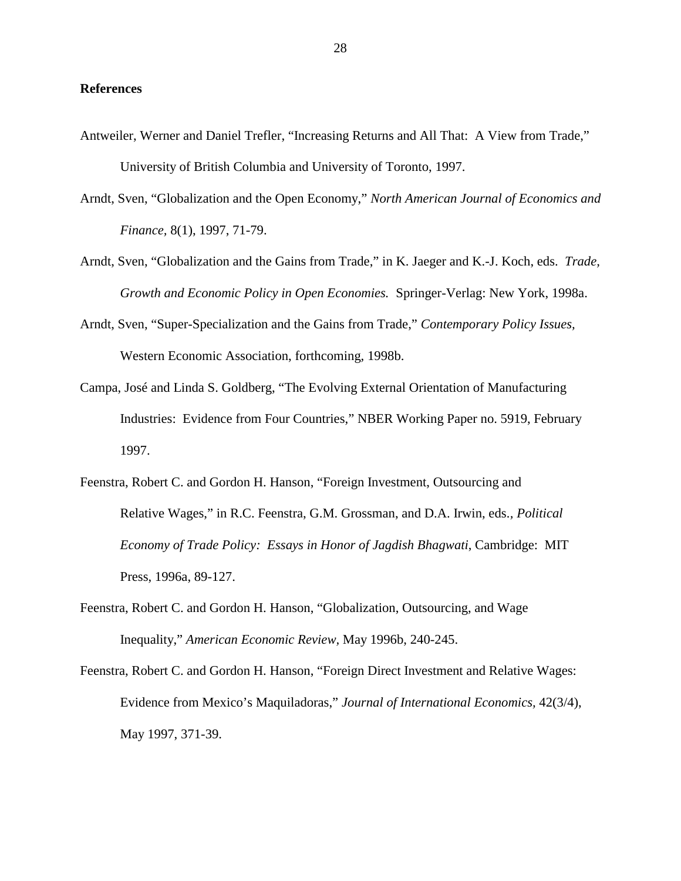**References**

Antweiler, Werner and Daniel Trefler, "Increasing Returns and All That: A View from Trade," University of British Columbia and University of Toronto, 1997.

Arndt, Sven, "Globalization and the Open Economy," *North American Journal of Economics and Finance*, 8(1), 1997, 71-79.

Arndt, Sven, "Globalization and the Gains from Trade," in K. Jaeger and K.-J. Koch, eds. *Trade, Growth and Economic Policy in Open Economies.* Springer-Verlag: New York, 1998a.

Arndt, Sven, "Super-Specialization and the Gains from Trade," *Contemporary Policy Issues*, Western Economic Association, forthcoming, 1998b.

Campa, José and Linda S. Goldberg, "The Evolving External Orientation of Manufacturing Industries: Evidence from Four Countries," NBER Working Paper no. 5919, February 1997.

Feenstra, Robert C. and Gordon H. Hanson, "Foreign Investment, Outsourcing and Relative Wages," in R.C. Feenstra, G.M. Grossman, and D.A. Irwin, eds., *Political Economy of Trade Policy: Essays in Honor of Jagdish Bhagwati*, Cambridge: MIT Press, 1996a, 89-127.

Feenstra, Robert C. and Gordon H. Hanson, "Globalization, Outsourcing, and Wage Inequality," *American Economic Review*, May 1996b, 240-245.

Feenstra, Robert C. and Gordon H. Hanson, "Foreign Direct Investment and Relative Wages: Evidence from Mexico's Maquiladoras," *Journal of International Economics*, 42(3/4), May 1997, 371-39.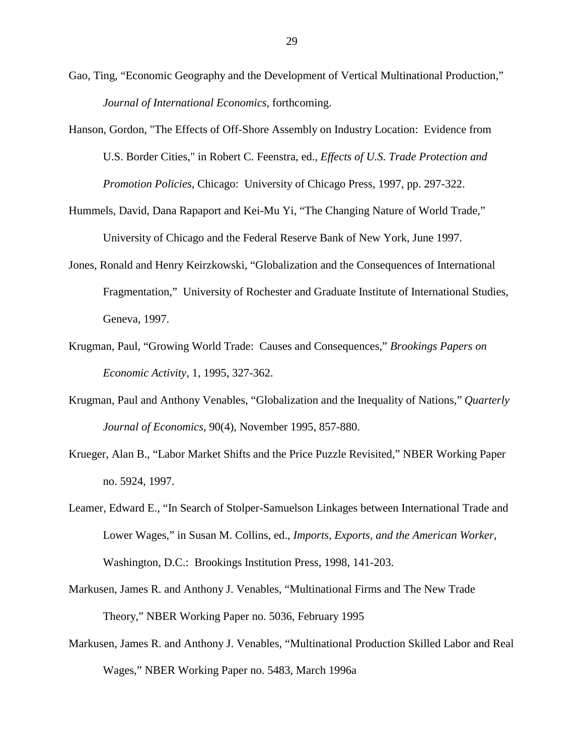Gao, Ting, "Economic Geography and the Development of Vertical Multinational Production," *Journal of International Economics,* forthcoming.

Hanson, Gordon, "The Effects of Off-Shore Assembly on Industry Location: Evidence from U.S. Border Cities," in Robert C. Feenstra, ed., *Effects of U.S. Trade Protection and Promotion Policies*, Chicago: University of Chicago Press, 1997, pp. 297-322.

Hummels, David, Dana Rapaport and Kei-Mu Yi, "The Changing Nature of World Trade," University of Chicago and the Federal Reserve Bank of New York, June 1997.

Jones, Ronald and Henry Keirzkowski, "Globalization and the Consequences of International Fragmentation," University of Rochester and Graduate Institute of International Studies, Geneva, 1997.

Krugman, Paul, "Growing World Trade: Causes and Consequences," *Brookings Papers on Economic Activity,* 1, 1995, 327-362.

Krugman, Paul and Anthony Venables, "Globalization and the Inequality of Nations," *Quarterly Journal of Economics,* 90(4), November 1995, 857-880.

Krueger, Alan B., "Labor Market Shifts and the Price Puzzle Revisited," NBER Working Paper no. 5924, 1997.

Leamer, Edward E., "In Search of Stolper-Samuelson Linkages between International Trade and Lower Wages," in Susan M. Collins, ed., *Imports, Exports, and the American Worker*, Washington, D.C.: Brookings Institution Press, 1998, 141-203.

Markusen, James R. and Anthony J. Venables, "Multinational Firms and The New Trade Theory," NBER Working Paper no. 5036, February 1995

Markusen, James R. and Anthony J. Venables, "Multinational Production Skilled Labor and Real Wages," NBER Working Paper no. 5483, March 1996a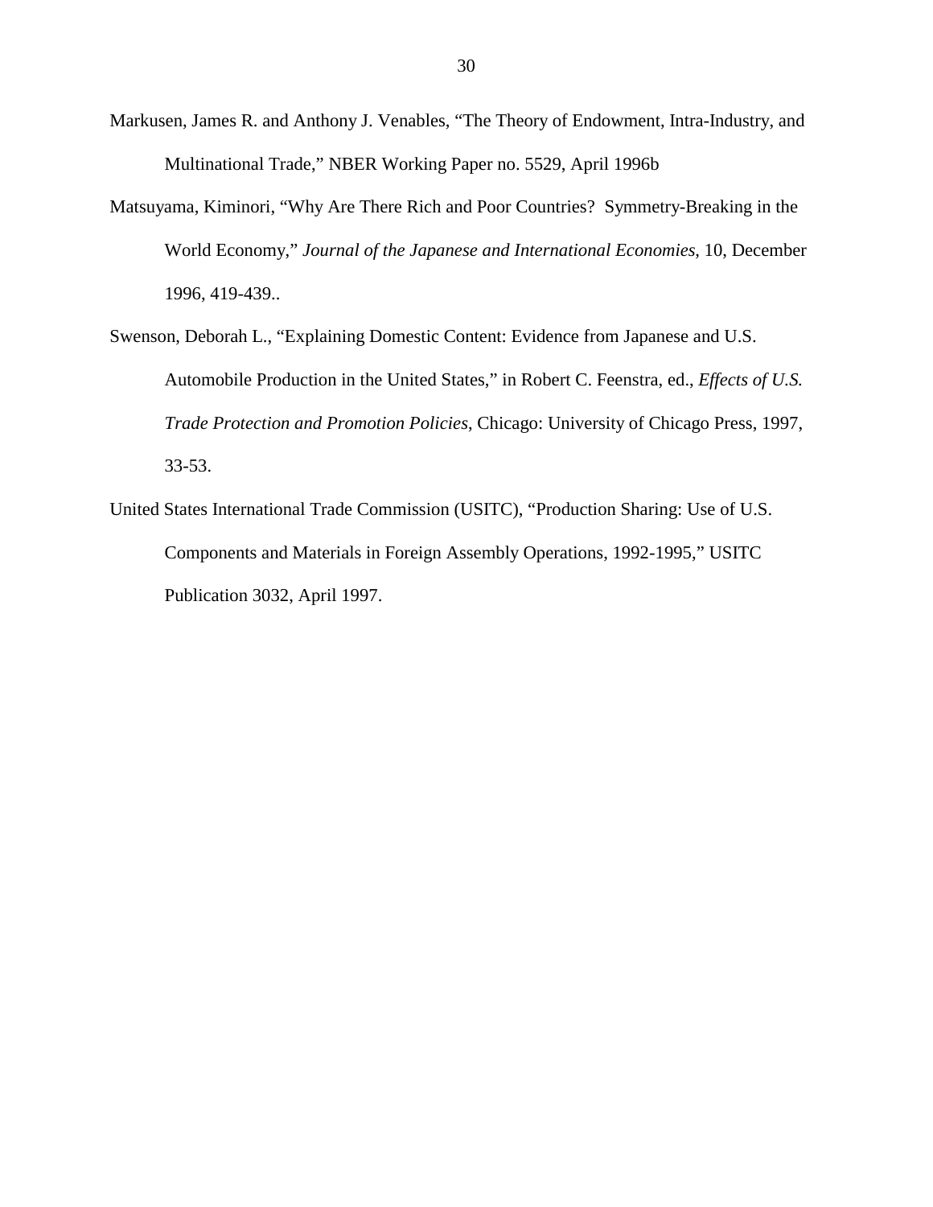Markusen, James R. and Anthony J. Venables, “The Theory of Endowment, Intra-Industry, and Multinational Trade,” NBER Working Paper no. 5529, April 1996b

Matsuyama, Kiminori, “Why Are There Rich and Poor Countries? Symmetry-Breaking in the World Economy,” *Journal of the Japanese and International Economies*, 10, December 1996, 419-439..

Swenson, Deborah L., “Explaining Domestic Content: Evidence from Japanese and U.S. Automobile Production in the United States,” in Robert C. Feenstra, ed., *Effects of U.S. Trade Protection and Promotion Policies*, Chicago: University of Chicago Press, 1997, 33-53.

United States International Trade Commission (USITC), “Production Sharing: Use of U.S. Components and Materials in Foreign Assembly Operations, 1992-1995,” USITC Publication 3032, April 1997.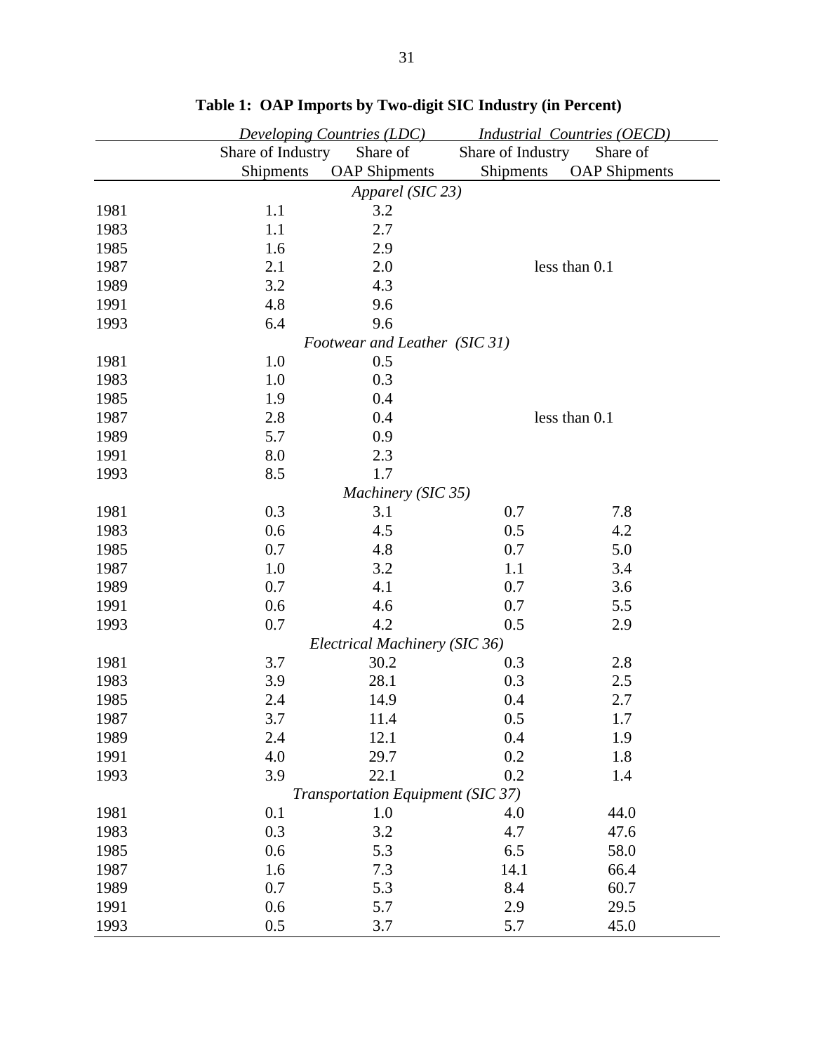**Table 1: OAP Imports by Two-digit SIC Industry (in Percent)**

| | *Developing Countries (LDC)* | | *Industrial Countries (OECD)* | |
|---|---|---|---|---|
| | Share of Industry Shipments | Share of OAP Shipments | Share of Industry Shipments | Share of OAP Shipments |
| | *Apparel (SIC 23)* | | | |
| 1981 | 1.1 | 3.2 | | |
| 1983 | 1.1 | 2.7 | | |
| 1985 | 1.6 | 2.9 | | |
| 1987 | 2.1 | 2.0 | less than 0.1 | |
| 1989 | 3.2 | 4.3 | | |
| 1991 | 4.8 | 9.6 | | |
| 1993 | 6.4 | 9.6 | | |
| | *Footwear and Leather (SIC 31)* | | | |
| 1981 | 1.0 | 0.5 | | |
| 1983 | 1.0 | 0.3 | | |
| 1985 | 1.9 | 0.4 | | |
| 1987 | 2.8 | 0.4 | less than 0.1 | |
| 1989 | 5.7 | 0.9 | | |
| 1991 | 8.0 | 2.3 | | |
| 1993 | 8.5 | 1.7 | | |
| | *Machinery (SIC 35)* | | | |
| 1981 | 0.3 | 3.1 | 0.7 | 7.8 |
| 1983 | 0.6 | 4.5 | 0.5 | 4.2 |
| 1985 | 0.7 | 4.8 | 0.7 | 5.0 |
| 1987 | 1.0 | 3.2 | 1.1 | 3.4 |
| 1989 | 0.7 | 4.1 | 0.7 | 3.6 |
| 1991 | 0.6 | 4.6 | 0.7 | 5.5 |
| 1993 | 0.7 | 4.2 | 0.5 | 2.9 |
| | *Electrical Machinery (SIC 36)* | | | |
| 1981 | 3.7 | 30.2 | 0.3 | 2.8 |
| 1983 | 3.9 | 28.1 | 0.3 | 2.5 |
| 1985 | 2.4 | 14.9 | 0.4 | 2.7 |
| 1987 | 3.7 | 11.4 | 0.5 | 1.7 |
| 1989 | 2.4 | 12.1 | 0.4 | 1.9 |
| 1991 | 4.0 | 29.7 | 0.2 | 1.8 |
| 1993 | 3.9 | 22.1 | 0.2 | 1.4 |
| | *Transportation Equipment (SIC 37)* | | | |
| 1981 | 0.1 | 1.0 | 4.0 | 44.0 |
| 1983 | 0.3 | 3.2 | 4.7 | 47.6 |
| 1985 | 0.6 | 5.3 | 6.5 | 58.0 |
| 1987 | 1.6 | 7.3 | 14.1 | 66.4 |
| 1989 | 0.7 | 5.3 | 8.4 | 60.7 |
| 1991 | 0.6 | 5.7 | 2.9 | 29.5 |
| 1993 | 0.5 | 3.7 | 5.7 | 45.0 |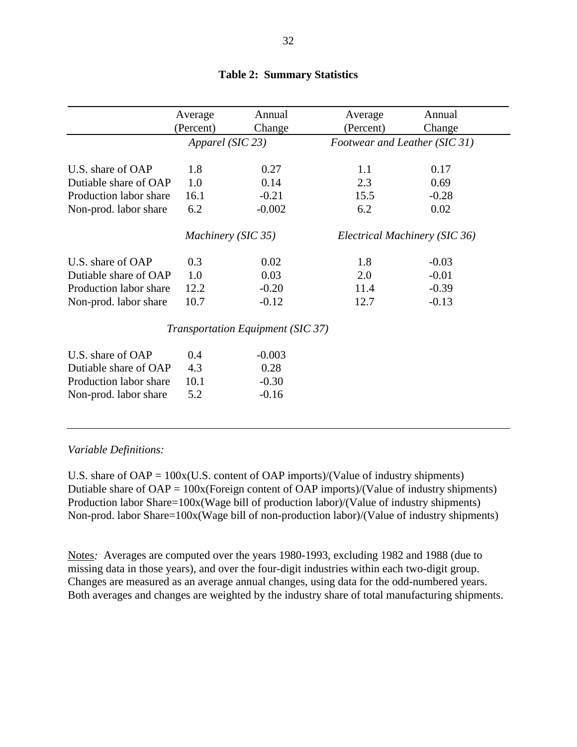**Table 2: Summary Statistics**

| | Average (Percent) | Annual Change | Average (Percent) | Annual Change |
|---|---|---|---|---|
| | *Apparel (SIC 23)* | | *Footwear and Leather (SIC 31)* | |
| U.S. share of OAP | 1.8 | 0.27 | 1.1 | 0.17 |
| Dutiable share of OAP | 1.0 | 0.14 | 2.3 | 0.69 |
| Production labor share | 16.1 | -0.21 | 15.5 | -0.28 |
| Non-prod. labor share | 6.2 | -0.002 | 6.2 | 0.02 |
| | *Machinery (SIC 35)* | | *Electrical Machinery (SIC 36)* | |
| U.S. share of OAP | 0.3 | 0.02 | 1.8 | -0.03 |
| Dutiable share of OAP | 1.0 | 0.03 | 2.0 | -0.01 |
| Production labor share | 12.2 | -0.20 | 11.4 | -0.39 |
| Non-prod. labor share | 10.7 | -0.12 | 12.7 | -0.13 |
| | *Transportation Equipment (SIC 37)* | | | |
| U.S. share of OAP | 0.4 | -0.003 | | |
| Dutiable share of OAP | 4.3 | 0.28 | | |
| Production labor share | 10.1 | -0.30 | | |
| Non-prod. labor share | 5.2 | -0.16 | | |

*Variable Definitions:*

U.S. share of OAP = 100x(U.S. content of OAP imports)/(Value of industry shipments)
Dutiable share of OAP = 100x(Foreign content of OAP imports)/(Value of industry shipments)
Production labor Share=100x(Wage bill of production labor)/(Value of industry shipments)
Non-prod. labor Share=100x(Wage bill of non-production labor)/(Value of industry shipments)

Notes*:* Averages are computed over the years 1980-1993, excluding 1982 and 1988 (due to missing data in those years), and over the four-digit industries within each two-digit group. Changes are measured as an average annual changes, using data for the odd-numbered years. Both averages and changes are weighted by the industry share of total manufacturing shipments.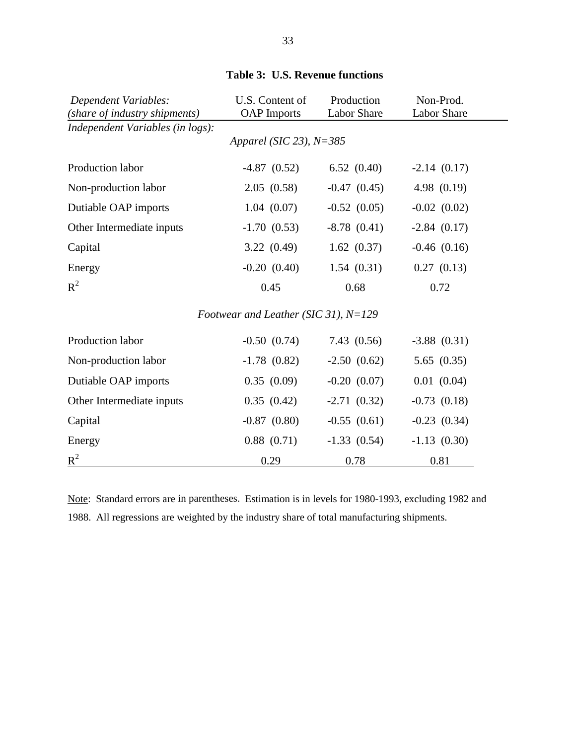**Table 3: U.S. Revenue functions**

| *Dependent Variables: (share of industry shipments)* | U.S. Content of OAP Imports | Production Labor Share | Non-Prod. Labor Share |
|---|---|---|---|
| *Independent Variables (in logs):* | | | |
| | *Apparel (SIC 23), N=385* | | |
| Production labor | -4.87 (0.52) | 6.52 (0.40) | -2.14 (0.17) |
| Non-production labor | 2.05 (0.58) | -0.47 (0.45) | 4.98 (0.19) |
| Dutiable OAP imports | 1.04 (0.07) | -0.52 (0.05) | -0.02 (0.02) |
| Other Intermediate inputs | -1.70 (0.53) | -8.78 (0.41) | -2.84 (0.17) |
| Capital | 3.22 (0.49) | 1.62 (0.37) | -0.46 (0.16) |
| Energy | -0.20 (0.40) | 1.54 (0.31) | 0.27 (0.13) |
| $R^2$ | 0.45 | 0.68 | 0.72 |
| | *Footwear and Leather (SIC 31), N=129* | | |
| Production labor | -0.50 (0.74) | 7.43 (0.56) | -3.88 (0.31) |
| Non-production labor | -1.78 (0.82) | -2.50 (0.62) | 5.65 (0.35) |
| Dutiable OAP imports | 0.35 (0.09) | -0.20 (0.07) | 0.01 (0.04) |
| Other Intermediate inputs | 0.35 (0.42) | -2.71 (0.32) | -0.73 (0.18) |
| Capital | -0.87 (0.80) | -0.55 (0.61) | -0.23 (0.34) |
| Energy | 0.88 (0.71) | -1.33 (0.54) | -1.13 (0.30) |
| $R^2$ | 0.29 | 0.78 | 0.81 |

Note: Standard errors are in parentheses. Estimation is in levels for 1980-1993, excluding 1982 and 1988. All regressions are weighted by the industry share of total manufacturing shipments.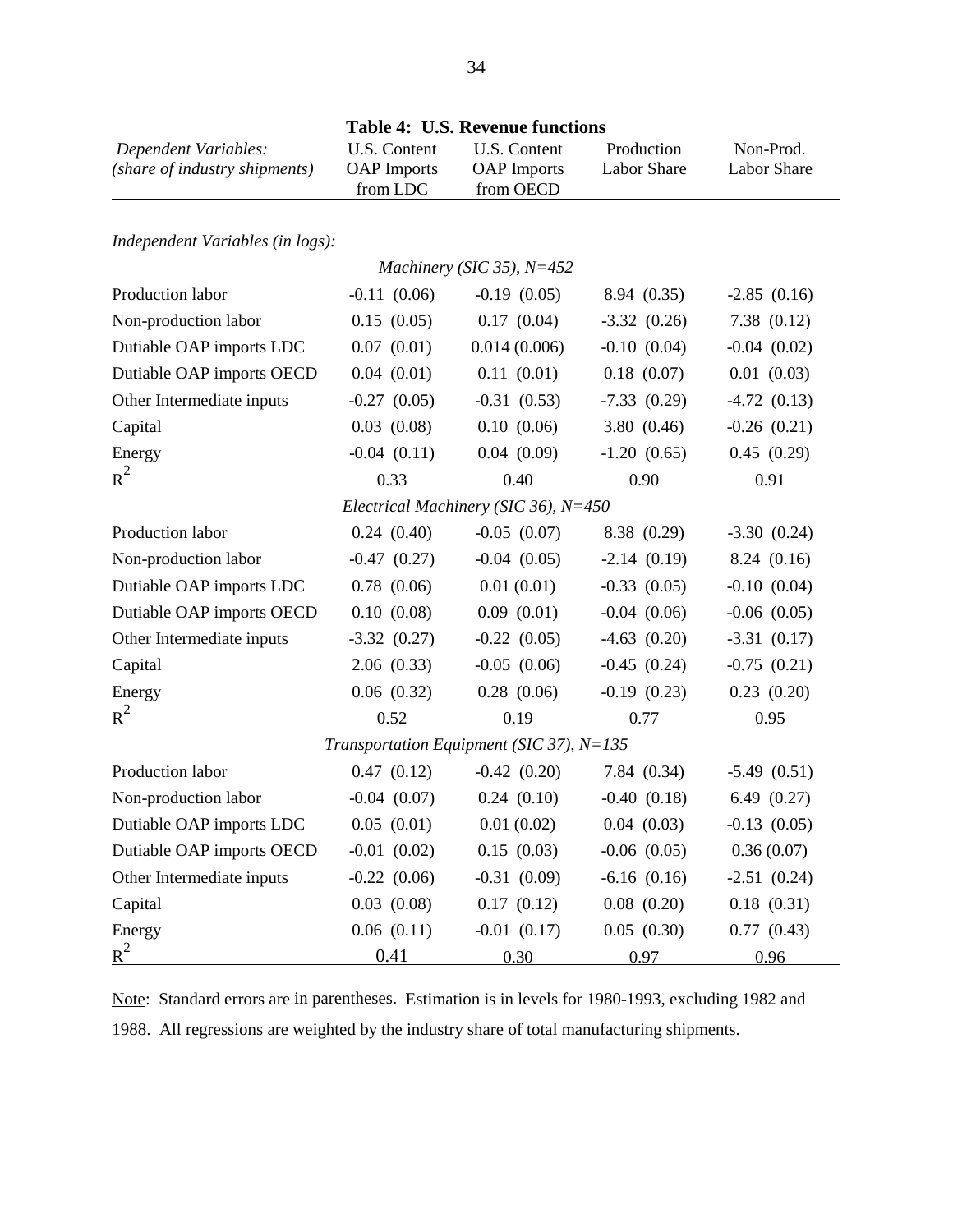**Table 4: U.S. Revenue functions**

| *Dependent Variables: (share of industry shipments)* | U.S. Content OAP Imports from LDC | U.S. Content OAP Imports from OECD | Production Labor Share | Non-Prod. Labor Share |
|---|---|---|---|---|
| *Independent Variables (in logs):* | | | | |
| | | *Machinery (SIC 35), N=452* | | |
| Production labor | -0.11 (0.06) | -0.19 (0.05) | 8.94 (0.35) | -2.85 (0.16) |
| Non-production labor | 0.15 (0.05) | 0.17 (0.04) | -3.32 (0.26) | 7.38 (0.12) |
| Dutiable OAP imports LDC | 0.07 (0.01) | 0.014 (0.006) | -0.10 (0.04) | -0.04 (0.02) |
| Dutiable OAP imports OECD | 0.04 (0.01) | 0.11 (0.01) | 0.18 (0.07) | 0.01 (0.03) |
| Other Intermediate inputs | -0.27 (0.05) | -0.31 (0.53) | -7.33 (0.29) | -4.72 (0.13) |
| Capital | 0.03 (0.08) | 0.10 (0.06) | 3.80 (0.46) | -0.26 (0.21) |
| Energy | -0.04 (0.11) | 0.04 (0.09) | -1.20 (0.65) | 0.45 (0.29) |
| $R^2$ | 0.33 | 0.40 | 0.90 | 0.91 |
| | | *Electrical Machinery (SIC 36), N=450* | | |
| Production labor | 0.24 (0.40) | -0.05 (0.07) | 8.38 (0.29) | -3.30 (0.24) |
| Non-production labor | -0.47 (0.27) | -0.04 (0.05) | -2.14 (0.19) | 8.24 (0.16) |
| Dutiable OAP imports LDC | 0.78 (0.06) | 0.01 (0.01) | -0.33 (0.05) | -0.10 (0.04) |
| Dutiable OAP imports OECD | 0.10 (0.08) | 0.09 (0.01) | -0.04 (0.06) | -0.06 (0.05) |
| Other Intermediate inputs | -3.32 (0.27) | -0.22 (0.05) | -4.63 (0.20) | -3.31 (0.17) |
| Capital | 2.06 (0.33) | -0.05 (0.06) | -0.45 (0.24) | -0.75 (0.21) |
| Energy | 0.06 (0.32) | 0.28 (0.06) | -0.19 (0.23) | 0.23 (0.20) |
| $R^2$ | 0.52 | 0.19 | 0.77 | 0.95 |
| | | *Transportation Equipment (SIC 37), N=135* | | |
| Production labor | 0.47 (0.12) | -0.42 (0.20) | 7.84 (0.34) | -5.49 (0.51) |
| Non-production labor | -0.04 (0.07) | 0.24 (0.10) | -0.40 (0.18) | 6.49 (0.27) |
| Dutiable OAP imports LDC | 0.05 (0.01) | 0.01 (0.02) | 0.04 (0.03) | -0.13 (0.05) |
| Dutiable OAP imports OECD | -0.01 (0.02) | 0.15 (0.03) | -0.06 (0.05) | 0.36 (0.07) |
| Other Intermediate inputs | -0.22 (0.06) | -0.31 (0.09) | -6.16 (0.16) | -2.51 (0.24) |
| Capital | 0.03 (0.08) | 0.17 (0.12) | 0.08 (0.20) | 0.18 (0.31) |
| Energy | 0.06 (0.11) | -0.01 (0.17) | 0.05 (0.30) | 0.77 (0.43) |
| $R^2$ | 0.41 | 0.30 | 0.97 | 0.96 |

Note: Standard errors are in parentheses. Estimation is in levels for 1980-1993, excluding 1982 and 1988. All regressions are weighted by the industry share of total manufacturing shipments.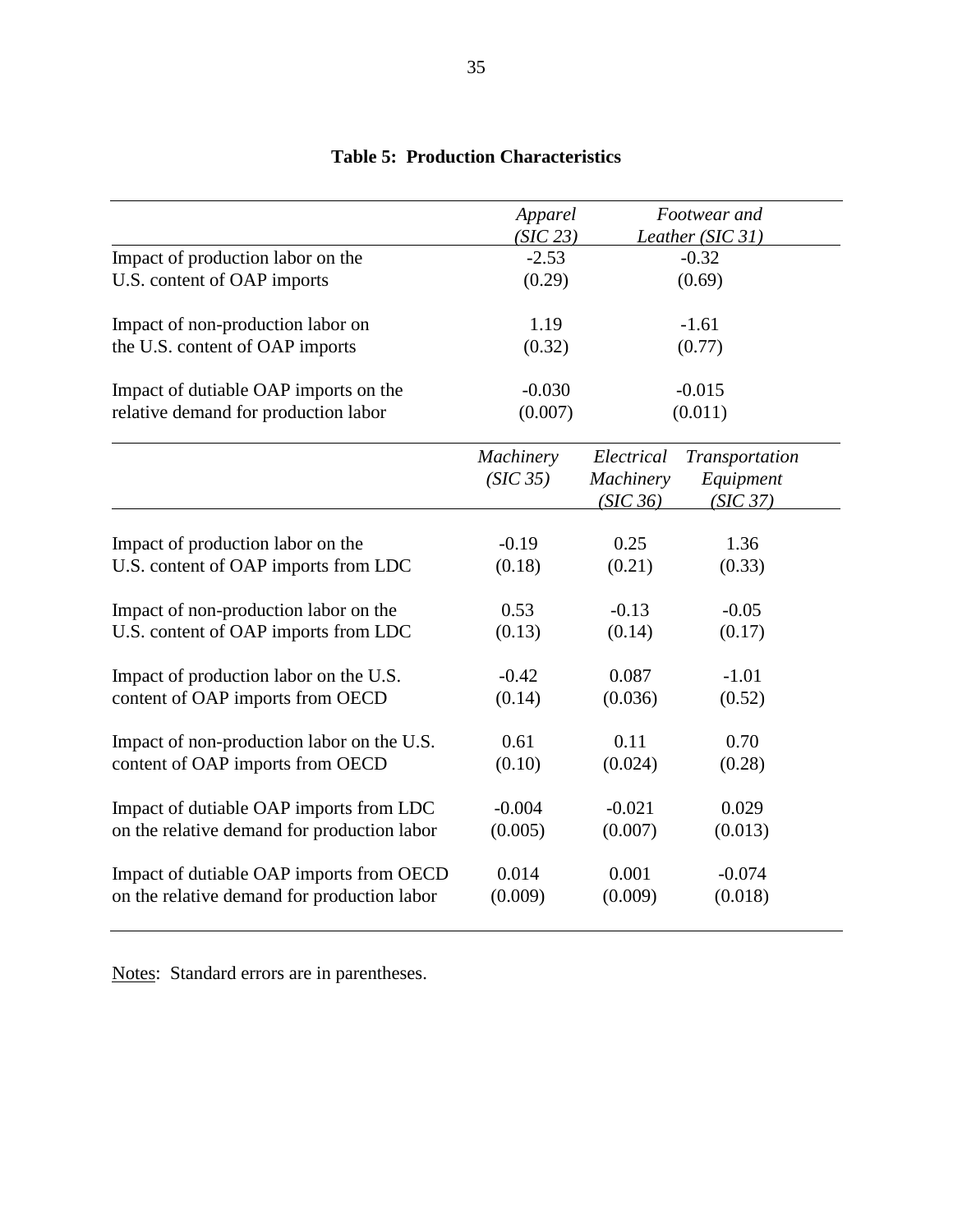**Table 5: Production Characteristics**

| | *Apparel (SIC 23)* | *Footwear and Leather (SIC 31)* |
|---|---|---|
| Impact of production labor on the U.S. content of OAP imports | -2.53 (0.29) | -0.32 (0.69) |
| Impact of non-production labor on the U.S. content of OAP imports | 1.19 (0.32) | -1.61 (0.77) |
| Impact of dutiable OAP imports on the relative demand for production labor | -0.030 (0.007) | -0.015 (0.011) |

| | *Machinery (SIC 35)* | *Electrical Machinery (SIC 36)* | *Transportation Equipment (SIC 37)* |
|---|---|---|---|
| Impact of production labor on the U.S. content of OAP imports from LDC | -0.19 (0.18) | 0.25 (0.21) | 1.36 (0.33) |
| Impact of non-production labor on the U.S. content of OAP imports from LDC | 0.53 (0.13) | -0.13 (0.14) | -0.05 (0.17) |
| Impact of production labor on the U.S. content of OAP imports from OECD | -0.42 (0.14) | 0.087 (0.036) | -1.01 (0.52) |
| Impact of non-production labor on the U.S. content of OAP imports from OECD | 0.61 (0.10) | 0.11 (0.024) | 0.70 (0.28) |
| Impact of dutiable OAP imports from LDC on the relative demand for production labor | -0.004 (0.005) | -0.021 (0.007) | 0.029 (0.013) |
| Impact of dutiable OAP imports from OECD on the relative demand for production labor | 0.014 (0.009) | 0.001 (0.009) | -0.074 (0.018) |

Notes: Standard errors are in parentheses.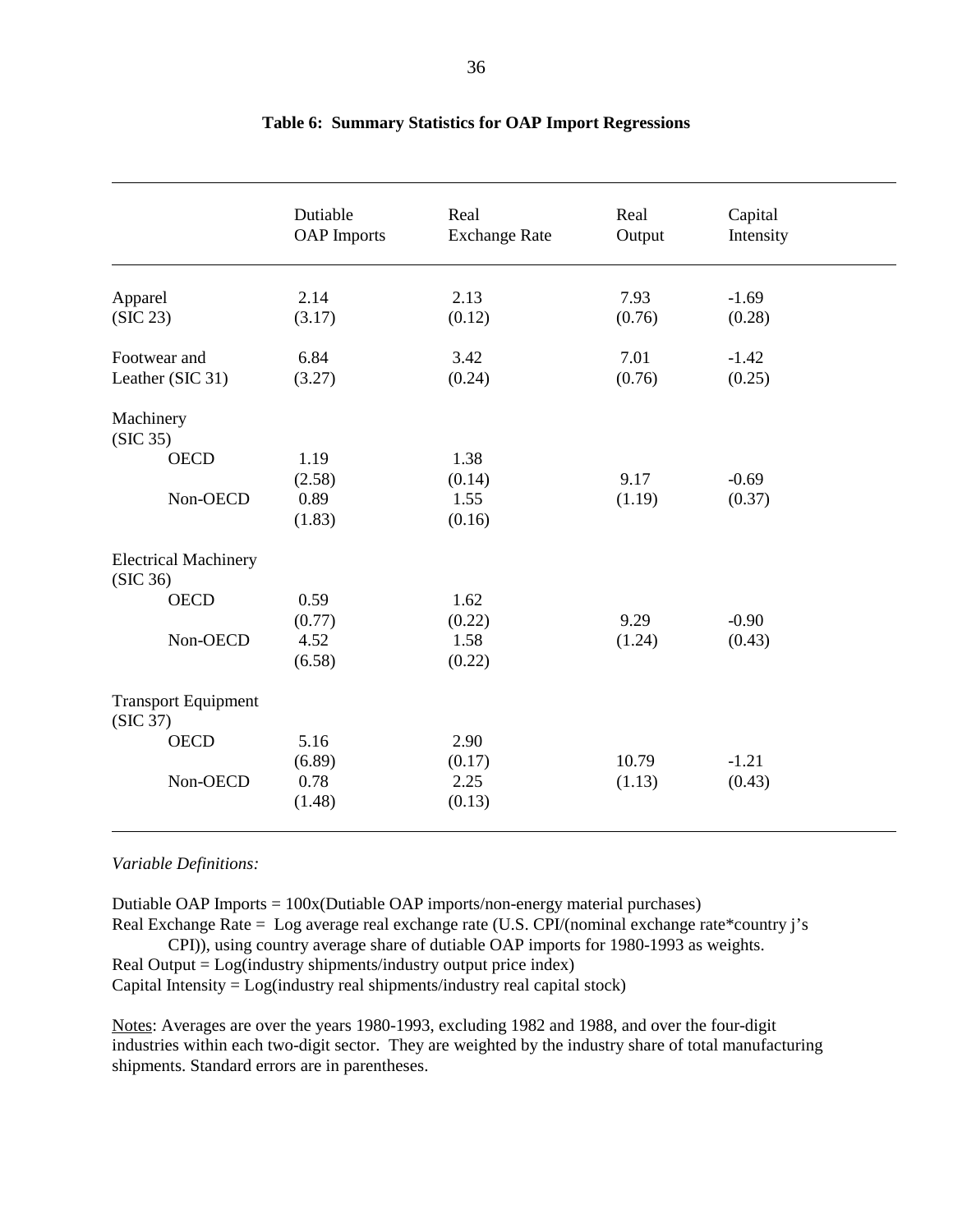**Table 6: Summary Statistics for OAP Import Regressions**

| | Dutiable OAP Imports | Real Exchange Rate | Real Output | Capital Intensity |
|---|---|---|---|---|
| Apparel (SIC 23) | 2.14 (3.17) | 2.13 (0.12) | 7.93 (0.76) | -1.69 (0.28) |
| Footwear and Leather (SIC 31) | 6.84 (3.27) | 3.42 (0.24) | 7.01 (0.76) | -1.42 (0.25) |
| Machinery (SIC 35) | | | | |
| OECD | 1.19 (2.58) | 1.38 (0.14) | 9.17 (1.19) | -0.69 (0.37) |
| Non-OECD | 0.89 (1.83) | 1.55 (0.16) | | |
| Electrical Machinery (SIC 36) | | | | |
| OECD | 0.59 (0.77) | 1.62 (0.22) | 9.29 (1.24) | -0.90 (0.43) |
| Non-OECD | 4.52 (6.58) | 1.58 (0.22) | | |
| Transport Equipment (SIC 37) | | | | |
| OECD | 5.16 (6.89) | 2.90 (0.17) | 10.79 (1.13) | -1.21 (0.43) |
| Non-OECD | 0.78 (1.48) | 2.25 (0.13) | | |

*Variable Definitions:*

Dutiable OAP Imports = 100x(Dutiable OAP imports/non-energy material purchases)
Real Exchange Rate = Log average real exchange rate (U.S. CPI/(nominal exchange rate*country j's CPI)), using country average share of dutiable OAP imports for 1980-1993 as weights.
Real Output = Log(industry shipments/industry output price index)
Capital Intensity = Log(industry real shipments/industry real capital stock)

Notes: Averages are over the years 1980-1993, excluding 1982 and 1988, and over the four-digit industries within each two-digit sector. They are weighted by the industry share of total manufacturing shipments. Standard errors are in parentheses.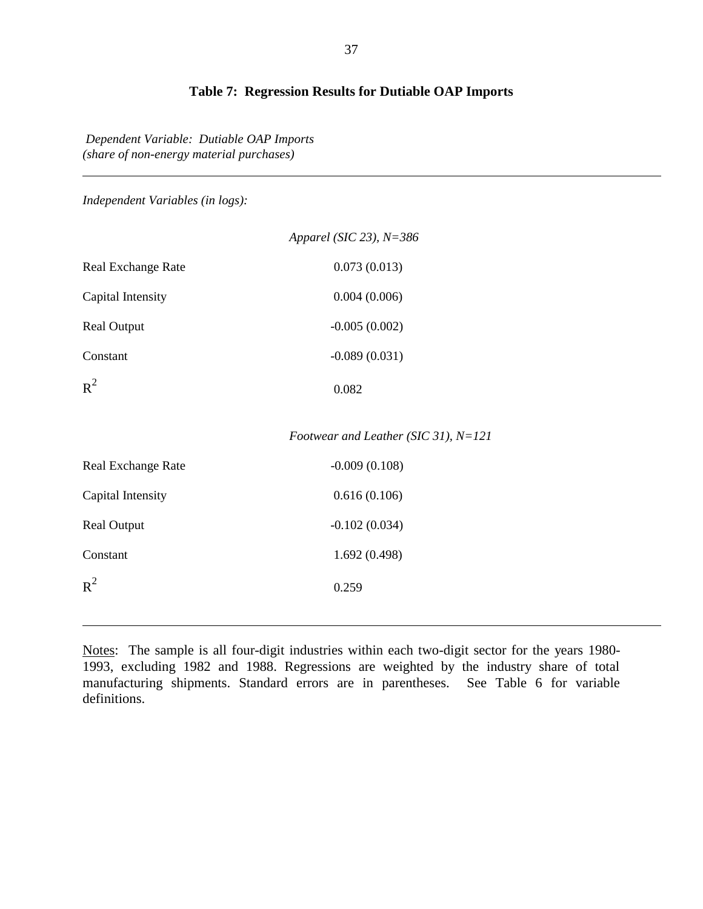### Table 7: Regression Results for Dutiable OAP Imports

*Dependent Variable: Dutiable OAP Imports (share of non-energy material purchases)*

| *Independent Variables (in logs):* | |
|---|---|
| | *Apparel (SIC 23), N=386* |
| Real Exchange Rate | 0.073 (0.013) |
| Capital Intensity | 0.004 (0.006) |
| Real Output | -0.005 (0.002) |
| Constant | -0.089 (0.031) |
| $R^2$ | 0.082 |
| | *Footwear and Leather (SIC 31), N=121* |
| Real Exchange Rate | -0.009 (0.108) |
| Capital Intensity | 0.616 (0.106) |
| Real Output | -0.102 (0.034) |
| Constant | 1.692 (0.498) |
| $R^2$ | 0.259 |

Notes: The sample is all four-digit industries within each two-digit sector for the years 1980-1993, excluding 1982 and 1988. Regressions are weighted by the industry share of total manufacturing shipments. Standard errors are in parentheses. See Table 6 for variable definitions.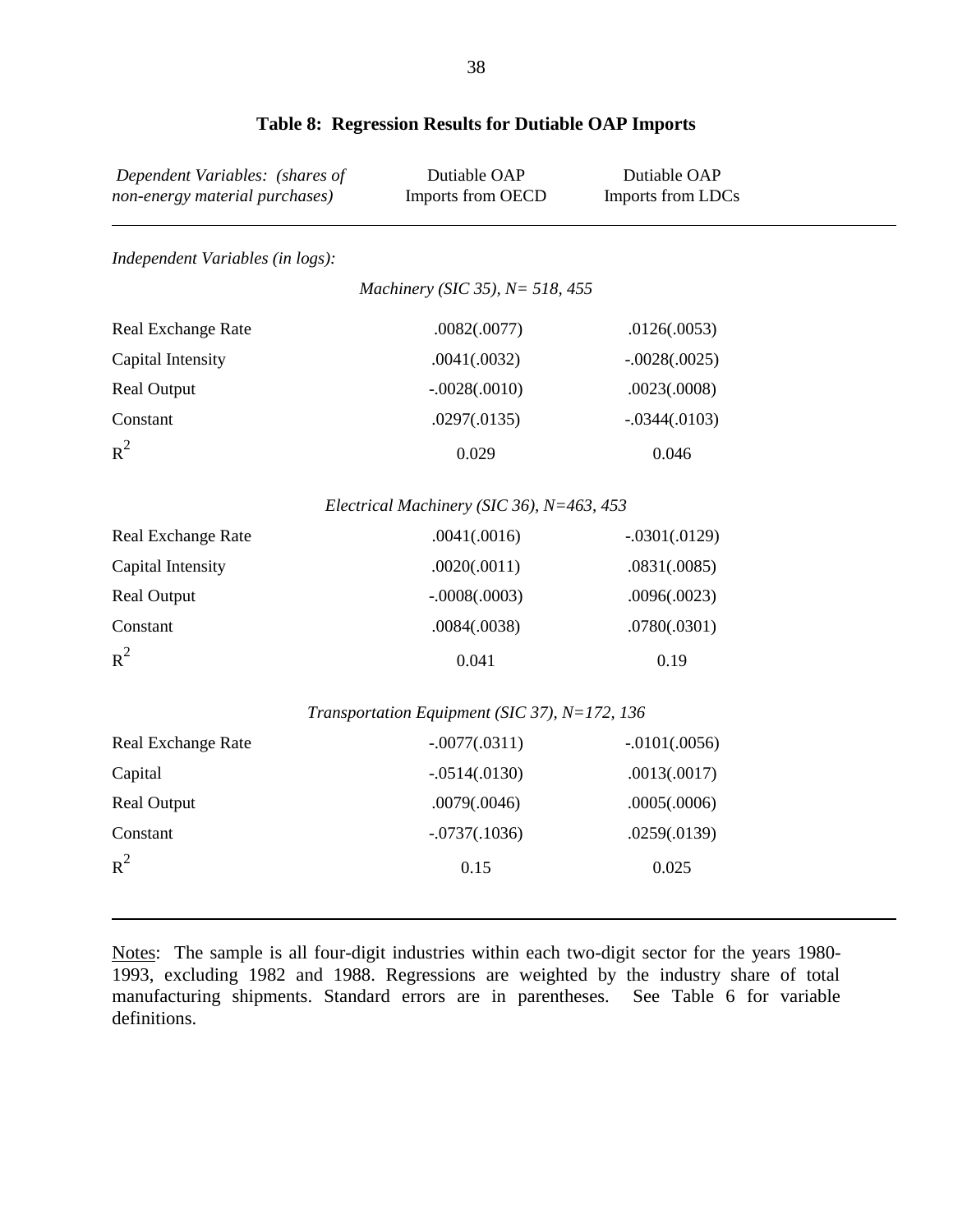**Table 8: Regression Results for Dutiable OAP Imports**

| *Dependent Variables: (shares of non-energy material purchases)* | Dutiable OAP Imports from OECD | Dutiable OAP Imports from LDCs |
|---|---|---|
| *Independent Variables (in logs):* | | |
| | *Machinery (SIC 35), N= 518, 455* | |
| Real Exchange Rate | .0082(.0077) | .0126(.0053) |
| Capital Intensity | .0041(.0032) | -.0028(.0025) |
| Real Output | -.0028(.0010) | .0023(.0008) |
| Constant | .0297(.0135) | -.0344(.0103) |
| $R^2$ | 0.029 | 0.046 |
| | *Electrical Machinery (SIC 36), N=463, 453* | |
| Real Exchange Rate | .0041(.0016) | -.0301(.0129) |
| Capital Intensity | .0020(.0011) | .0831(.0085) |
| Real Output | -.0008(.0003) | .0096(.0023) |
| Constant | .0084(.0038) | .0780(.0301) |
| $R^2$ | 0.041 | 0.19 |
| | *Transportation Equipment (SIC 37), N=172, 136* | |
| Real Exchange Rate | -.0077(.0311) | -.0101(.0056) |
| Capital | -.0514(.0130) | .0013(.0017) |
| Real Output | .0079(.0046) | .0005(.0006) |
| Constant | -.0737(.1036) | .0259(.0139) |
| $R^2$ | 0.15 | 0.025 |

Notes: The sample is all four-digit industries within each two-digit sector for the years 1980-1993, excluding 1982 and 1988. Regressions are weighted by the industry share of total manufacturing shipments. Standard errors are in parentheses. See Table 6 for variable definitions.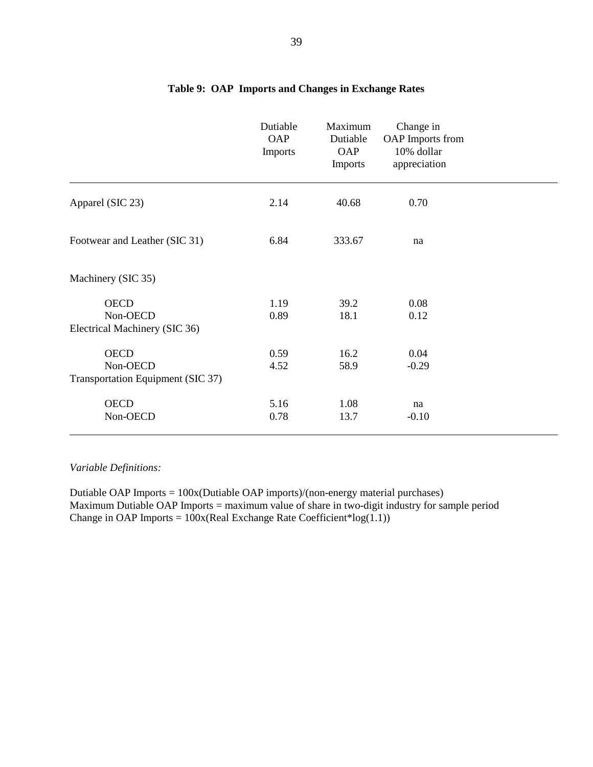**Table 9: OAP Imports and Changes in Exchange Rates**

| | Dutiable OAP Imports | Maximum Dutiable OAP Imports | Change in OAP Imports from 10% dollar appreciation |
|---|---|---|---|
| Apparel (SIC 23) | 2.14 | 40.68 | 0.70 |
| Footwear and Leather (SIC 31) | 6.84 | 333.67 | na |
| Machinery (SIC 35) | | | |
| OECD | 1.19 | 39.2 | 0.08 |
| Non-OECD | 0.89 | 18.1 | 0.12 |
| Electrical Machinery (SIC 36) | | | |
| OECD | 0.59 | 16.2 | 0.04 |
| Non-OECD | 4.52 | 58.9 | -0.29 |
| Transportation Equipment (SIC 37) | | | |
| OECD | 5.16 | 1.08 | na |
| Non-OECD | 0.78 | 13.7 | -0.10 |

*Variable Definitions:*

Dutiable OAP Imports = 100x(Dutiable OAP imports)/(non-energy material purchases)
Maximum Dutiable OAP Imports = maximum value of share in two-digit industry for sample period
Change in OAP Imports = 100x(Real Exchange Rate Coefficient*log(1.1))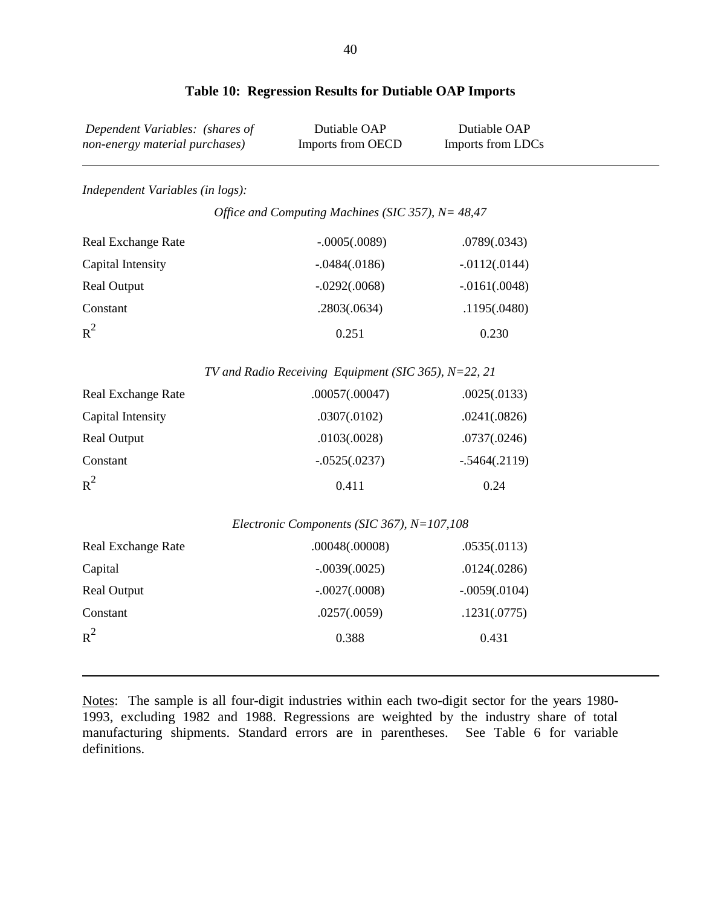**Table 10: Regression Results for Dutiable OAP Imports**

| *Dependent Variables: (shares of non-energy material purchases)* | Dutiable OAP Imports from OECD | Dutiable OAP Imports from LDCs |
|---|---|---|
| *Independent Variables (in logs):* | | |
| *Office and Computing Machines (SIC 357), N= 48,47* | | |
| Real Exchange Rate | -.0005(.0089) | .0789(.0343) |
| Capital Intensity | -.0484(.0186) | -.0112(.0144) |
| Real Output | -.0292(.0068) | -.0161(.0048) |
| Constant | .2803(.0634) | .1195(.0480) |
| $R^2$ | 0.251 | 0.230 |
| *TV and Radio Receiving Equipment (SIC 365), N=22, 21* | | |
| Real Exchange Rate | .00057(.00047) | .0025(.0133) |
| Capital Intensity | .0307(.0102) | .0241(.0826) |
| Real Output | .0103(.0028) | .0737(.0246) |
| Constant | -.0525(.0237) | -.5464(.2119) |
| $R^2$ | 0.411 | 0.24 |
| *Electronic Components (SIC 367), N=107,108* | | |
| Real Exchange Rate | .00048(.00008) | .0535(.0113) |
| Capital | -.0039(.0025) | .0124(.0286) |
| Real Output | -.0027(.0008) | -.0059(.0104) |
| Constant | .0257(.0059) | .1231(.0775) |
| $R^2$ | 0.388 | 0.431 |

Notes: The sample is all four-digit industries within each two-digit sector for the years 1980-1993, excluding 1982 and 1988. Regressions are weighted by the industry share of total manufacturing shipments. Standard errors are in parentheses. See Table 6 for variable definitions.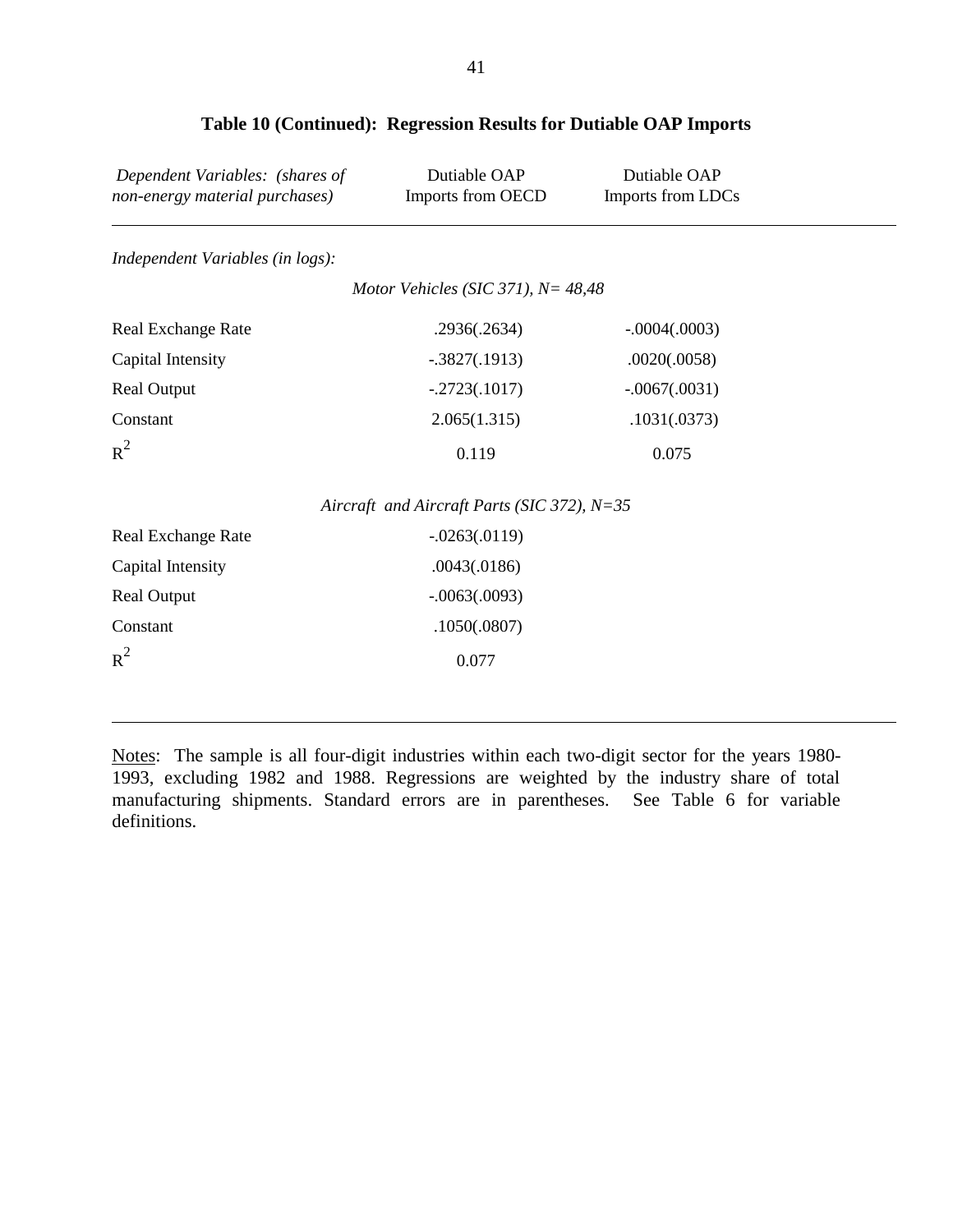### Table 10 (Continued): Regression Results for Dutiable OAP Imports

| *Dependent Variables: (shares of non-energy material purchases)* | Dutiable OAP Imports from OECD | Dutiable OAP Imports from LDCs |
|---|---|---|
| *Independent Variables (in logs):* | | |
| | *Motor Vehicles (SIC 371), N= 48,48* | |
| Real Exchange Rate | .2936(.2634) | -.0004(.0003) |
| Capital Intensity | -.3827(.1913) | .0020(.0058) |
| Real Output | -.2723(.1017) | -.0067(.0031) |
| Constant | 2.065(1.315) | .1031(.0373) |
| $R^2$ | 0.119 | 0.075 |
| | *Aircraft and Aircraft Parts (SIC 372), N=35* | |
| Real Exchange Rate | -.0263(.0119) | |
| Capital Intensity | .0043(.0186) | |
| Real Output | -.0063(.0093) | |
| Constant | .1050(.0807) | |
| $R^2$ | 0.077 | |

Notes: The sample is all four-digit industries within each two-digit sector for the years 1980-1993, excluding 1982 and 1988. Regressions are weighted by the industry share of total manufacturing shipments. Standard errors are in parentheses. See Table 6 for variable definitions.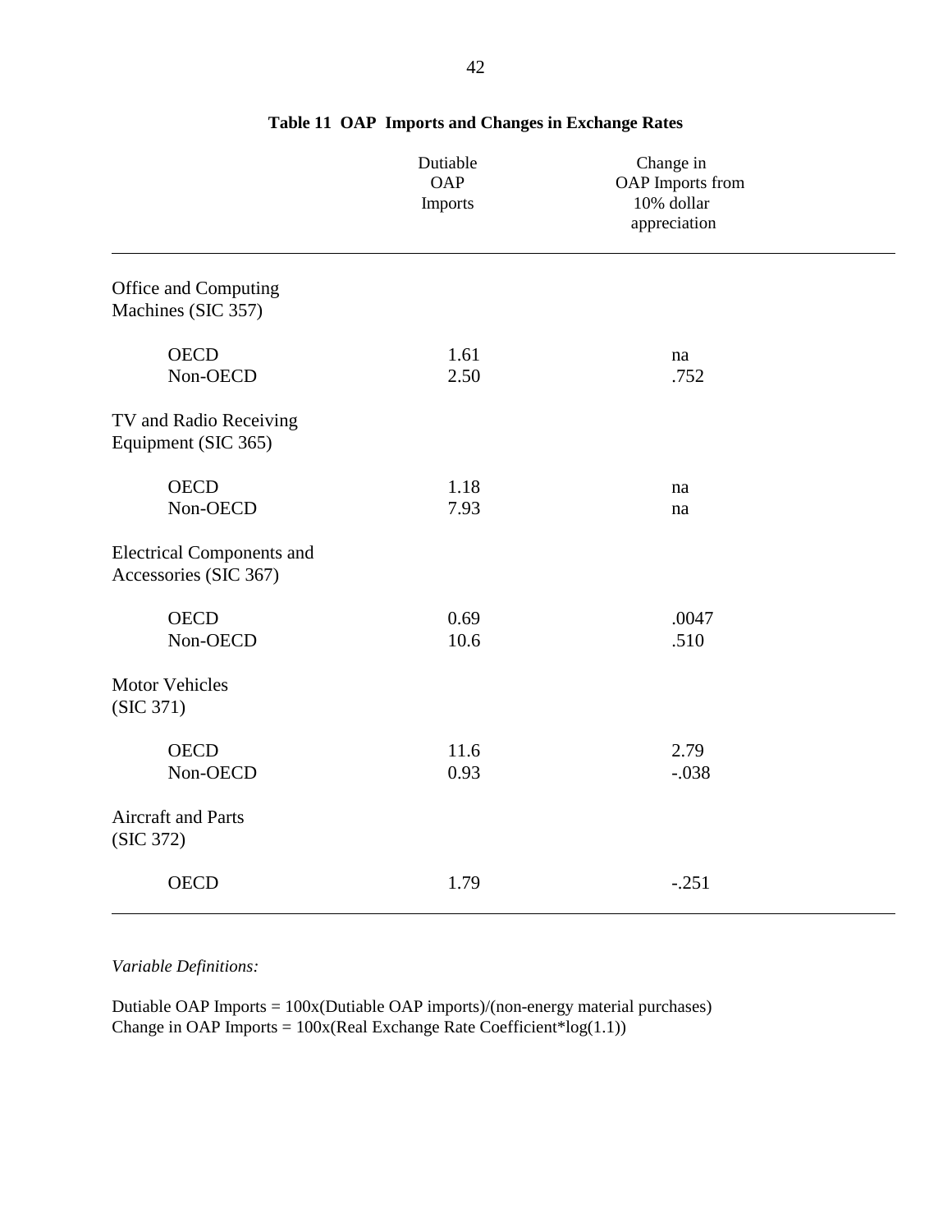**Table 11 OAP Imports and Changes in Exchange Rates**

| | Dutiable OAP Imports | Change in OAP Imports from 10% dollar appreciation |
|---|---|---|
| Office and Computing Machines (SIC 357) | | |
| OECD | 1.61 | na |
| Non-OECD | 2.50 | .752 |
| TV and Radio Receiving Equipment (SIC 365) | | |
| OECD | 1.18 | na |
| Non-OECD | 7.93 | na |
| Electrical Components and Accessories (SIC 367) | | |
| OECD | 0.69 | .0047 |
| Non-OECD | 10.6 | .510 |
| Motor Vehicles (SIC 371) | | |
| OECD | 11.6 | 2.79 |
| Non-OECD | 0.93 | -.038 |
| Aircraft and Parts (SIC 372) | | |
| OECD | 1.79 | -.251 |

*Variable Definitions:*

Dutiable OAP Imports = 100x(Dutiable OAP imports)/(non-energy material purchases)
Change in OAP Imports = 100x(Real Exchange Rate Coefficient*log(1.1))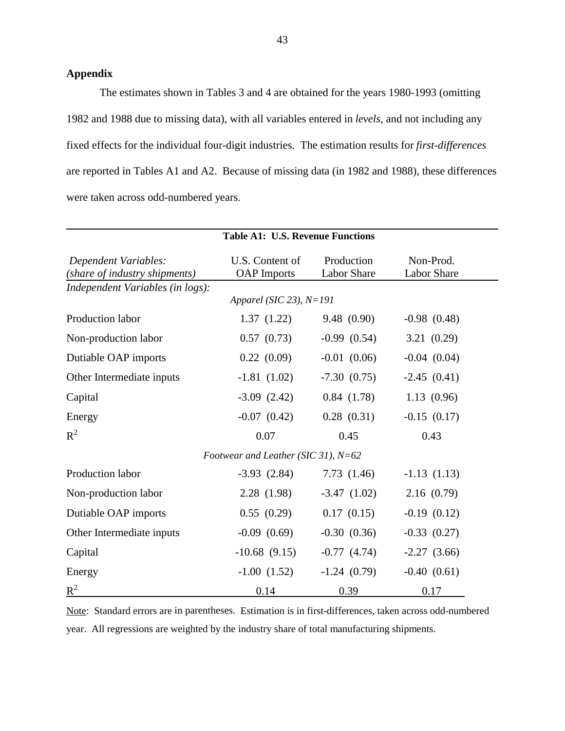## Appendix

The estimates shown in Tables 3 and 4 are obtained for the years 1980-1993 (omitting 1982 and 1988 due to missing data), with all variables entered in *levels*, and not including any fixed effects for the individual four-digit industries. The estimation results for *first-differences* are reported in Tables A1 and A2. Because of missing data (in 1982 and 1988), these differences were taken across odd-numbered years.

**Table A1: U.S. Revenue Functions**

| *Dependent Variables: (share of industry shipments)* | U.S. Content of OAP Imports | Production Labor Share | Non-Prod. Labor Share |
|---|---|---|---|
| *Independent Variables (in logs):* | | | |
| | *Apparel (SIC 23), N=191* | | |
| Production labor | 1.37 (1.22) | 9.48 (0.90) | -0.98 (0.48) |
| Non-production labor | 0.57 (0.73) | -0.99 (0.54) | 3.21 (0.29) |
| Dutiable OAP imports | 0.22 (0.09) | -0.01 (0.06) | -0.04 (0.04) |
| Other Intermediate inputs | -1.81 (1.02) | -7.30 (0.75) | -2.45 (0.41) |
| Capital | -3.09 (2.42) | 0.84 (1.78) | 1.13 (0.96) |
| Energy | -0.07 (0.42) | 0.28 (0.31) | -0.15 (0.17) |
| $R^2$ | 0.07 | 0.45 | 0.43 |
| | *Footwear and Leather (SIC 31), N=62* | | |
| Production labor | -3.93 (2.84) | 7.73 (1.46) | -1.13 (1.13) |
| Non-production labor | 2.28 (1.98) | -3.47 (1.02) | 2.16 (0.79) |
| Dutiable OAP imports | 0.55 (0.29) | 0.17 (0.15) | -0.19 (0.12) |
| Other Intermediate inputs | -0.09 (0.69) | -0.30 (0.36) | -0.33 (0.27) |
| Capital | -10.68 (9.15) | -0.77 (4.74) | -2.27 (3.66) |
| Energy | -1.00 (1.52) | -1.24 (0.79) | -0.40 (0.61) |
| $R^2$ | 0.14 | 0.39 | 0.17 |

Note: Standard errors are in parentheses. Estimation is in first-differences, taken across odd-numbered year. All regressions are weighted by the industry share of total manufacturing shipments.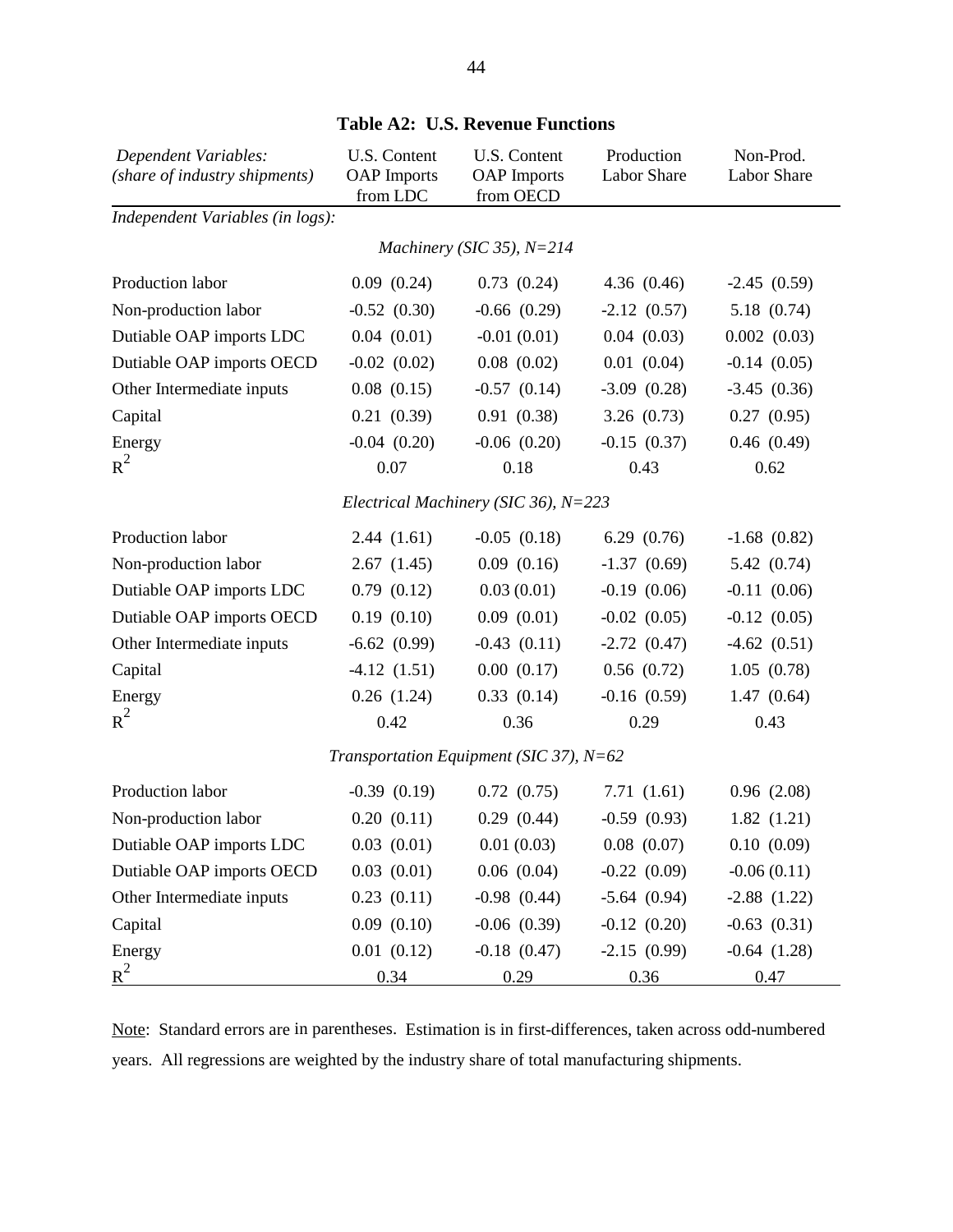**Table A2: U.S. Revenue Functions**

| *Dependent Variables: (share of industry shipments)* | U.S. Content OAP Imports from LDC | U.S. Content OAP Imports from OECD | Production Labor Share | Non-Prod. Labor Share |
|---|---|---|---|---|
| *Independent Variables (in logs):* | | | | |
| | | *Machinery (SIC 35), N=214* | | |
| Production labor | 0.09 (0.24) | 0.73 (0.24) | 4.36 (0.46) | -2.45 (0.59) |
| Non-production labor | -0.52 (0.30) | -0.66 (0.29) | -2.12 (0.57) | 5.18 (0.74) |
| Dutiable OAP imports LDC | 0.04 (0.01) | -0.01 (0.01) | 0.04 (0.03) | 0.002 (0.03) |
| Dutiable OAP imports OECD | -0.02 (0.02) | 0.08 (0.02) | 0.01 (0.04) | -0.14 (0.05) |
| Other Intermediate inputs | 0.08 (0.15) | -0.57 (0.14) | -3.09 (0.28) | -3.45 (0.36) |
| Capital | 0.21 (0.39) | 0.91 (0.38) | 3.26 (0.73) | 0.27 (0.95) |
| Energy | -0.04 (0.20) | -0.06 (0.20) | -0.15 (0.37) | 0.46 (0.49) |
| $R^2$ | 0.07 | 0.18 | 0.43 | 0.62 |
| | | *Electrical Machinery (SIC 36), N=223* | | |
| Production labor | 2.44 (1.61) | -0.05 (0.18) | 6.29 (0.76) | -1.68 (0.82) |
| Non-production labor | 2.67 (1.45) | 0.09 (0.16) | -1.37 (0.69) | 5.42 (0.74) |
| Dutiable OAP imports LDC | 0.79 (0.12) | 0.03 (0.01) | -0.19 (0.06) | -0.11 (0.06) |
| Dutiable OAP imports OECD | 0.19 (0.10) | 0.09 (0.01) | -0.02 (0.05) | -0.12 (0.05) |
| Other Intermediate inputs | -6.62 (0.99) | -0.43 (0.11) | -2.72 (0.47) | -4.62 (0.51) |
| Capital | -4.12 (1.51) | 0.00 (0.17) | 0.56 (0.72) | 1.05 (0.78) |
| Energy | 0.26 (1.24) | 0.33 (0.14) | -0.16 (0.59) | 1.47 (0.64) |
| $R^2$ | 0.42 | 0.36 | 0.29 | 0.43 |
| | | *Transportation Equipment (SIC 37), N=62* | | |
| Production labor | -0.39 (0.19) | 0.72 (0.75) | 7.71 (1.61) | 0.96 (2.08) |
| Non-production labor | 0.20 (0.11) | 0.29 (0.44) | -0.59 (0.93) | 1.82 (1.21) |
| Dutiable OAP imports LDC | 0.03 (0.01) | 0.01 (0.03) | 0.08 (0.07) | 0.10 (0.09) |
| Dutiable OAP imports OECD | 0.03 (0.01) | 0.06 (0.04) | -0.22 (0.09) | -0.06 (0.11) |
| Other Intermediate inputs | 0.23 (0.11) | -0.98 (0.44) | -5.64 (0.94) | -2.88 (1.22) |
| Capital | 0.09 (0.10) | -0.06 (0.39) | -0.12 (0.20) | -0.63 (0.31) |
| Energy | 0.01 (0.12) | -0.18 (0.47) | -2.15 (0.99) | -0.64 (1.28) |
| $R^2$ | 0.34 | 0.29 | 0.36 | 0.47 |

Note: Standard errors are in parentheses. Estimation is in first-differences, taken across odd-numbered years. All regressions are weighted by the industry share of total manufacturing shipments.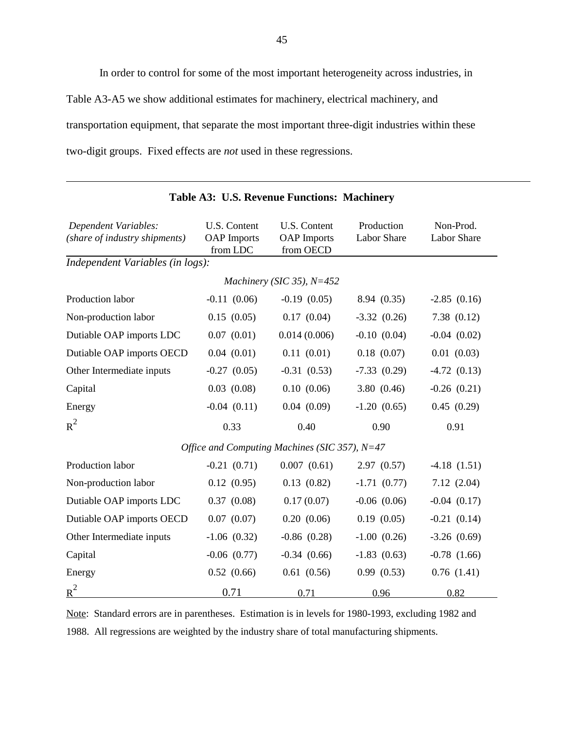In order to control for some of the most important heterogeneity across industries, in Table A3-A5 we show additional estimates for machinery, electrical machinery, and transportation equipment, that separate the most important three-digit industries within these two-digit groups. Fixed effects are *not* used in these regressions.

**Table A3: U.S. Revenue Functions: Machinery**

| *Dependent Variables: (share of industry shipments)* | U.S. Content OAP Imports from LDC | U.S. Content OAP Imports from OECD | Production Labor Share | Non-Prod. Labor Share |
|---|---|---|---|---|
| *Independent Variables (in logs):* | | | | |
| *Machinery (SIC 35), N=452* | | | | |
| Production labor | -0.11 (0.06) | -0.19 (0.05) | 8.94 (0.35) | -2.85 (0.16) |
| Non-production labor | 0.15 (0.05) | 0.17 (0.04) | -3.32 (0.26) | 7.38 (0.12) |
| Dutiable OAP imports LDC | 0.07 (0.01) | 0.014 (0.006) | -0.10 (0.04) | -0.04 (0.02) |
| Dutiable OAP imports OECD | 0.04 (0.01) | 0.11 (0.01) | 0.18 (0.07) | 0.01 (0.03) |
| Other Intermediate inputs | -0.27 (0.05) | -0.31 (0.53) | -7.33 (0.29) | -4.72 (0.13) |
| Capital | 0.03 (0.08) | 0.10 (0.06) | 3.80 (0.46) | -0.26 (0.21) |
| Energy | -0.04 (0.11) | 0.04 (0.09) | -1.20 (0.65) | 0.45 (0.29) |
| $R^2$ | 0.33 | 0.40 | 0.90 | 0.91 |
| *Office and Computing Machines (SIC 357), N=47* | | | | |
| Production labor | -0.21 (0.71) | 0.007 (0.61) | 2.97 (0.57) | -4.18 (1.51) |
| Non-production labor | 0.12 (0.95) | 0.13 (0.82) | -1.71 (0.77) | 7.12 (2.04) |
| Dutiable OAP imports LDC | 0.37 (0.08) | 0.17 (0.07) | -0.06 (0.06) | -0.04 (0.17) |
| Dutiable OAP imports OECD | 0.07 (0.07) | 0.20 (0.06) | 0.19 (0.05) | -0.21 (0.14) |
| Other Intermediate inputs | -1.06 (0.32) | -0.86 (0.28) | -1.00 (0.26) | -3.26 (0.69) |
| Capital | -0.06 (0.77) | -0.34 (0.66) | -1.83 (0.63) | -0.78 (1.66) |
| Energy | 0.52 (0.66) | 0.61 (0.56) | 0.99 (0.53) | 0.76 (1.41) |
| $R^2$ | 0.71 | 0.71 | 0.96 | 0.82 |

Note: Standard errors are in parentheses. Estimation is in levels for 1980-1993, excluding 1982 and 1988. All regressions are weighted by the industry share of total manufacturing shipments.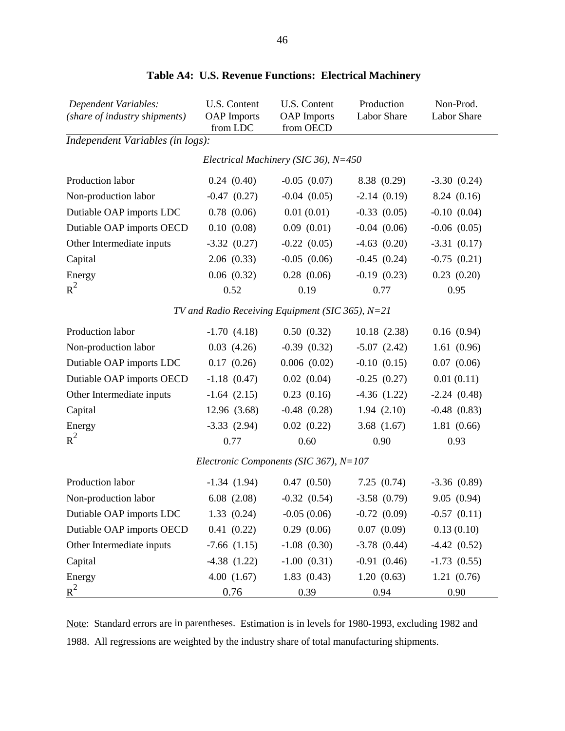### Table A4: U.S. Revenue Functions: Electrical Machinery

| *Dependent Variables: (share of industry shipments)* | U.S. Content OAP Imports from LDC | U.S. Content OAP Imports from OECD | Production Labor Share | Non-Prod. Labor Share |
|---|---|---|---|---|
| *Independent Variables (in logs):* | | | | |
| | *Electrical Machinery (SIC 36), N=450* | | | |
| Production labor | 0.24 (0.40) | -0.05 (0.07) | 8.38 (0.29) | -3.30 (0.24) |
| Non-production labor | -0.47 (0.27) | -0.04 (0.05) | -2.14 (0.19) | 8.24 (0.16) |
| Dutiable OAP imports LDC | 0.78 (0.06) | 0.01 (0.01) | -0.33 (0.05) | -0.10 (0.04) |
| Dutiable OAP imports OECD | 0.10 (0.08) | 0.09 (0.01) | -0.04 (0.06) | -0.06 (0.05) |
| Other Intermediate inputs | -3.32 (0.27) | -0.22 (0.05) | -4.63 (0.20) | -3.31 (0.17) |
| Capital | 2.06 (0.33) | -0.05 (0.06) | -0.45 (0.24) | -0.75 (0.21) |
| Energy | 0.06 (0.32) | 0.28 (0.06) | -0.19 (0.23) | 0.23 (0.20) |
| $R^2$ | 0.52 | 0.19 | 0.77 | 0.95 |
| | *TV and Radio Receiving Equipment (SIC 365), N=21* | | | |
| Production labor | -1.70 (4.18) | 0.50 (0.32) | 10.18 (2.38) | 0.16 (0.94) |
| Non-production labor | 0.03 (4.26) | -0.39 (0.32) | -5.07 (2.42) | 1.61 (0.96) |
| Dutiable OAP imports LDC | 0.17 (0.26) | 0.006 (0.02) | -0.10 (0.15) | 0.07 (0.06) |
| Dutiable OAP imports OECD | -1.18 (0.47) | 0.02 (0.04) | -0.25 (0.27) | 0.01 (0.11) |
| Other Intermediate inputs | -1.64 (2.15) | 0.23 (0.16) | -4.36 (1.22) | -2.24 (0.48) |
| Capital | 12.96 (3.68) | -0.48 (0.28) | 1.94 (2.10) | -0.48 (0.83) |
| Energy | -3.33 (2.94) | 0.02 (0.22) | 3.68 (1.67) | 1.81 (0.66) |
| $R^2$ | 0.77 | 0.60 | 0.90 | 0.93 |
| | *Electronic Components (SIC 367), N=107* | | | |
| Production labor | -1.34 (1.94) | 0.47 (0.50) | 7.25 (0.74) | -3.36 (0.89) |
| Non-production labor | 6.08 (2.08) | -0.32 (0.54) | -3.58 (0.79) | 9.05 (0.94) |
| Dutiable OAP imports LDC | 1.33 (0.24) | -0.05 (0.06) | -0.72 (0.09) | -0.57 (0.11) |
| Dutiable OAP imports OECD | 0.41 (0.22) | 0.29 (0.06) | 0.07 (0.09) | 0.13 (0.10) |
| Other Intermediate inputs | -7.66 (1.15) | -1.08 (0.30) | -3.78 (0.44) | -4.42 (0.52) |
| Capital | -4.38 (1.22) | -1.00 (0.31) | -0.91 (0.46) | -1.73 (0.55) |
| Energy | 4.00 (1.67) | 1.83 (0.43) | 1.20 (0.63) | 1.21 (0.76) |
| $R^2$ | 0.76 | 0.39 | 0.94 | 0.90 |

Note: Standard errors are in parentheses. Estimation is in levels for 1980-1993, excluding 1982 and 1988. All regressions are weighted by the industry share of total manufacturing shipments.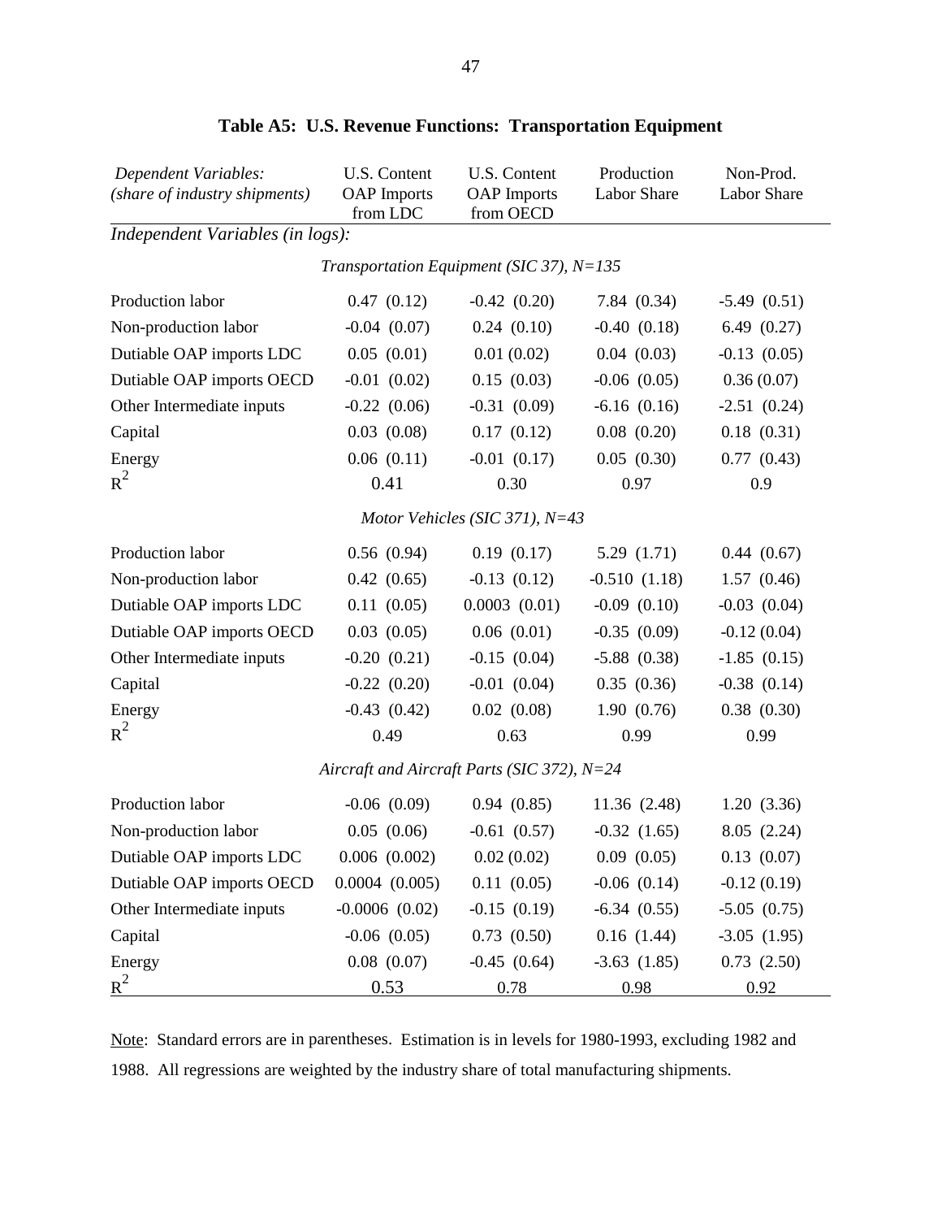**Table A5: U.S. Revenue Functions: Transportation Equipment**

| *Dependent Variables: (share of industry shipments)* | U.S. Content OAP Imports from LDC | U.S. Content OAP Imports from OECD | Production Labor Share | Non-Prod. Labor Share |
|---|---|---|---|---|
| *Independent Variables (in logs):* | | | | |
| *Transportation Equipment (SIC 37), N=135* | | | | |
| Production labor | 0.47 (0.12) | -0.42 (0.20) | 7.84 (0.34) | -5.49 (0.51) |
| Non-production labor | -0.04 (0.07) | 0.24 (0.10) | -0.40 (0.18) | 6.49 (0.27) |
| Dutiable OAP imports LDC | 0.05 (0.01) | 0.01 (0.02) | 0.04 (0.03) | -0.13 (0.05) |
| Dutiable OAP imports OECD | -0.01 (0.02) | 0.15 (0.03) | -0.06 (0.05) | 0.36 (0.07) |
| Other Intermediate inputs | -0.22 (0.06) | -0.31 (0.09) | -6.16 (0.16) | -2.51 (0.24) |
| Capital | 0.03 (0.08) | 0.17 (0.12) | 0.08 (0.20) | 0.18 (0.31) |
| Energy | 0.06 (0.11) | -0.01 (0.17) | 0.05 (0.30) | 0.77 (0.43) |
| $R^2$ | 0.41 | 0.30 | 0.97 | 0.9 |
| *Motor Vehicles (SIC 371), N=43* | | | | |
| Production labor | 0.56 (0.94) | 0.19 (0.17) | 5.29 (1.71) | 0.44 (0.67) |
| Non-production labor | 0.42 (0.65) | -0.13 (0.12) | -0.510 (1.18) | 1.57 (0.46) |
| Dutiable OAP imports LDC | 0.11 (0.05) | 0.0003 (0.01) | -0.09 (0.10) | -0.03 (0.04) |
| Dutiable OAP imports OECD | 0.03 (0.05) | 0.06 (0.01) | -0.35 (0.09) | -0.12 (0.04) |
| Other Intermediate inputs | -0.20 (0.21) | -0.15 (0.04) | -5.88 (0.38) | -1.85 (0.15) |
| Capital | -0.22 (0.20) | -0.01 (0.04) | 0.35 (0.36) | -0.38 (0.14) |
| Energy | -0.43 (0.42) | 0.02 (0.08) | 1.90 (0.76) | 0.38 (0.30) |
| $R^2$ | 0.49 | 0.63 | 0.99 | 0.99 |
| *Aircraft and Aircraft Parts (SIC 372), N=24* | | | | |
| Production labor | -0.06 (0.09) | 0.94 (0.85) | 11.36 (2.48) | 1.20 (3.36) |
| Non-production labor | 0.05 (0.06) | -0.61 (0.57) | -0.32 (1.65) | 8.05 (2.24) |
| Dutiable OAP imports LDC | 0.006 (0.002) | 0.02 (0.02) | 0.09 (0.05) | 0.13 (0.07) |
| Dutiable OAP imports OECD | 0.0004 (0.005) | 0.11 (0.05) | -0.06 (0.14) | -0.12 (0.19) |
| Other Intermediate inputs | -0.0006 (0.02) | -0.15 (0.19) | -6.34 (0.55) | -5.05 (0.75) |
| Capital | -0.06 (0.05) | 0.73 (0.50) | 0.16 (1.44) | -3.05 (1.95) |
| Energy | 0.08 (0.07) | -0.45 (0.64) | -3.63 (1.85) | 0.73 (2.50) |
| $R^2$ | 0.53 | 0.78 | 0.98 | 0.92 |

Note: Standard errors are in parentheses. Estimation is in levels for 1980-1993, excluding 1982 and 1988. All regressions are weighted by the industry share of total manufacturing shipments.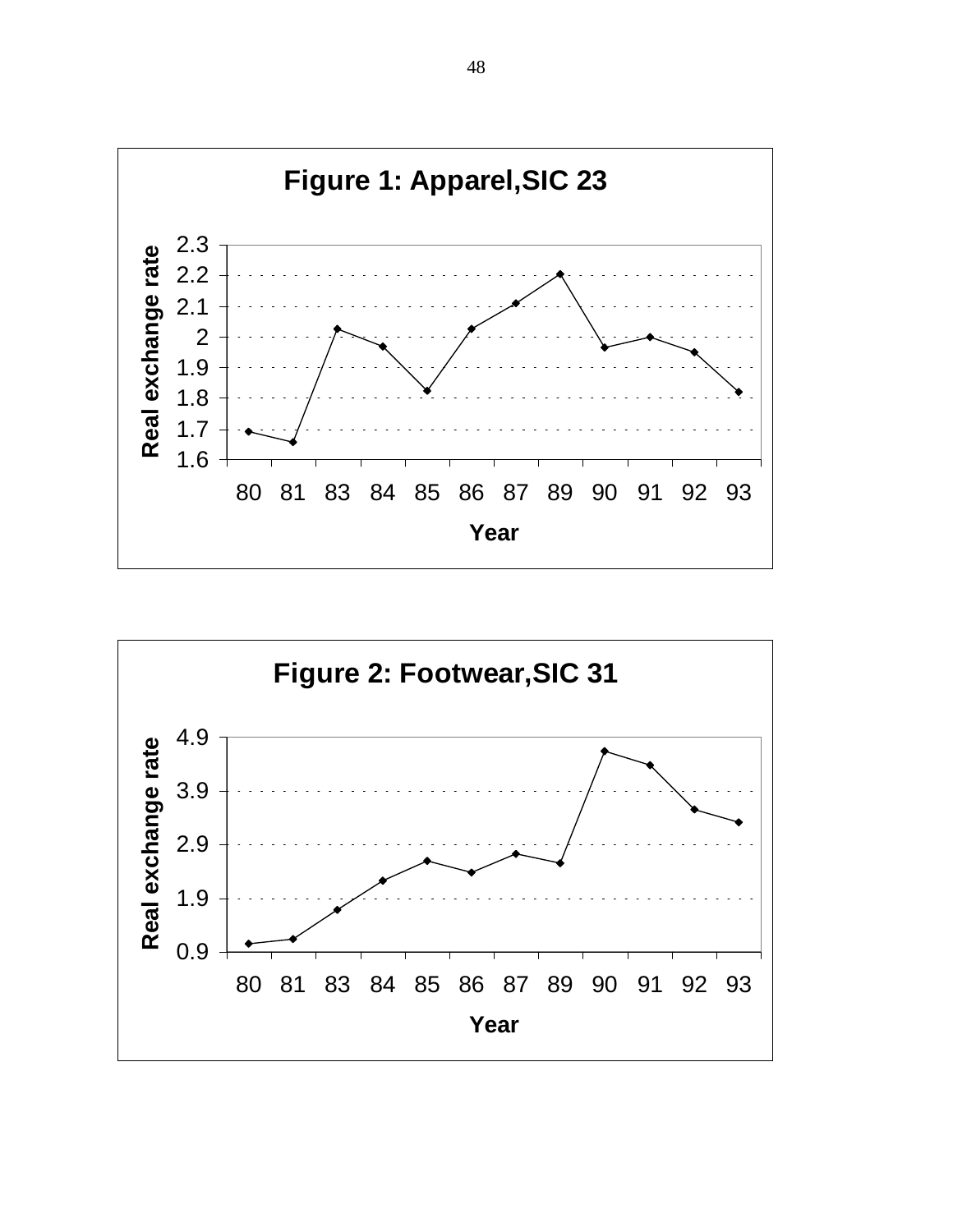**Figure 1: Apparel,SIC 23**

Real exchange rate

2.3
2.2
2.1
2
1.9
1.8
1.7
1.6

80 81 83 84 85 86 87 89 90 91 92 93

Year

**Figure 2: Footwear,SIC 31**

Real exchange rate

4.9
3.9
2.9
1.9
0.9

80 81 83 84 85 86 87 89 90 91 92 93

Year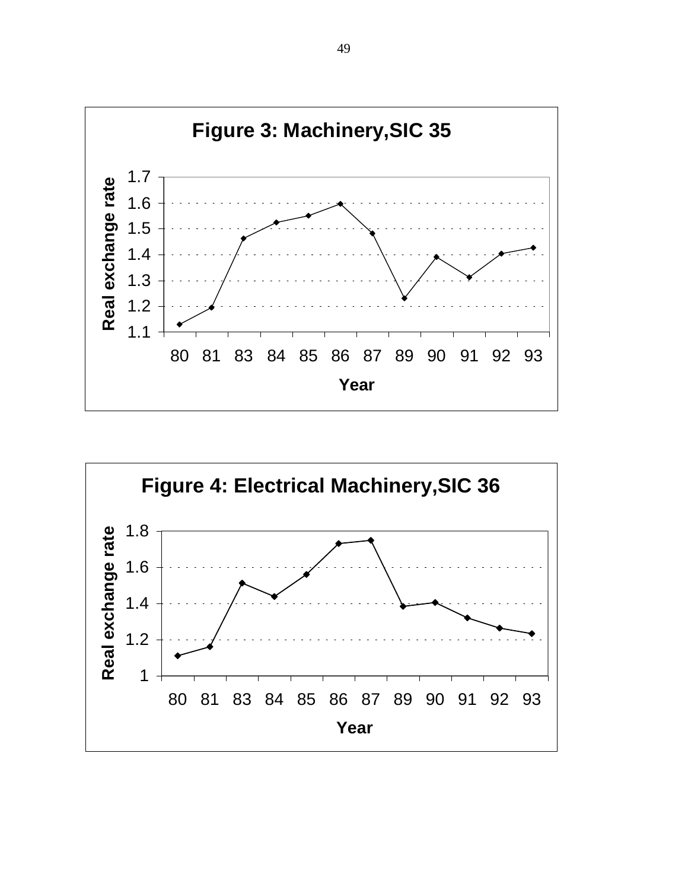**Figure 3: Machinery,SIC 35**

Real exchange rate

Year

**Figure 4: Electrical Machinery,SIC 36**

Real exchange rate

Year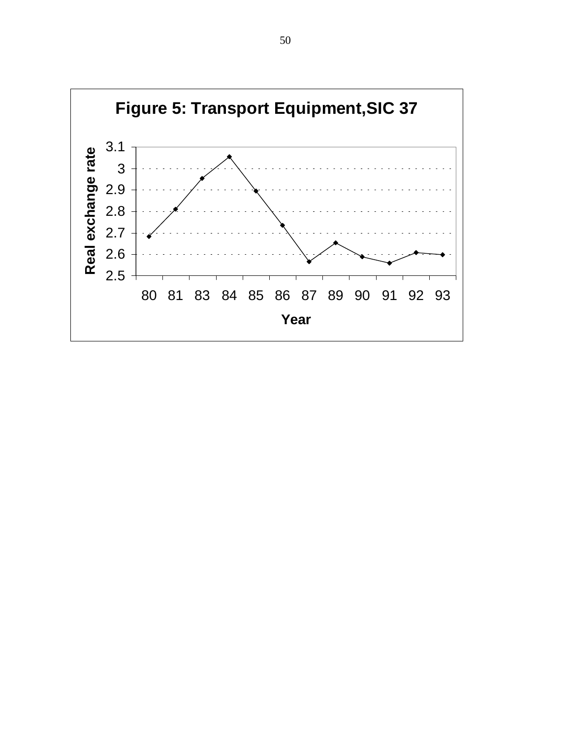Figure 5: Transport Equipment,SIC 37

Real exchange rate

3.1
3
2.9
2.8
2.7
2.6
2.5

80 81 83 84 85 86 87 89 90 91 92 93

Year